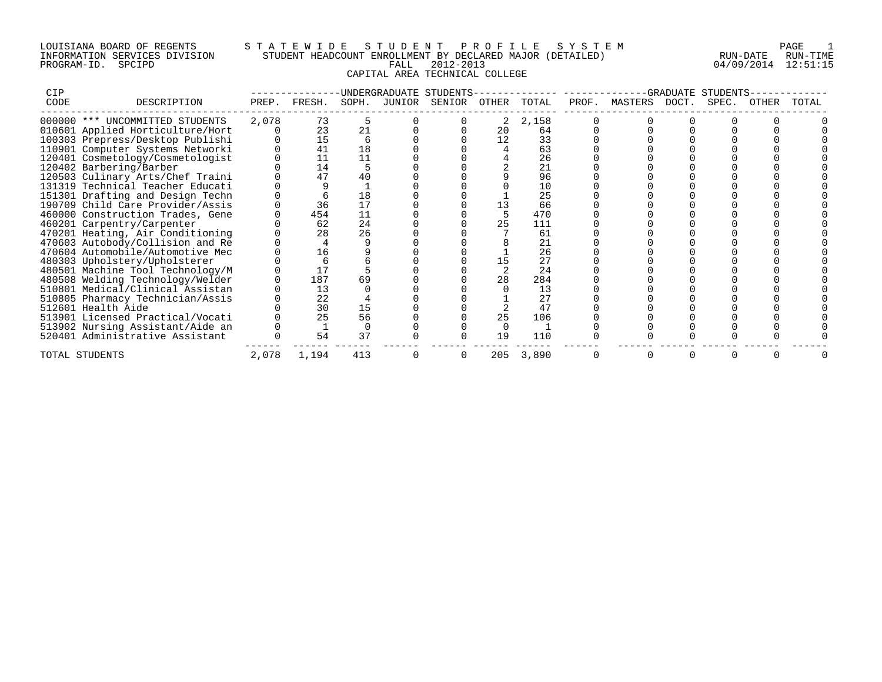LOUISIANA BOARD OF REGENTS — STATEWIDE STUDENT PROFILE SYSTEM — PAGE 1

INFORMATION SERVICES DIVISION — STUDENT HEADCOUNT ENROLLMENT BY DECLARED MAJOR (DETAILED) — RUN-DATE 04/09/2014 RUN-TIME 12:51:15

PROGRAM-ID. SPCIPD — FALL 2012-2013

CAPITAL AREA TECHNICAL COLLEGE

| CIP CODE | DESCRIPTION | UNDERGRADUATE STUDENTS PREP. | FRESH. | SOPH. | JUNIOR | SENIOR | OTHER | TOTAL | GRADUATE STUDENTS PROF. | MASTERS | DOCT. | SPEC. | OTHER | TOTAL |
|---|---|---|---|---|---|---|---|---|---|---|---|---|---|---|
| 000000 | *** UNCOMMITTED STUDENTS | 2,078 | 73 | 5 | 0 | 0 | 2 | 2,158 | 0 | 0 | 0 | 0 | 0 | 0 |
| 010601 | Applied Horticulture/Hort | 0 | 23 | 21 | 0 | 0 | 20 | 64 | 0 | 0 | 0 | 0 | 0 | 0 |
| 100303 | Prepress/Desktop Publishi | 0 | 15 | 6 | 0 | 0 | 12 | 33 | 0 | 0 | 0 | 0 | 0 | 0 |
| 110901 | Computer Systems Networki | 0 | 41 | 18 | 0 | 0 | 4 | 63 | 0 | 0 | 0 | 0 | 0 | 0 |
| 120401 | Cosmetology/Cosmetologist | 0 | 11 | 11 | 0 | 0 | 4 | 26 | 0 | 0 | 0 | 0 | 0 | 0 |
| 120402 | Barbering/Barber | 0 | 14 | 5 | 0 | 0 | 2 | 21 | 0 | 0 | 0 | 0 | 0 | 0 |
| 120503 | Culinary Arts/Chef Traini | 0 | 47 | 40 | 0 | 0 | 9 | 96 | 0 | 0 | 0 | 0 | 0 | 0 |
| 131319 | Technical Teacher Educati | 0 | 9 | 1 | 0 | 0 | 0 | 10 | 0 | 0 | 0 | 0 | 0 | 0 |
| 151301 | Drafting and Design Techn | 0 | 6 | 18 | 0 | 0 | 1 | 25 | 0 | 0 | 0 | 0 | 0 | 0 |
| 190709 | Child Care Provider/Assis | 0 | 36 | 17 | 0 | 0 | 13 | 66 | 0 | 0 | 0 | 0 | 0 | 0 |
| 460000 | Construction Trades, Gene | 0 | 454 | 11 | 0 | 0 | 5 | 470 | 0 | 0 | 0 | 0 | 0 | 0 |
| 460201 | Carpentry/Carpenter | 0 | 62 | 24 | 0 | 0 | 25 | 111 | 0 | 0 | 0 | 0 | 0 | 0 |
| 470201 | Heating, Air Conditioning | 0 | 28 | 26 | 0 | 0 | 7 | 61 | 0 | 0 | 0 | 0 | 0 | 0 |
| 470603 | Autobody/Collision and Re | 0 | 4 | 9 | 0 | 0 | 8 | 21 | 0 | 0 | 0 | 0 | 0 | 0 |
| 470604 | Automobile/Automotive Mec | 0 | 16 | 9 | 0 | 0 | 1 | 26 | 0 | 0 | 0 | 0 | 0 | 0 |
| 480303 | Upholstery/Upholsterer | 0 | 6 | 6 | 0 | 0 | 15 | 27 | 0 | 0 | 0 | 0 | 0 | 0 |
| 480501 | Machine Tool Technology/M | 0 | 17 | 5 | 0 | 0 | 2 | 24 | 0 | 0 | 0 | 0 | 0 | 0 |
| 480508 | Welding Technology/Welder | 0 | 187 | 69 | 0 | 0 | 28 | 284 | 0 | 0 | 0 | 0 | 0 | 0 |
| 510801 | Medical/Clinical Assistan | 0 | 13 | 0 | 0 | 0 | 0 | 13 | 0 | 0 | 0 | 0 | 0 | 0 |
| 510805 | Pharmacy Technician/Assis | 0 | 22 | 4 | 0 | 0 | 1 | 27 | 0 | 0 | 0 | 0 | 0 | 0 |
| 512601 | Health Aide | 0 | 30 | 15 | 0 | 0 | 2 | 47 | 0 | 0 | 0 | 0 | 0 | 0 |
| 513901 | Licensed Practical/Vocati | 0 | 25 | 56 | 0 | 0 | 25 | 106 | 0 | 0 | 0 | 0 | 0 | 0 |
| 513902 | Nursing Assistant/Aide an | 0 | 1 | 0 | 0 | 0 | 0 | 1 | 0 | 0 | 0 | 0 | 0 | 0 |
| 520401 | Administrative Assistant | 0 | 54 | 37 | 0 | 0 | 19 | 110 | 0 | 0 | 0 | 0 | 0 | 0 |
| TOTAL STUDENTS | | 2,078 | 1,194 | 413 | 0 | 0 | 205 | 3,890 | 0 | 0 | 0 | 0 | 0 | 0 |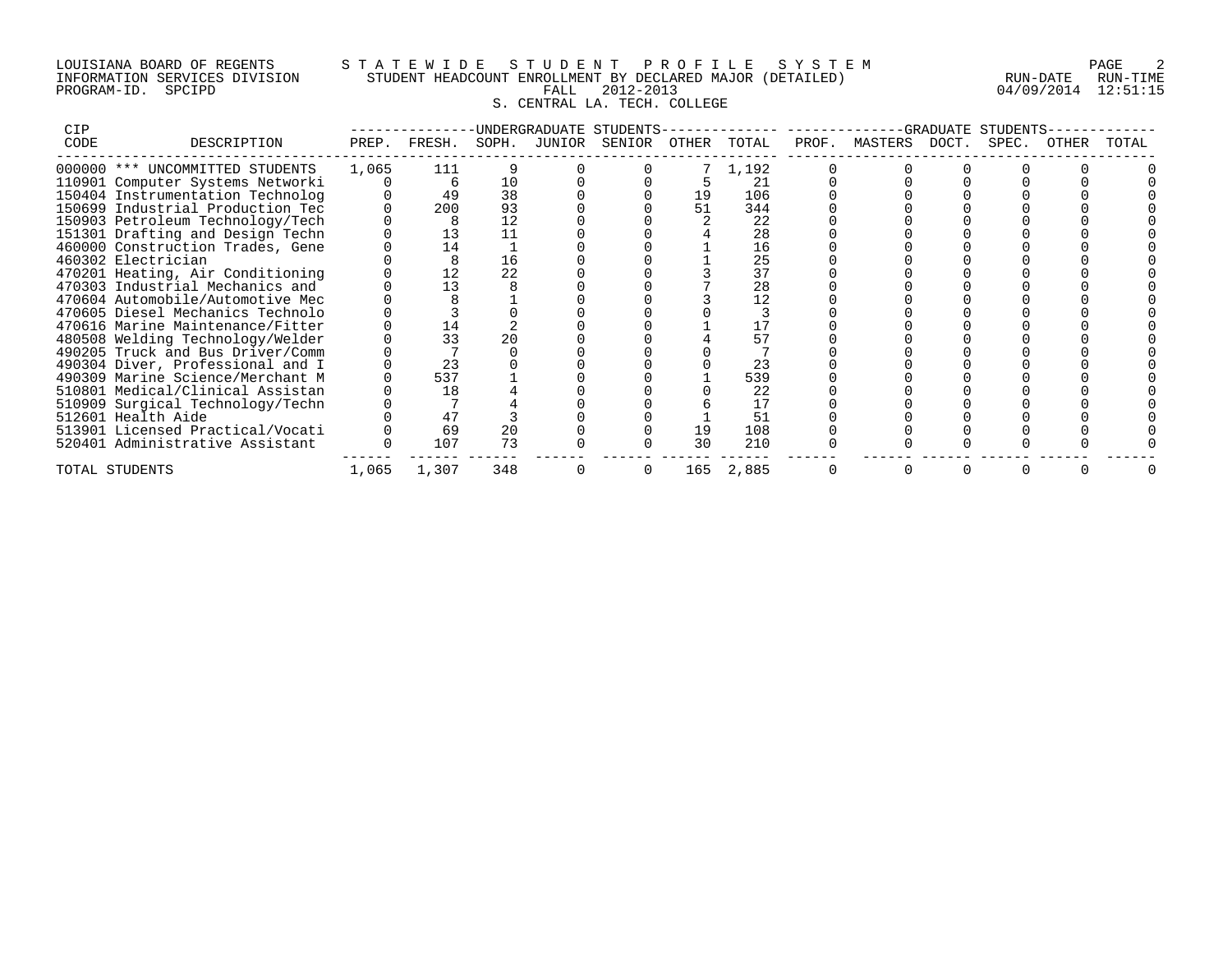LOUISIANA BOARD OF REGENTS — STATEWIDE STUDENT PROFILE SYSTEM
INFORMATION SERVICES DIVISION — STUDENT HEADCOUNT ENROLLMENT BY DECLARED MAJOR (DETAILED)
PROGRAM-ID. SPCIPD — FALL 2012-2013 — RUN-DATE 04/09/2014 RUN-TIME 12:51:15

S. CENTRAL LA. TECH. COLLEGE

| CIP CODE | DESCRIPTION | UNDERGRADUATE STUDENTS PREP. | FRESH. | SOPH. | JUNIOR | SENIOR | OTHER | TOTAL | GRADUATE STUDENTS PROF. | MASTERS | DOCT. | SPEC. | OTHER | TOTAL |
|---|---|---|---|---|---|---|---|---|---|---|---|---|---|---|
| 000000 | *** UNCOMMITTED STUDENTS | 1,065 | 111 | 9 | 0 | 0 | 7 | 1,192 | 0 | 0 | 0 | 0 | 0 | 0 |
| 110901 | Computer Systems Networki | 0 | 6 | 10 | 0 | 0 | 5 | 21 | 0 | 0 | 0 | 0 | 0 | 0 |
| 150404 | Instrumentation Technolog | 0 | 49 | 38 | 0 | 0 | 19 | 106 | 0 | 0 | 0 | 0 | 0 | 0 |
| 150699 | Industrial Production Tec | 0 | 200 | 93 | 0 | 0 | 51 | 344 | 0 | 0 | 0 | 0 | 0 | 0 |
| 150903 | Petroleum Technology/Tech | 0 | 8 | 12 | 0 | 0 | 2 | 22 | 0 | 0 | 0 | 0 | 0 | 0 |
| 151301 | Drafting and Design Techn | 0 | 13 | 11 | 0 | 0 | 4 | 28 | 0 | 0 | 0 | 0 | 0 | 0 |
| 460000 | Construction Trades, Gene | 0 | 14 | 1 | 0 | 0 | 1 | 16 | 0 | 0 | 0 | 0 | 0 | 0 |
| 460302 | Electrician | 0 | 8 | 16 | 0 | 0 | 1 | 25 | 0 | 0 | 0 | 0 | 0 | 0 |
| 470201 | Heating, Air Conditioning | 0 | 12 | 22 | 0 | 0 | 3 | 37 | 0 | 0 | 0 | 0 | 0 | 0 |
| 470303 | Industrial Mechanics and | 0 | 13 | 8 | 0 | 0 | 7 | 28 | 0 | 0 | 0 | 0 | 0 | 0 |
| 470604 | Automobile/Automotive Mec | 0 | 8 | 1 | 0 | 0 | 3 | 12 | 0 | 0 | 0 | 0 | 0 | 0 |
| 470605 | Diesel Mechanics Technolo | 0 | 3 | 0 | 0 | 0 | 0 | 3 | 0 | 0 | 0 | 0 | 0 | 0 |
| 470616 | Marine Maintenance/Fitter | 0 | 14 | 2 | 0 | 0 | 1 | 17 | 0 | 0 | 0 | 0 | 0 | 0 |
| 480508 | Welding Technology/Welder | 0 | 33 | 20 | 0 | 0 | 4 | 57 | 0 | 0 | 0 | 0 | 0 | 0 |
| 490205 | Truck and Bus Driver/Comm | 0 | 7 | 0 | 0 | 0 | 0 | 7 | 0 | 0 | 0 | 0 | 0 | 0 |
| 490304 | Diver, Professional and I | 0 | 23 | 0 | 0 | 0 | 0 | 23 | 0 | 0 | 0 | 0 | 0 | 0 |
| 490309 | Marine Science/Merchant M | 0 | 537 | 1 | 0 | 0 | 1 | 539 | 0 | 0 | 0 | 0 | 0 | 0 |
| 510801 | Medical/Clinical Assistan | 0 | 18 | 4 | 0 | 0 | 0 | 22 | 0 | 0 | 0 | 0 | 0 | 0 |
| 510909 | Surgical Technology/Techn | 0 | 7 | 4 | 0 | 0 | 6 | 17 | 0 | 0 | 0 | 0 | 0 | 0 |
| 512601 | Health Aide | 0 | 47 | 3 | 0 | 0 | 1 | 51 | 0 | 0 | 0 | 0 | 0 | 0 |
| 513901 | Licensed Practical/Vocati | 0 | 69 | 20 | 0 | 0 | 19 | 108 | 0 | 0 | 0 | 0 | 0 | 0 |
| 520401 | Administrative Assistant | 0 | 107 | 73 | 0 | 0 | 30 | 210 | 0 | 0 | 0 | 0 | 0 | 0 |
| TOTAL STUDENTS | | 1,065 | 1,307 | 348 | 0 | 0 | 165 | 2,885 | 0 | 0 | 0 | 0 | 0 | 0 |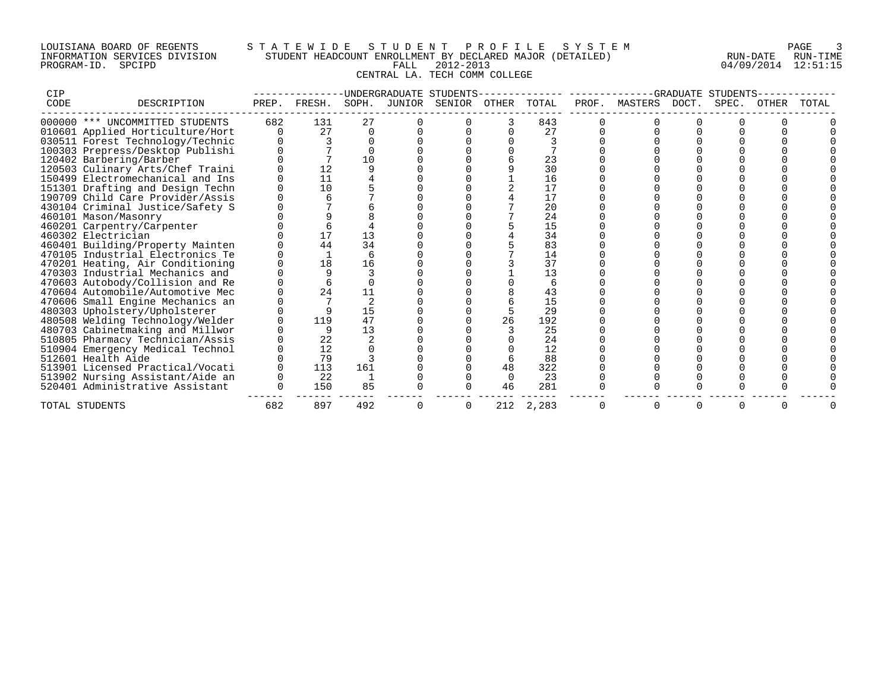LOUISIANA BOARD OF REGENTS — STATEWIDE STUDENT PROFILE SYSTEM
INFORMATION SERVICES DIVISION — STUDENT HEADCOUNT ENROLLMENT BY DECLARED MAJOR (DETAILED)
PROGRAM-ID. SPCIPD — FALL 2012-2013 — RUN-DATE 04/09/2014 RUN-TIME 12:51:15

CENTRAL LA. TECH COMM COLLEGE

| CIP CODE | DESCRIPTION | UNDERGRADUATE STUDENTS PREP. | FRESH. | SOPH. | JUNIOR | SENIOR | OTHER | TOTAL | GRADUATE STUDENTS PROF. | MASTERS | DOCT. | SPEC. | OTHER | TOTAL |
|---|---|---|---|---|---|---|---|---|---|---|---|---|---|---|
| 000000 | *** UNCOMMITTED STUDENTS | 682 | 131 | 27 | 0 | 0 | 3 | 843 | 0 | 0 | 0 | 0 | 0 | 0 |
| 010601 | Applied Horticulture/Hort | 0 | 27 | 0 | 0 | 0 | 0 | 27 | 0 | 0 | 0 | 0 | 0 | 0 |
| 030511 | Forest Technology/Technic | 0 | 3 | 0 | 0 | 0 | 0 | 3 | 0 | 0 | 0 | 0 | 0 | 0 |
| 100303 | Prepress/Desktop Publishi | 0 | 7 | 0 | 0 | 0 | 0 | 7 | 0 | 0 | 0 | 0 | 0 | 0 |
| 120402 | Barbering/Barber | 0 | 7 | 10 | 0 | 0 | 6 | 23 | 0 | 0 | 0 | 0 | 0 | 0 |
| 120503 | Culinary Arts/Chef Traini | 0 | 12 | 9 | 0 | 0 | 9 | 30 | 0 | 0 | 0 | 0 | 0 | 0 |
| 150499 | Electromechanical and Ins | 0 | 11 | 4 | 0 | 0 | 1 | 16 | 0 | 0 | 0 | 0 | 0 | 0 |
| 151301 | Drafting and Design Techn | 0 | 10 | 5 | 0 | 0 | 2 | 17 | 0 | 0 | 0 | 0 | 0 | 0 |
| 190709 | Child Care Provider/Assis | 0 | 6 | 7 | 0 | 0 | 4 | 17 | 0 | 0 | 0 | 0 | 0 | 0 |
| 430104 | Criminal Justice/Safety S | 0 | 7 | 6 | 0 | 0 | 7 | 20 | 0 | 0 | 0 | 0 | 0 | 0 |
| 460101 | Mason/Masonry | 0 | 9 | 8 | 0 | 0 | 7 | 24 | 0 | 0 | 0 | 0 | 0 | 0 |
| 460201 | Carpentry/Carpenter | 0 | 6 | 4 | 0 | 0 | 5 | 15 | 0 | 0 | 0 | 0 | 0 | 0 |
| 460302 | Electrician | 0 | 17 | 13 | 0 | 0 | 4 | 34 | 0 | 0 | 0 | 0 | 0 | 0 |
| 460401 | Building/Property Mainten | 0 | 44 | 34 | 0 | 0 | 5 | 83 | 0 | 0 | 0 | 0 | 0 | 0 |
| 470105 | Industrial Electronics Te | 0 | 1 | 6 | 0 | 0 | 7 | 14 | 0 | 0 | 0 | 0 | 0 | 0 |
| 470201 | Heating, Air Conditioning | 0 | 18 | 16 | 0 | 0 | 3 | 37 | 0 | 0 | 0 | 0 | 0 | 0 |
| 470303 | Industrial Mechanics and | 0 | 9 | 3 | 0 | 0 | 1 | 13 | 0 | 0 | 0 | 0 | 0 | 0 |
| 470603 | Autobody/Collision and Re | 0 | 6 | 0 | 0 | 0 | 0 | 6 | 0 | 0 | 0 | 0 | 0 | 0 |
| 470604 | Automobile/Automotive Mec | 0 | 24 | 11 | 0 | 0 | 8 | 43 | 0 | 0 | 0 | 0 | 0 | 0 |
| 470606 | Small Engine Mechanics an | 0 | 7 | 2 | 0 | 0 | 6 | 15 | 0 | 0 | 0 | 0 | 0 | 0 |
| 480303 | Upholstery/Upholsterer | 0 | 9 | 15 | 0 | 0 | 5 | 29 | 0 | 0 | 0 | 0 | 0 | 0 |
| 480508 | Welding Technology/Welder | 0 | 119 | 47 | 0 | 0 | 26 | 192 | 0 | 0 | 0 | 0 | 0 | 0 |
| 480703 | Cabinetmaking and Millwor | 0 | 9 | 13 | 0 | 0 | 3 | 25 | 0 | 0 | 0 | 0 | 0 | 0 |
| 510805 | Pharmacy Technician/Assis | 0 | 22 | 2 | 0 | 0 | 0 | 24 | 0 | 0 | 0 | 0 | 0 | 0 |
| 510904 | Emergency Medical Technol | 0 | 12 | 0 | 0 | 0 | 0 | 12 | 0 | 0 | 0 | 0 | 0 | 0 |
| 512601 | Health Aide | 0 | 79 | 3 | 0 | 0 | 6 | 88 | 0 | 0 | 0 | 0 | 0 | 0 |
| 513901 | Licensed Practical/Vocati | 0 | 113 | 161 | 0 | 0 | 48 | 322 | 0 | 0 | 0 | 0 | 0 | 0 |
| 513902 | Nursing Assistant/Aide an | 0 | 22 | 1 | 0 | 0 | 0 | 23 | 0 | 0 | 0 | 0 | 0 | 0 |
| 520401 | Administrative Assistant | 0 | 150 | 85 | 0 | 0 | 46 | 281 | 0 | 0 | 0 | 0 | 0 | 0 |
| TOTAL STUDENTS | | 682 | 897 | 492 | 0 | 0 | 212 | 2,283 | 0 | 0 | 0 | 0 | 0 | 0 |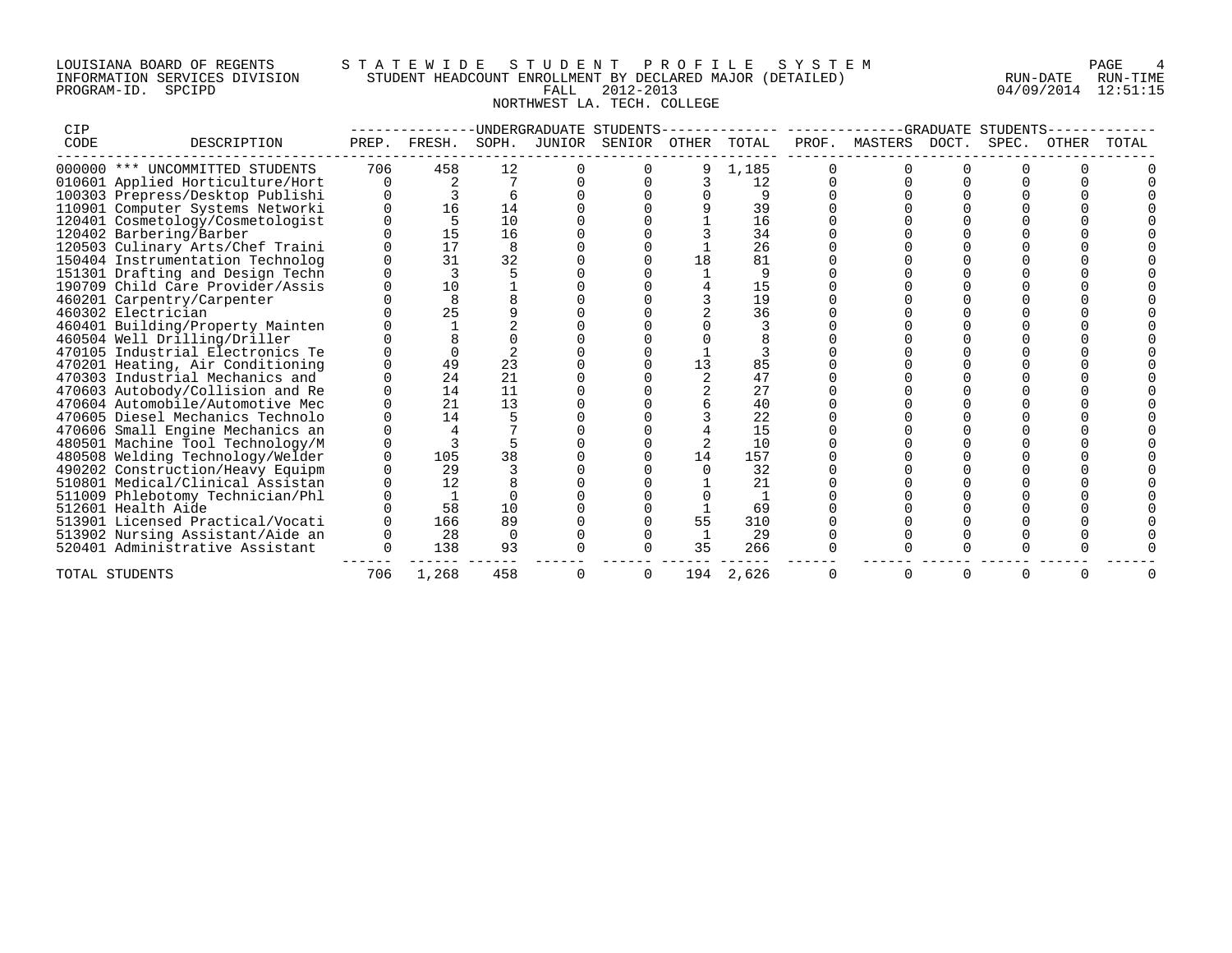LOUISIANA BOARD OF REGENTS — STATEWIDE STUDENT PROFILE SYSTEM
INFORMATION SERVICES DIVISION — STUDENT HEADCOUNT ENROLLMENT BY DECLARED MAJOR (DETAILED) — RUN-DATE 04/09/2014 RUN-TIME 12:51:15
PROGRAM-ID. SPCIPD — FALL 2012-2013
NORTHWEST LA. TECH. COLLEGE

| CIP CODE | DESCRIPTION | UNDERGRADUATE STUDENTS PREP. | FRESH. | SOPH. | JUNIOR | SENIOR | OTHER | TOTAL | GRADUATE STUDENTS PROF. | MASTERS | DOCT. | SPEC. | OTHER | TOTAL |
|---|---|---|---|---|---|---|---|---|---|---|---|---|---|---|
| 000000 | *** UNCOMMITTED STUDENTS | 706 | 458 | 12 | 0 | 0 | 9 | 1,185 | 0 | 0 | 0 | 0 | 0 | 0 |
| 010601 | Applied Horticulture/Hort | 0 | 2 | 7 | 0 | 0 | 3 | 12 | 0 | 0 | 0 | 0 | 0 | 0 |
| 100303 | Prepress/Desktop Publishi | 0 | 3 | 6 | 0 | 0 | 0 | 9 | 0 | 0 | 0 | 0 | 0 | 0 |
| 110901 | Computer Systems Networki | 0 | 16 | 14 | 0 | 0 | 9 | 39 | 0 | 0 | 0 | 0 | 0 | 0 |
| 120401 | Cosmetology/Cosmetologist | 0 | 5 | 10 | 0 | 0 | 1 | 16 | 0 | 0 | 0 | 0 | 0 | 0 |
| 120402 | Barbering/Barber | 0 | 15 | 16 | 0 | 0 | 3 | 34 | 0 | 0 | 0 | 0 | 0 | 0 |
| 120503 | Culinary Arts/Chef Traini | 0 | 17 | 8 | 0 | 0 | 1 | 26 | 0 | 0 | 0 | 0 | 0 | 0 |
| 150404 | Instrumentation Technolog | 0 | 31 | 32 | 0 | 0 | 18 | 81 | 0 | 0 | 0 | 0 | 0 | 0 |
| 151301 | Drafting and Design Techn | 0 | 3 | 5 | 0 | 0 | 1 | 9 | 0 | 0 | 0 | 0 | 0 | 0 |
| 190709 | Child Care Provider/Assis | 0 | 10 | 1 | 0 | 0 | 4 | 15 | 0 | 0 | 0 | 0 | 0 | 0 |
| 460201 | Carpentry/Carpenter | 0 | 8 | 8 | 0 | 0 | 3 | 19 | 0 | 0 | 0 | 0 | 0 | 0 |
| 460302 | Electrician | 0 | 25 | 9 | 0 | 0 | 2 | 36 | 0 | 0 | 0 | 0 | 0 | 0 |
| 460401 | Building/Property Mainten | 0 | 1 | 2 | 0 | 0 | 0 | 3 | 0 | 0 | 0 | 0 | 0 | 0 |
| 460504 | Well Drilling/Driller | 0 | 8 | 0 | 0 | 0 | 0 | 8 | 0 | 0 | 0 | 0 | 0 | 0 |
| 470105 | Industrial Electronics Te | 0 | 0 | 2 | 0 | 0 | 1 | 3 | 0 | 0 | 0 | 0 | 0 | 0 |
| 470201 | Heating, Air Conditioning | 0 | 49 | 23 | 0 | 0 | 13 | 85 | 0 | 0 | 0 | 0 | 0 | 0 |
| 470303 | Industrial Mechanics and | 0 | 24 | 21 | 0 | 0 | 2 | 47 | 0 | 0 | 0 | 0 | 0 | 0 |
| 470603 | Autobody/Collision and Re | 0 | 14 | 11 | 0 | 0 | 2 | 27 | 0 | 0 | 0 | 0 | 0 | 0 |
| 470604 | Automobile/Automotive Mec | 0 | 21 | 13 | 0 | 0 | 6 | 40 | 0 | 0 | 0 | 0 | 0 | 0 |
| 470605 | Diesel Mechanics Technolo | 0 | 14 | 5 | 0 | 0 | 3 | 22 | 0 | 0 | 0 | 0 | 0 | 0 |
| 470606 | Small Engine Mechanics an | 0 | 4 | 7 | 0 | 0 | 4 | 15 | 0 | 0 | 0 | 0 | 0 | 0 |
| 480501 | Machine Tool Technology/M | 0 | 3 | 5 | 0 | 0 | 2 | 10 | 0 | 0 | 0 | 0 | 0 | 0 |
| 480508 | Welding Technology/Welder | 0 | 105 | 38 | 0 | 0 | 14 | 157 | 0 | 0 | 0 | 0 | 0 | 0 |
| 490202 | Construction/Heavy Equipm | 0 | 29 | 3 | 0 | 0 | 0 | 32 | 0 | 0 | 0 | 0 | 0 | 0 |
| 510801 | Medical/Clinical Assistan | 0 | 12 | 8 | 0 | 0 | 1 | 21 | 0 | 0 | 0 | 0 | 0 | 0 |
| 511009 | Phlebotomy Technician/Phl | 0 | 1 | 0 | 0 | 0 | 0 | 1 | 0 | 0 | 0 | 0 | 0 | 0 |
| 512601 | Health Aide | 0 | 58 | 10 | 0 | 0 | 1 | 69 | 0 | 0 | 0 | 0 | 0 | 0 |
| 513901 | Licensed Practical/Vocati | 0 | 166 | 89 | 0 | 0 | 55 | 310 | 0 | 0 | 0 | 0 | 0 | 0 |
| 513902 | Nursing Assistant/Aide an | 0 | 28 | 0 | 0 | 0 | 1 | 29 | 0 | 0 | 0 | 0 | 0 | 0 |
| 520401 | Administrative Assistant | 0 | 138 | 93 | 0 | 0 | 35 | 266 | 0 | 0 | 0 | 0 | 0 | 0 |
| TOTAL STUDENTS | | 706 | 1,268 | 458 | 0 | 0 | 194 | 2,626 | 0 | 0 | 0 | 0 | 0 | 0 |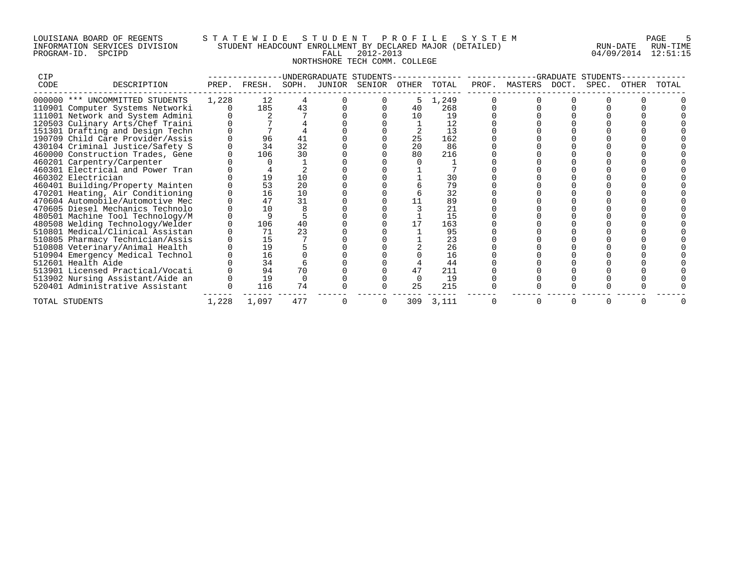LOUISIANA BOARD OF REGENTS — STATEWIDE STUDENT PROFILE SYSTEM
INFORMATION SERVICES DIVISION — STUDENT HEADCOUNT ENROLLMENT BY DECLARED MAJOR (DETAILED)
PROGRAM-ID. SPCIPD — FALL 2012-2013
RUN-DATE 04/09/2014 RUN-TIME 12:51:15

NORTHSHORE TECH COMM. COLLEGE

| CIP CODE | DESCRIPTION | UNDERGRADUATE STUDENTS PREP. | FRESH. | SOPH. | JUNIOR | SENIOR | OTHER | TOTAL | GRADUATE STUDENTS PROF. | MASTERS | DOCT. | SPEC. | OTHER | TOTAL |
|---|---|---|---|---|---|---|---|---|---|---|---|---|---|---|
| 000000 | *** UNCOMMITTED STUDENTS | 1,228 | 12 | 4 | 0 | 0 | 5 | 1,249 | 0 | 0 | 0 | 0 | 0 | 0 |
| 110901 | Computer Systems Networki | 0 | 185 | 43 | 0 | 0 | 40 | 268 | 0 | 0 | 0 | 0 | 0 | 0 |
| 111001 | Network and System Admini | 0 | 2 | 7 | 0 | 0 | 10 | 19 | 0 | 0 | 0 | 0 | 0 | 0 |
| 120503 | Culinary Arts/Chef Traini | 0 | 7 | 4 | 0 | 0 | 1 | 12 | 0 | 0 | 0 | 0 | 0 | 0 |
| 151301 | Drafting and Design Techn | 0 | 7 | 4 | 0 | 0 | 2 | 13 | 0 | 0 | 0 | 0 | 0 | 0 |
| 190709 | Child Care Provider/Assis | 0 | 96 | 41 | 0 | 0 | 25 | 162 | 0 | 0 | 0 | 0 | 0 | 0 |
| 430104 | Criminal Justice/Safety S | 0 | 34 | 32 | 0 | 0 | 20 | 86 | 0 | 0 | 0 | 0 | 0 | 0 |
| 460000 | Construction Trades, Gene | 0 | 106 | 30 | 0 | 0 | 80 | 216 | 0 | 0 | 0 | 0 | 0 | 0 |
| 460201 | Carpentry/Carpenter | 0 | 0 | 1 | 0 | 0 | 0 | 1 | 0 | 0 | 0 | 0 | 0 | 0 |
| 460301 | Electrical and Power Tran | 0 | 4 | 2 | 0 | 0 | 1 | 7 | 0 | 0 | 0 | 0 | 0 | 0 |
| 460302 | Electrician | 0 | 19 | 10 | 0 | 0 | 1 | 30 | 0 | 0 | 0 | 0 | 0 | 0 |
| 460401 | Building/Property Mainten | 0 | 53 | 20 | 0 | 0 | 6 | 79 | 0 | 0 | 0 | 0 | 0 | 0 |
| 470201 | Heating, Air Conditioning | 0 | 16 | 10 | 0 | 0 | 6 | 32 | 0 | 0 | 0 | 0 | 0 | 0 |
| 470604 | Automobile/Automotive Mec | 0 | 47 | 31 | 0 | 0 | 11 | 89 | 0 | 0 | 0 | 0 | 0 | 0 |
| 470605 | Diesel Mechanics Technolo | 0 | 10 | 8 | 0 | 0 | 3 | 21 | 0 | 0 | 0 | 0 | 0 | 0 |
| 480501 | Machine Tool Technology/M | 0 | 9 | 5 | 0 | 0 | 1 | 15 | 0 | 0 | 0 | 0 | 0 | 0 |
| 480508 | Welding Technology/Welder | 0 | 106 | 40 | 0 | 0 | 17 | 163 | 0 | 0 | 0 | 0 | 0 | 0 |
| 510801 | Medical/Clinical Assistan | 0 | 71 | 23 | 0 | 0 | 1 | 95 | 0 | 0 | 0 | 0 | 0 | 0 |
| 510805 | Pharmacy Technician/Assis | 0 | 15 | 7 | 0 | 0 | 1 | 23 | 0 | 0 | 0 | 0 | 0 | 0 |
| 510808 | Veterinary/Animal Health | 0 | 19 | 5 | 0 | 0 | 2 | 26 | 0 | 0 | 0 | 0 | 0 | 0 |
| 510904 | Emergency Medical Technol | 0 | 16 | 0 | 0 | 0 | 0 | 16 | 0 | 0 | 0 | 0 | 0 | 0 |
| 512601 | Health Aide | 0 | 34 | 6 | 0 | 0 | 4 | 44 | 0 | 0 | 0 | 0 | 0 | 0 |
| 513901 | Licensed Practical/Vocati | 0 | 94 | 70 | 0 | 0 | 47 | 211 | 0 | 0 | 0 | 0 | 0 | 0 |
| 513902 | Nursing Assistant/Aide an | 0 | 19 | 0 | 0 | 0 | 0 | 19 | 0 | 0 | 0 | 0 | 0 | 0 |
| 520401 | Administrative Assistant | 0 | 116 | 74 | 0 | 0 | 25 | 215 | 0 | 0 | 0 | 0 | 0 | 0 |
| TOTAL STUDENTS | | 1,228 | 1,097 | 477 | 0 | 0 | 309 | 3,111 | 0 | 0 | 0 | 0 | 0 | 0 |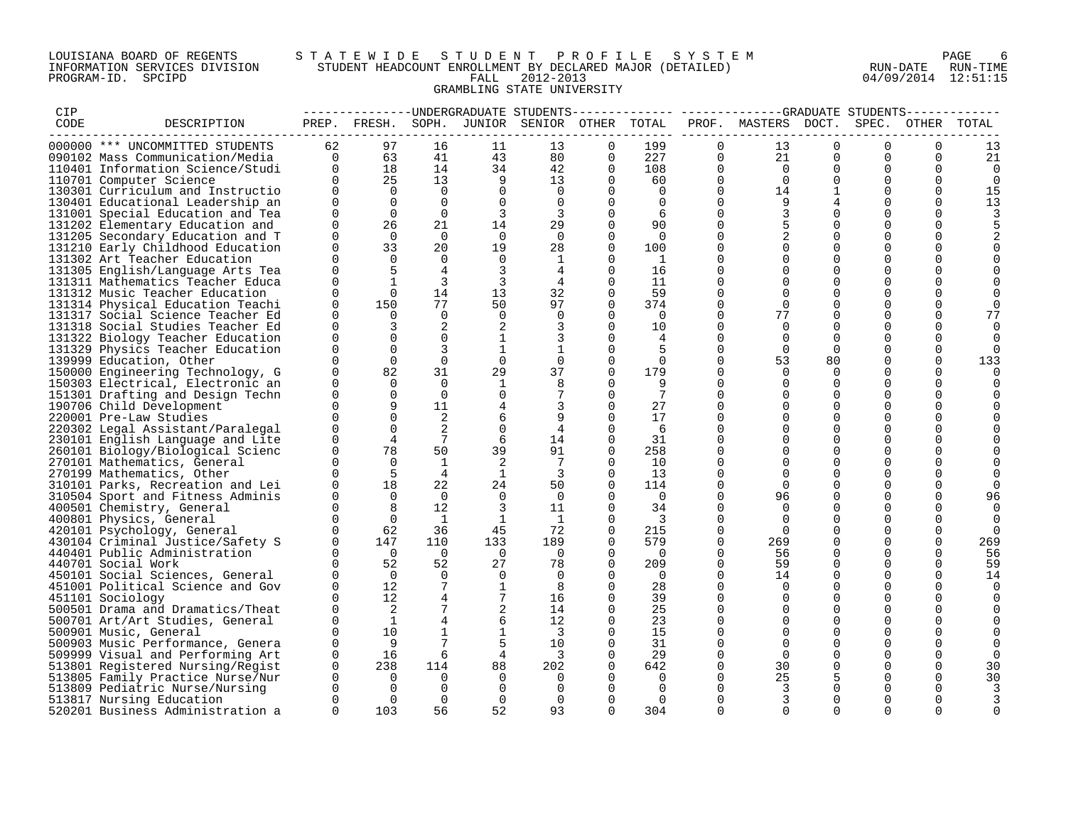LOUISIANA BOARD OF REGENTS
INFORMATION SERVICES DIVISION
PROGRAM-ID. SPCIPD

STATEWIDE STUDENT PROFILE SYSTEM
STUDENT HEADCOUNT ENROLLMENT BY DECLARED MAJOR (DETAILED)
FALL 2012-2013
GRAMBLING STATE UNIVERSITY

RUN-DATE 04/09/2014 RUN-TIME 12:51:15

| CIP CODE | DESCRIPTION | UNDERGRADUATE STUDENTS PREP. | FRESH. | SOPH. | JUNIOR | SENIOR | OTHER | TOTAL | GRADUATE STUDENTS PROF. | MASTERS | DOCT. | SPEC. | OTHER | TOTAL |
|---|---|---|---|---|---|---|---|---|---|---|---|---|---|---|
| 000000 | *** UNCOMMITTED STUDENTS | 62 | 97 | 16 | 11 | 13 | 0 | 199 | 0 | 13 | 0 | 0 | 0 | 13 |
| 090102 | Mass Communication/Media | 0 | 63 | 41 | 43 | 80 | 0 | 227 | 0 | 21 | 0 | 0 | 0 | 21 |
| 110401 | Information Science/Studi | 0 | 18 | 14 | 34 | 42 | 0 | 108 | 0 | 0 | 0 | 0 | 0 | 0 |
| 110701 | Computer Science | 0 | 25 | 13 | 9 | 13 | 0 | 60 | 0 | 0 | 0 | 0 | 0 | 0 |
| 130301 | Curriculum and Instructio | 0 | 0 | 0 | 0 | 0 | 0 | 0 | 0 | 14 | 1 | 0 | 0 | 15 |
| 130401 | Educational Leadership an | 0 | 0 | 0 | 0 | 0 | 0 | 0 | 0 | 9 | 4 | 0 | 0 | 13 |
| 131001 | Special Education and Tea | 0 | 0 | 0 | 3 | 3 | 0 | 6 | 0 | 3 | 0 | 0 | 0 | 3 |
| 131202 | Elementary Education and | 0 | 26 | 21 | 14 | 29 | 0 | 90 | 0 | 5 | 0 | 0 | 0 | 5 |
| 131205 | Secondary Education and T | 0 | 0 | 0 | 0 | 0 | 0 | 0 | 0 | 2 | 0 | 0 | 0 | 2 |
| 131210 | Early Childhood Education | 0 | 33 | 20 | 19 | 28 | 0 | 100 | 0 | 0 | 0 | 0 | 0 | 0 |
| 131302 | Art Teacher Education | 0 | 0 | 0 | 0 | 1 | 0 | 1 | 0 | 0 | 0 | 0 | 0 | 0 |
| 131305 | English/Language Arts Tea | 0 | 5 | 4 | 3 | 4 | 0 | 16 | 0 | 0 | 0 | 0 | 0 | 0 |
| 131311 | Mathematics Teacher Educa | 0 | 1 | 3 | 3 | 4 | 0 | 11 | 0 | 0 | 0 | 0 | 0 | 0 |
| 131312 | Music Teacher Education | 0 | 0 | 14 | 13 | 32 | 0 | 59 | 0 | 0 | 0 | 0 | 0 | 0 |
| 131314 | Physical Education Teachi | 0 | 150 | 77 | 50 | 97 | 0 | 374 | 0 | 0 | 0 | 0 | 0 | 0 |
| 131317 | Social Science Teacher Ed | 0 | 0 | 0 | 0 | 0 | 0 | 0 | 0 | 77 | 0 | 0 | 0 | 77 |
| 131318 | Social Studies Teacher Ed | 0 | 3 | 2 | 2 | 3 | 0 | 10 | 0 | 0 | 0 | 0 | 0 | 0 |
| 131322 | Biology Teacher Education | 0 | 0 | 0 | 1 | 3 | 0 | 4 | 0 | 0 | 0 | 0 | 0 | 0 |
| 131329 | Physics Teacher Education | 0 | 0 | 3 | 1 | 1 | 0 | 5 | 0 | 0 | 0 | 0 | 0 | 0 |
| 139999 | Education, Other | 0 | 0 | 0 | 0 | 0 | 0 | 0 | 0 | 53 | 80 | 0 | 0 | 133 |
| 150000 | Engineering Technology, G | 0 | 82 | 31 | 29 | 37 | 0 | 179 | 0 | 0 | 0 | 0 | 0 | 0 |
| 150303 | Electrical, Electronic an | 0 | 0 | 0 | 1 | 8 | 0 | 9 | 0 | 0 | 0 | 0 | 0 | 0 |
| 151301 | Drafting and Design Techn | 0 | 0 | 0 | 0 | 7 | 0 | 7 | 0 | 0 | 0 | 0 | 0 | 0 |
| 190706 | Child Development | 0 | 9 | 11 | 4 | 3 | 0 | 27 | 0 | 0 | 0 | 0 | 0 | 0 |
| 220001 | Pre-Law Studies | 0 | 0 | 2 | 6 | 9 | 0 | 17 | 0 | 0 | 0 | 0 | 0 | 0 |
| 220302 | Legal Assistant/Paralegal | 0 | 0 | 2 | 0 | 4 | 0 | 6 | 0 | 0 | 0 | 0 | 0 | 0 |
| 230101 | English Language and Lite | 0 | 4 | 7 | 6 | 14 | 0 | 31 | 0 | 0 | 0 | 0 | 0 | 0 |
| 260101 | Biology/Biological Scienc | 0 | 78 | 50 | 39 | 91 | 0 | 258 | 0 | 0 | 0 | 0 | 0 | 0 |
| 270101 | Mathematics, General | 0 | 0 | 1 | 2 | 7 | 0 | 10 | 0 | 0 | 0 | 0 | 0 | 0 |
| 270199 | Mathematics, Other | 0 | 5 | 4 | 1 | 3 | 0 | 13 | 0 | 0 | 0 | 0 | 0 | 0 |
| 310101 | Parks, Recreation and Lei | 0 | 18 | 22 | 24 | 50 | 0 | 114 | 0 | 0 | 0 | 0 | 0 | 0 |
| 310504 | Sport and Fitness Adminis | 0 | 0 | 0 | 0 | 0 | 0 | 0 | 0 | 96 | 0 | 0 | 0 | 96 |
| 400501 | Chemistry, General | 0 | 8 | 12 | 3 | 11 | 0 | 34 | 0 | 0 | 0 | 0 | 0 | 0 |
| 400801 | Physics, General | 0 | 0 | 1 | 1 | 1 | 0 | 3 | 0 | 0 | 0 | 0 | 0 | 0 |
| 420101 | Psychology, General | 0 | 62 | 36 | 45 | 72 | 0 | 215 | 0 | 0 | 0 | 0 | 0 | 0 |
| 430104 | Criminal Justice/Safety S | 0 | 147 | 110 | 133 | 189 | 0 | 579 | 0 | 269 | 0 | 0 | 0 | 269 |
| 440401 | Public Administration | 0 | 0 | 0 | 0 | 0 | 0 | 0 | 0 | 56 | 0 | 0 | 0 | 56 |
| 440701 | Social Work | 0 | 52 | 52 | 27 | 78 | 0 | 209 | 0 | 59 | 0 | 0 | 0 | 59 |
| 450101 | Social Sciences, General | 0 | 0 | 0 | 0 | 0 | 0 | 0 | 0 | 14 | 0 | 0 | 0 | 14 |
| 451001 | Political Science and Gov | 0 | 12 | 7 | 1 | 8 | 0 | 28 | 0 | 0 | 0 | 0 | 0 | 0 |
| 451101 | Sociology | 0 | 12 | 4 | 7 | 16 | 0 | 39 | 0 | 0 | 0 | 0 | 0 | 0 |
| 500501 | Drama and Dramatics/Theat | 0 | 2 | 7 | 2 | 14 | 0 | 25 | 0 | 0 | 0 | 0 | 0 | 0 |
| 500701 | Art/Art Studies, General | 0 | 1 | 4 | 6 | 12 | 0 | 23 | 0 | 0 | 0 | 0 | 0 | 0 |
| 500901 | Music, General | 0 | 10 | 1 | 1 | 3 | 0 | 15 | 0 | 0 | 0 | 0 | 0 | 0 |
| 500903 | Music Performance, Genera | 0 | 9 | 7 | 5 | 10 | 0 | 31 | 0 | 0 | 0 | 0 | 0 | 0 |
| 509999 | Visual and Performing Art | 0 | 16 | 6 | 4 | 3 | 0 | 29 | 0 | 0 | 0 | 0 | 0 | 0 |
| 513801 | Registered Nursing/Regist | 0 | 238 | 114 | 88 | 202 | 0 | 642 | 0 | 30 | 0 | 0 | 0 | 30 |
| 513805 | Family Practice Nurse/Nur | 0 | 0 | 0 | 0 | 0 | 0 | 0 | 0 | 25 | 5 | 0 | 0 | 30 |
| 513809 | Pediatric Nurse/Nursing | 0 | 0 | 0 | 0 | 0 | 0 | 0 | 0 | 3 | 0 | 0 | 0 | 3 |
| 513817 | Nursing Education | 0 | 0 | 0 | 0 | 0 | 0 | 0 | 0 | 3 | 0 | 0 | 0 | 3 |
| 520201 | Business Administration a | 0 | 103 | 56 | 52 | 93 | 0 | 304 | 0 | 0 | 0 | 0 | 0 | 0 |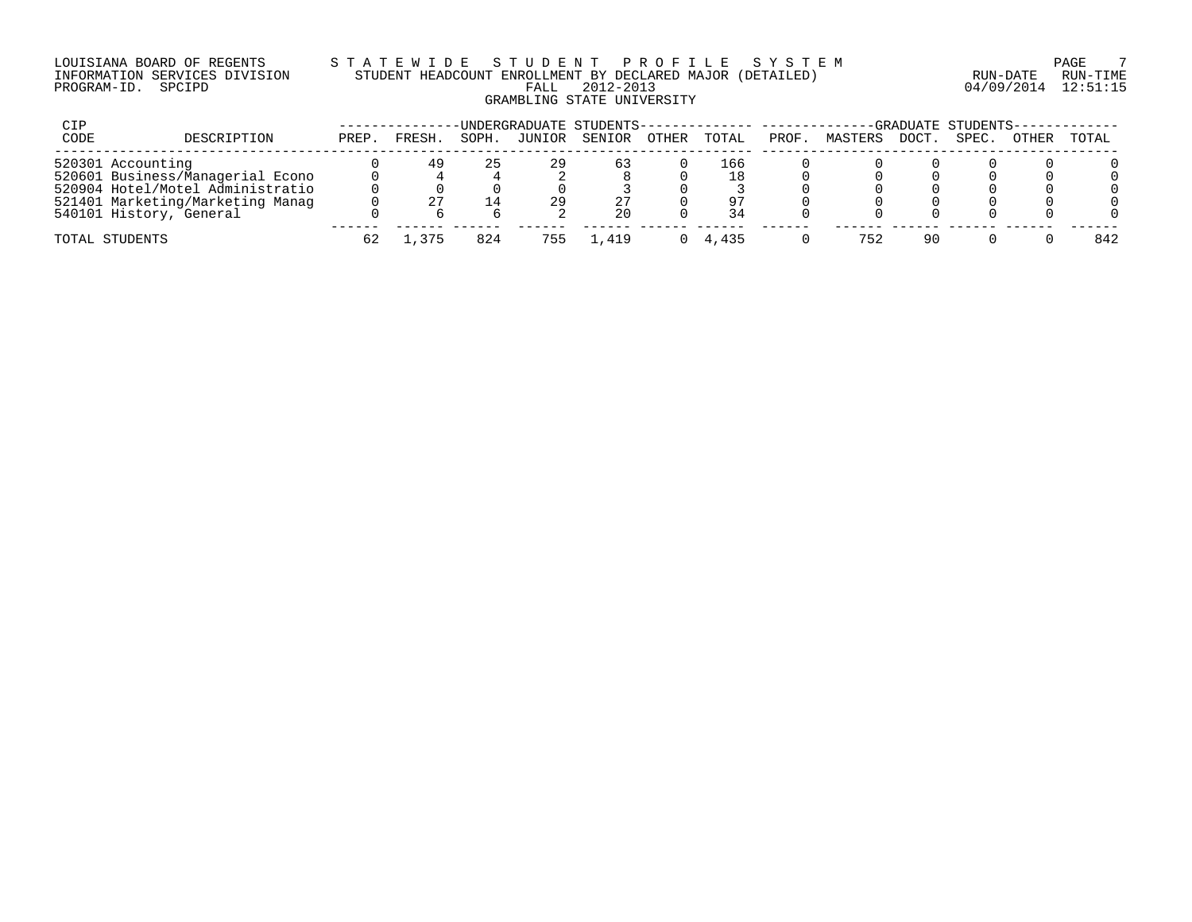LOUISIANA BOARD OF REGENTS — STATEWIDE STUDENT PROFILE SYSTEM
INFORMATION SERVICES DIVISION — STUDENT HEADCOUNT ENROLLMENT BY DECLARED MAJOR (DETAILED) — RUN-DATE 04/09/2014 RUN-TIME 12:51:15
PROGRAM-ID. SPCIPD — FALL 2012-2013
GRAMBLING STATE UNIVERSITY

| CIP CODE | DESCRIPTION | UNDERGRADUATE STUDENTS | | | | | | | GRADUATE STUDENTS | | | | | |
|---|---|---|---|---|---|---|---|---|---|---|---|---|---|---|
| | | PREP. | FRESH. | SOPH. | JUNIOR | SENIOR | OTHER | TOTAL | PROF. | MASTERS | DOCT. | SPEC. | OTHER | TOTAL |
| 520301 | Accounting | 0 | 49 | 25 | 29 | 63 | 0 | 166 | 0 | 0 | 0 | 0 | 0 | 0 |
| 520601 | Business/Managerial Econo | 0 | 4 | 4 | 2 | 8 | 0 | 18 | 0 | 0 | 0 | 0 | 0 | 0 |
| 520904 | Hotel/Motel Administratio | 0 | 0 | 0 | 0 | 3 | 0 | 3 | 0 | 0 | 0 | 0 | 0 | 0 |
| 521401 | Marketing/Marketing Manag | 0 | 27 | 14 | 29 | 27 | 0 | 97 | 0 | 0 | 0 | 0 | 0 | 0 |
| 540101 | History, General | 0 | 6 | 6 | 2 | 20 | 0 | 34 | 0 | 0 | 0 | 0 | 0 | 0 |
| TOTAL STUDENTS | | 62 | 1,375 | 824 | 755 | 1,419 | 0 | 4,435 | 0 | 752 | 90 | 0 | 0 | 842 |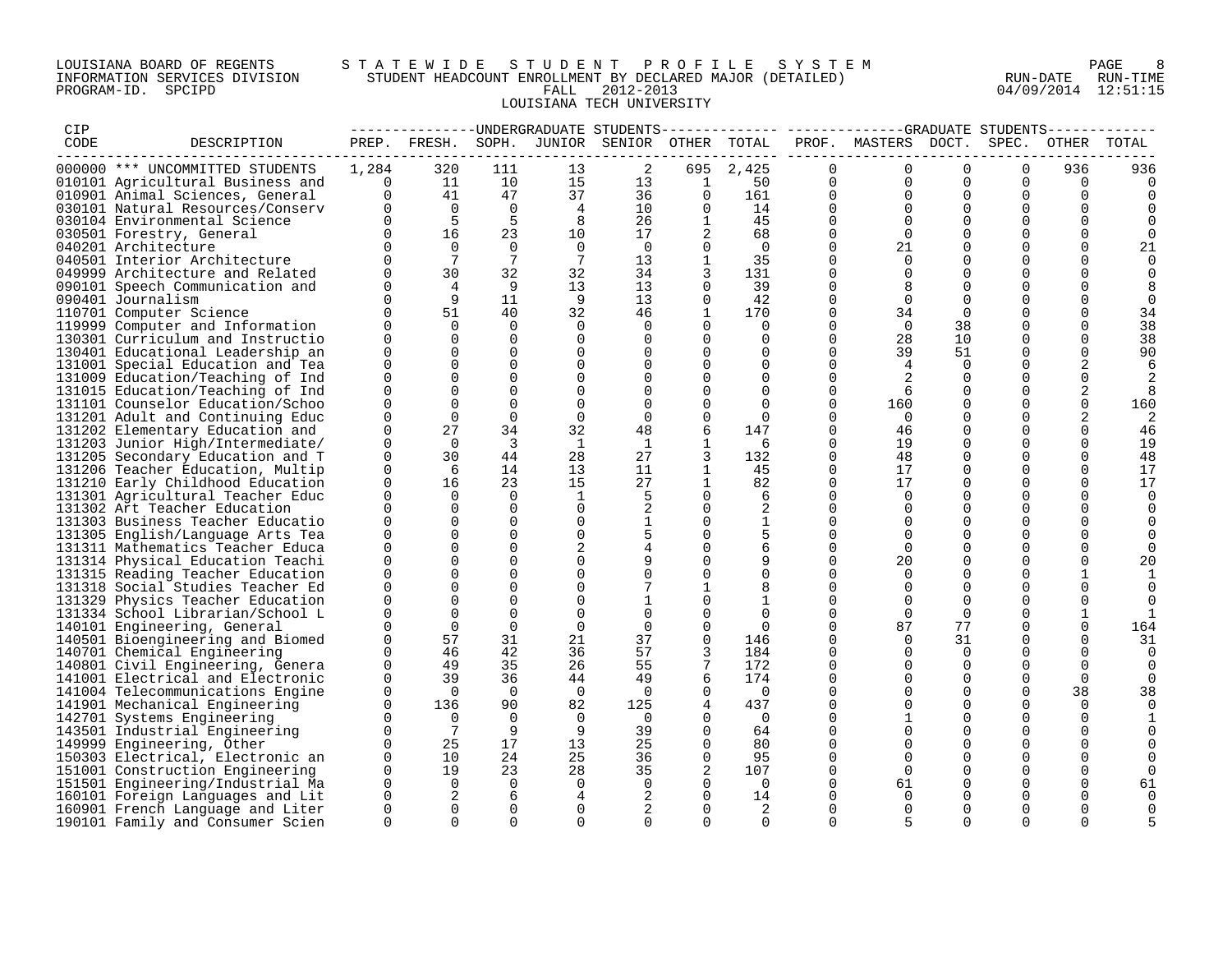LOUISIANA BOARD OF REGENTS — STATEWIDE STUDENT PROFILE SYSTEM
INFORMATION SERVICES DIVISION — STUDENT HEADCOUNT ENROLLMENT BY DECLARED MAJOR (DETAILED) — RUN-DATE 04/09/2014 RUN-TIME 12:51:15
PROGRAM-ID. SPCIPD — FALL 2012-2013

LOUISIANA TECH UNIVERSITY

| CIP CODE | DESCRIPTION | UNDERGRADUATE STUDENTS PREP. | FRESH. | SOPH. | JUNIOR | SENIOR | OTHER | TOTAL | GRADUATE STUDENTS PROF. | MASTERS | DOCT. | SPEC. | OTHER | TOTAL |
|---|---|---|---|---|---|---|---|---|---|---|---|---|---|---|
| 000000 | *** UNCOMMITTED STUDENTS | 1,284 | 320 | 111 | 13 | 2 | 695 | 2,425 | 0 | 0 | 0 | 0 | 936 | 936 |
| 010101 | Agricultural Business and | 0 | 11 | 10 | 15 | 13 | 1 | 50 | 0 | 0 | 0 | 0 | 0 | 0 |
| 010901 | Animal Sciences, General | 0 | 41 | 47 | 37 | 36 | 0 | 161 | 0 | 0 | 0 | 0 | 0 | 0 |
| 030101 | Natural Resources/Conserv | 0 | 0 | 0 | 4 | 10 | 0 | 14 | 0 | 0 | 0 | 0 | 0 | 0 |
| 030104 | Environmental Science | 0 | 5 | 5 | 8 | 26 | 1 | 45 | 0 | 0 | 0 | 0 | 0 | 0 |
| 030501 | Forestry, General | 0 | 16 | 23 | 10 | 17 | 2 | 68 | 0 | 0 | 0 | 0 | 0 | 0 |
| 040201 | Architecture | 0 | 0 | 0 | 0 | 0 | 0 | 0 | 0 | 21 | 0 | 0 | 0 | 21 |
| 040501 | Interior Architecture | 0 | 7 | 7 | 7 | 13 | 1 | 35 | 0 | 0 | 0 | 0 | 0 | 0 |
| 049999 | Architecture and Related | 0 | 30 | 32 | 32 | 34 | 3 | 131 | 0 | 0 | 0 | 0 | 0 | 0 |
| 090101 | Speech Communication and | 0 | 4 | 9 | 13 | 13 | 0 | 39 | 0 | 8 | 0 | 0 | 0 | 8 |
| 090401 | Journalism | 0 | 9 | 11 | 9 | 13 | 0 | 42 | 0 | 0 | 0 | 0 | 0 | 0 |
| 110701 | Computer Science | 0 | 51 | 40 | 32 | 46 | 1 | 170 | 0 | 34 | 0 | 0 | 0 | 34 |
| 119999 | Computer and Information | 0 | 0 | 0 | 0 | 0 | 0 | 0 | 0 | 0 | 38 | 0 | 0 | 38 |
| 130301 | Curriculum and Instructio | 0 | 0 | 0 | 0 | 0 | 0 | 0 | 0 | 28 | 10 | 0 | 0 | 38 |
| 130401 | Educational Leadership an | 0 | 0 | 0 | 0 | 0 | 0 | 0 | 0 | 39 | 51 | 0 | 0 | 90 |
| 131001 | Special Education and Tea | 0 | 0 | 0 | 0 | 0 | 0 | 0 | 0 | 4 | 0 | 0 | 2 | 6 |
| 131009 | Education/Teaching of Ind | 0 | 0 | 0 | 0 | 0 | 0 | 0 | 0 | 2 | 0 | 0 | 0 | 2 |
| 131015 | Education/Teaching of Ind | 0 | 0 | 0 | 0 | 0 | 0 | 0 | 0 | 6 | 0 | 0 | 2 | 8 |
| 131101 | Counselor Education/Schoo | 0 | 0 | 0 | 0 | 0 | 0 | 0 | 0 | 160 | 0 | 0 | 0 | 160 |
| 131201 | Adult and Continuing Educ | 0 | 0 | 0 | 0 | 0 | 0 | 0 | 0 | 0 | 0 | 0 | 2 | 2 |
| 131202 | Elementary Education and | 0 | 27 | 34 | 32 | 48 | 6 | 147 | 0 | 46 | 0 | 0 | 0 | 46 |
| 131203 | Junior High/Intermediate/ | 0 | 0 | 3 | 1 | 1 | 1 | 6 | 0 | 19 | 0 | 0 | 0 | 19 |
| 131205 | Secondary Education and T | 0 | 30 | 44 | 28 | 27 | 3 | 132 | 0 | 48 | 0 | 0 | 0 | 48 |
| 131206 | Teacher Education, Multip | 0 | 6 | 14 | 13 | 11 | 1 | 45 | 0 | 17 | 0 | 0 | 0 | 17 |
| 131210 | Early Childhood Education | 0 | 16 | 23 | 15 | 27 | 1 | 82 | 0 | 17 | 0 | 0 | 0 | 17 |
| 131301 | Agricultural Teacher Educ | 0 | 0 | 0 | 1 | 5 | 0 | 6 | 0 | 0 | 0 | 0 | 0 | 0 |
| 131302 | Art Teacher Education | 0 | 0 | 0 | 0 | 2 | 0 | 2 | 0 | 0 | 0 | 0 | 0 | 0 |
| 131303 | Business Teacher Educatio | 0 | 0 | 0 | 0 | 1 | 0 | 1 | 0 | 0 | 0 | 0 | 0 | 0 |
| 131305 | English/Language Arts Tea | 0 | 0 | 0 | 0 | 5 | 0 | 5 | 0 | 0 | 0 | 0 | 0 | 0 |
| 131311 | Mathematics Teacher Educa | 0 | 0 | 0 | 2 | 4 | 0 | 6 | 0 | 0 | 0 | 0 | 0 | 0 |
| 131314 | Physical Education Teachi | 0 | 0 | 0 | 0 | 9 | 0 | 9 | 0 | 20 | 0 | 0 | 0 | 20 |
| 131315 | Reading Teacher Education | 0 | 0 | 0 | 0 | 0 | 0 | 0 | 0 | 0 | 0 | 0 | 1 | 1 |
| 131318 | Social Studies Teacher Ed | 0 | 0 | 0 | 0 | 7 | 1 | 8 | 0 | 0 | 0 | 0 | 0 | 0 |
| 131329 | Physics Teacher Education | 0 | 0 | 0 | 0 | 1 | 0 | 1 | 0 | 0 | 0 | 0 | 0 | 0 |
| 131334 | School Librarian/School L | 0 | 0 | 0 | 0 | 0 | 0 | 0 | 0 | 0 | 0 | 0 | 1 | 1 |
| 140101 | Engineering, General | 0 | 0 | 0 | 0 | 0 | 0 | 0 | 0 | 87 | 77 | 0 | 0 | 164 |
| 140501 | Bioengineering and Biomed | 0 | 57 | 31 | 21 | 37 | 0 | 146 | 0 | 0 | 31 | 0 | 0 | 31 |
| 140701 | Chemical Engineering | 0 | 46 | 42 | 36 | 57 | 3 | 184 | 0 | 0 | 0 | 0 | 0 | 0 |
| 140801 | Civil Engineering, Genera | 0 | 49 | 35 | 26 | 55 | 7 | 172 | 0 | 0 | 0 | 0 | 0 | 0 |
| 141001 | Electrical and Electronic | 0 | 39 | 36 | 44 | 49 | 6 | 174 | 0 | 0 | 0 | 0 | 0 | 0 |
| 141004 | Telecommunications Engine | 0 | 0 | 0 | 0 | 0 | 0 | 0 | 0 | 0 | 0 | 0 | 38 | 38 |
| 141901 | Mechanical Engineering | 0 | 136 | 90 | 82 | 125 | 4 | 437 | 0 | 0 | 0 | 0 | 0 | 0 |
| 142701 | Systems Engineering | 0 | 0 | 0 | 0 | 0 | 0 | 0 | 0 | 1 | 0 | 0 | 0 | 1 |
| 143501 | Industrial Engineering | 0 | 7 | 9 | 9 | 39 | 0 | 64 | 0 | 0 | 0 | 0 | 0 | 0 |
| 149999 | Engineering, Other | 0 | 25 | 17 | 13 | 25 | 0 | 80 | 0 | 0 | 0 | 0 | 0 | 0 |
| 150303 | Electrical, Electronic an | 0 | 10 | 24 | 25 | 36 | 0 | 95 | 0 | 0 | 0 | 0 | 0 | 0 |
| 151001 | Construction Engineering | 0 | 19 | 23 | 28 | 35 | 2 | 107 | 0 | 0 | 0 | 0 | 0 | 0 |
| 151501 | Engineering/Industrial Ma | 0 | 0 | 0 | 0 | 0 | 0 | 0 | 0 | 61 | 0 | 0 | 0 | 61 |
| 160101 | Foreign Languages and Lit | 0 | 2 | 6 | 4 | 2 | 0 | 14 | 0 | 0 | 0 | 0 | 0 | 0 |
| 160901 | French Language and Liter | 0 | 0 | 0 | 0 | 2 | 0 | 2 | 0 | 0 | 0 | 0 | 0 | 0 |
| 190101 | Family and Consumer Scien | 0 | 0 | 0 | 0 | 0 | 0 | 0 | 0 | 5 | 0 | 0 | 0 | 5 |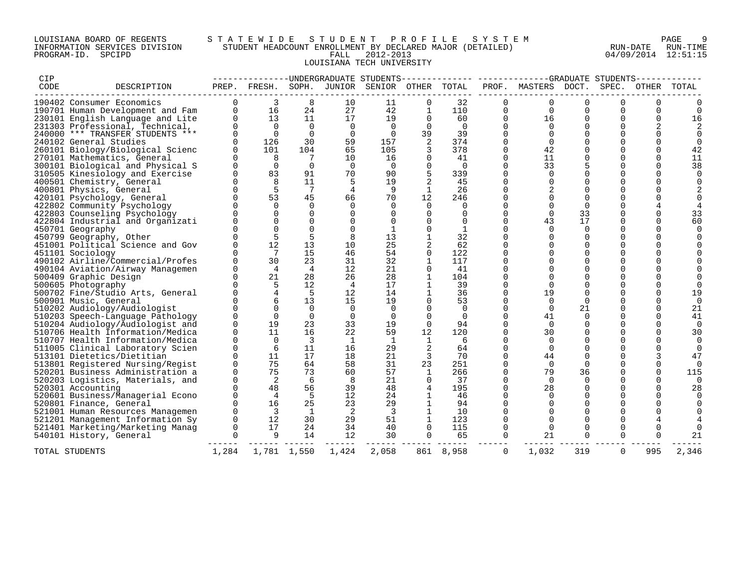LOUISIANA BOARD OF REGENTS — INFORMATION SERVICES DIVISION — PROGRAM-ID. SPCIPD

# STATEWIDE STUDENT PROFILE SYSTEM
## STUDENT HEADCOUNT ENROLLMENT BY DECLARED MAJOR (DETAILED)
### FALL 2012-2013
### LOUISIANA TECH UNIVERSITY

RUN-DATE 04/09/2014 RUN-TIME 12:51:15

| CIP CODE | DESCRIPTION | UNDERGRADUATE STUDENTS PREP. | FRESH. | SOPH. | JUNIOR | SENIOR | OTHER | TOTAL | GRADUATE STUDENTS PROF. | MASTERS | DOCT. | SPEC. | OTHER | TOTAL |
|---|---|---|---|---|---|---|---|---|---|---|---|---|---|---|
| 190402 | Consumer Economics | 0 | 3 | 8 | 10 | 11 | 0 | 32 | 0 | 0 | 0 | 0 | 0 | 0 |
| 190701 | Human Development and Fam | 0 | 16 | 24 | 27 | 42 | 1 | 110 | 0 | 0 | 0 | 0 | 0 | 0 |
| 230101 | English Language and Lite | 0 | 13 | 11 | 17 | 19 | 0 | 60 | 0 | 16 | 0 | 0 | 0 | 16 |
| 231303 | Professional, Technical, | 0 | 0 | 0 | 0 | 0 | 0 | 0 | 0 | 0 | 0 | 0 | 2 | 2 |
| 240000 | *** TRANSFER STUDENTS *** | 0 | 0 | 0 | 0 | 0 | 39 | 39 | 0 | 0 | 0 | 0 | 0 | 0 |
| 240102 | General Studies | 0 | 126 | 30 | 59 | 157 | 2 | 374 | 0 | 0 | 0 | 0 | 0 | 0 |
| 260101 | Biology/Biological Scienc | 0 | 101 | 104 | 65 | 105 | 3 | 378 | 0 | 42 | 0 | 0 | 0 | 42 |
| 270101 | Mathematics, General | 0 | 8 | 7 | 10 | 16 | 0 | 41 | 0 | 11 | 0 | 0 | 0 | 11 |
| 300101 | Biological and Physical S | 0 | 0 | 0 | 0 | 0 | 0 | 0 | 0 | 33 | 5 | 0 | 0 | 38 |
| 310505 | Kinesiology and Exercise | 0 | 83 | 91 | 70 | 90 | 5 | 339 | 0 | 0 | 0 | 0 | 0 | 0 |
| 400501 | Chemistry, General | 0 | 8 | 11 | 5 | 19 | 2 | 45 | 0 | 0 | 0 | 0 | 0 | 0 |
| 400801 | Physics, General | 0 | 5 | 7 | 4 | 9 | 1 | 26 | 0 | 2 | 0 | 0 | 0 | 2 |
| 420101 | Psychology, General | 0 | 53 | 45 | 66 | 70 | 12 | 246 | 0 | 0 | 0 | 0 | 0 | 0 |
| 422802 | Community Psychology | 0 | 0 | 0 | 0 | 0 | 0 | 0 | 0 | 0 | 0 | 0 | 4 | 4 |
| 422803 | Counseling Psychology | 0 | 0 | 0 | 0 | 0 | 0 | 0 | 0 | 0 | 33 | 0 | 0 | 33 |
| 422804 | Industrial and Organizati | 0 | 0 | 0 | 0 | 0 | 0 | 0 | 0 | 43 | 17 | 0 | 0 | 60 |
| 450701 | Geography | 0 | 0 | 0 | 0 | 1 | 0 | 1 | 0 | 0 | 0 | 0 | 0 | 0 |
| 450799 | Geography, Other | 0 | 5 | 5 | 8 | 13 | 1 | 32 | 0 | 0 | 0 | 0 | 0 | 0 |
| 451001 | Political Science and Gov | 0 | 12 | 13 | 10 | 25 | 2 | 62 | 0 | 0 | 0 | 0 | 0 | 0 |
| 451101 | Sociology | 0 | 7 | 15 | 46 | 54 | 0 | 122 | 0 | 0 | 0 | 0 | 0 | 0 |
| 490102 | Airline/Commercial/Profes | 0 | 30 | 23 | 31 | 32 | 1 | 117 | 0 | 0 | 0 | 0 | 0 | 0 |
| 490104 | Aviation/Airway Managemen | 0 | 4 | 4 | 12 | 21 | 0 | 41 | 0 | 0 | 0 | 0 | 0 | 0 |
| 500409 | Graphic Design | 0 | 21 | 28 | 26 | 28 | 1 | 104 | 0 | 0 | 0 | 0 | 0 | 0 |
| 500605 | Photography | 0 | 5 | 12 | 4 | 17 | 1 | 39 | 0 | 0 | 0 | 0 | 0 | 0 |
| 500702 | Fine/Studio Arts, General | 0 | 4 | 5 | 12 | 14 | 1 | 36 | 0 | 19 | 0 | 0 | 0 | 19 |
| 500901 | Music, General | 0 | 6 | 13 | 15 | 19 | 0 | 53 | 0 | 0 | 0 | 0 | 0 | 0 |
| 510202 | Audiology/Audiologist | 0 | 0 | 0 | 0 | 0 | 0 | 0 | 0 | 0 | 21 | 0 | 0 | 21 |
| 510203 | Speech-Language Pathology | 0 | 0 | 0 | 0 | 0 | 0 | 0 | 0 | 41 | 0 | 0 | 0 | 41 |
| 510204 | Audiology/Audiologist and | 0 | 19 | 23 | 33 | 19 | 0 | 94 | 0 | 0 | 0 | 0 | 0 | 0 |
| 510706 | Health Information/Medica | 0 | 11 | 16 | 22 | 59 | 12 | 120 | 0 | 30 | 0 | 0 | 0 | 30 |
| 510707 | Health Information/Medica | 0 | 0 | 3 | 1 | 1 | 1 | 6 | 0 | 0 | 0 | 0 | 0 | 0 |
| 511005 | Clinical Laboratory Scien | 0 | 6 | 11 | 16 | 29 | 2 | 64 | 0 | 0 | 0 | 0 | 0 | 0 |
| 513101 | Dietetics/Dietitian | 0 | 11 | 17 | 18 | 21 | 3 | 70 | 0 | 44 | 0 | 0 | 3 | 47 |
| 513801 | Registered Nursing/Regist | 0 | 75 | 64 | 58 | 31 | 23 | 251 | 0 | 0 | 0 | 0 | 0 | 0 |
| 520201 | Business Administration a | 0 | 75 | 73 | 60 | 57 | 1 | 266 | 0 | 79 | 36 | 0 | 0 | 115 |
| 520203 | Logistics, Materials, and | 0 | 2 | 6 | 8 | 21 | 0 | 37 | 0 | 0 | 0 | 0 | 0 | 0 |
| 520301 | Accounting | 0 | 48 | 56 | 39 | 48 | 4 | 195 | 0 | 28 | 0 | 0 | 0 | 28 |
| 520601 | Business/Managerial Econo | 0 | 4 | 5 | 12 | 24 | 1 | 46 | 0 | 0 | 0 | 0 | 0 | 0 |
| 520801 | Finance, General | 0 | 16 | 25 | 23 | 29 | 1 | 94 | 0 | 0 | 0 | 0 | 0 | 0 |
| 521001 | Human Resources Managemen | 0 | 3 | 1 | 2 | 3 | 1 | 10 | 0 | 0 | 0 | 0 | 0 | 0 |
| 521201 | Management Information Sy | 0 | 12 | 30 | 29 | 51 | 1 | 123 | 0 | 0 | 0 | 0 | 4 | 4 |
| 521401 | Marketing/Marketing Manag | 0 | 17 | 24 | 34 | 40 | 0 | 115 | 0 | 0 | 0 | 0 | 0 | 0 |
| 540101 | History, General | 0 | 9 | 14 | 12 | 30 | 0 | 65 | 0 | 21 | 0 | 0 | 0 | 21 |
| TOTAL STUDENTS | | 1,284 | 1,781 | 1,550 | 1,424 | 2,058 | 861 | 8,958 | 0 | 1,032 | 319 | 0 | 995 | 2,346 |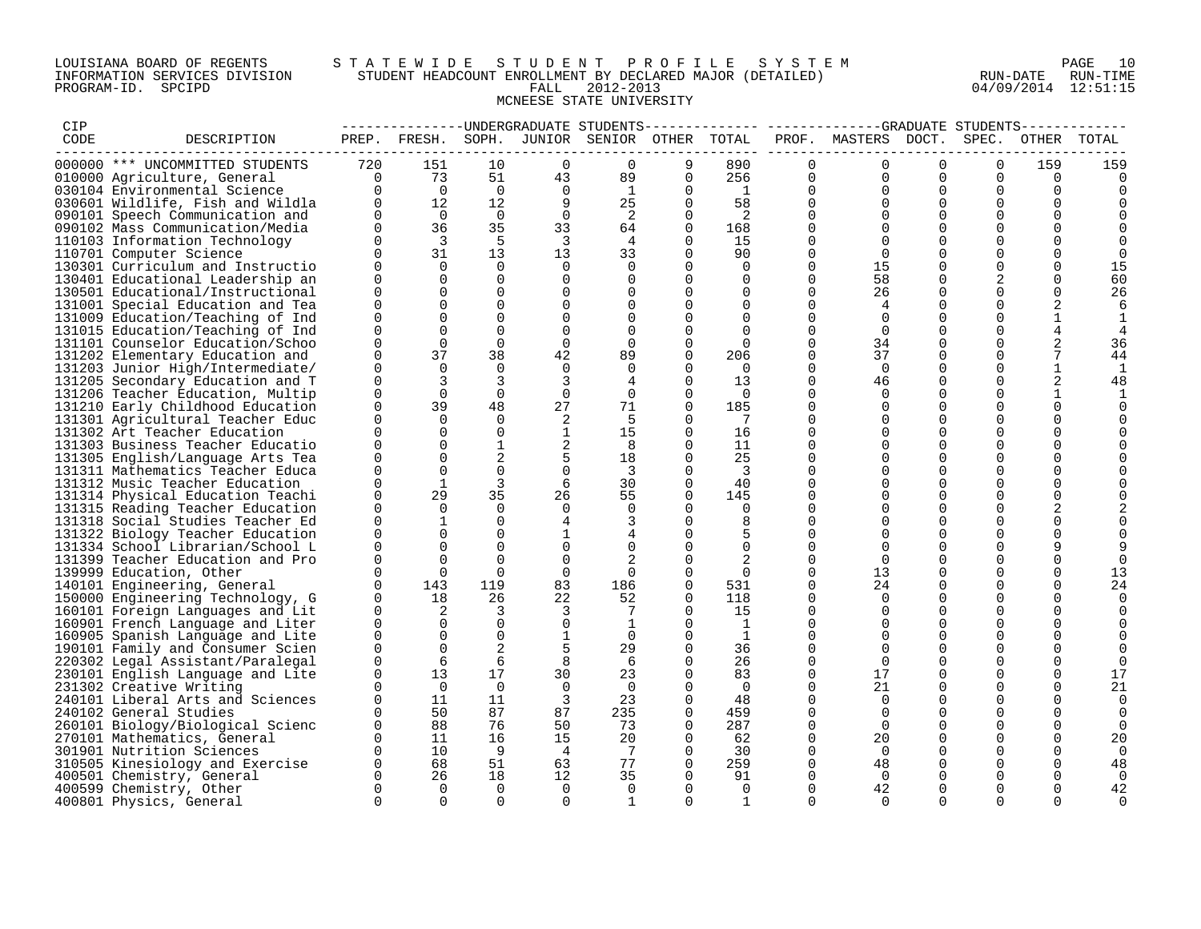LOUISIANA BOARD OF REGENTS — STATEWIDE STUDENT PROFILE SYSTEM
INFORMATION SERVICES DIVISION — STUDENT HEADCOUNT ENROLLMENT BY DECLARED MAJOR (DETAILED) — RUN-DATE 04/09/2014 RUN-TIME 12:51:15
PROGRAM-ID. SPCIPD — FALL 2012-2013

MCNEESE STATE UNIVERSITY

| CIP CODE | DESCRIPTION | UNDERGRADUATE PREP. | FRESH. | SOPH. | JUNIOR | SENIOR | OTHER | TOTAL | GRADUATE PROF. | MASTERS | DOCT. | SPEC. | OTHER | TOTAL |
|---|---|---|---|---|---|---|---|---|---|---|---|---|---|---|
| 000000 | *** UNCOMMITTED STUDENTS | 720 | 151 | 10 | 0 | 0 | 9 | 890 | 0 | 0 | 0 | 0 | 159 | 159 |
| 010000 | Agriculture, General | 0 | 73 | 51 | 43 | 89 | 0 | 256 | 0 | 0 | 0 | 0 | 0 | 0 |
| 030104 | Environmental Science | 0 | 0 | 0 | 0 | 1 | 0 | 1 | 0 | 0 | 0 | 0 | 0 | 0 |
| 030601 | Wildlife, Fish and Wildla | 0 | 12 | 12 | 9 | 25 | 0 | 58 | 0 | 0 | 0 | 0 | 0 | 0 |
| 090101 | Speech Communication and | 0 | 0 | 0 | 0 | 2 | 0 | 2 | 0 | 0 | 0 | 0 | 0 | 0 |
| 090102 | Mass Communication/Media | 0 | 36 | 35 | 33 | 64 | 0 | 168 | 0 | 0 | 0 | 0 | 0 | 0 |
| 110103 | Information Technology | 0 | 3 | 5 | 3 | 4 | 0 | 15 | 0 | 0 | 0 | 0 | 0 | 0 |
| 110701 | Computer Science | 0 | 31 | 13 | 13 | 33 | 0 | 90 | 0 | 0 | 0 | 0 | 0 | 0 |
| 130301 | Curriculum and Instructio | 0 | 0 | 0 | 0 | 0 | 0 | 0 | 0 | 15 | 0 | 0 | 0 | 15 |
| 130401 | Educational Leadership an | 0 | 0 | 0 | 0 | 0 | 0 | 0 | 0 | 58 | 0 | 2 | 0 | 60 |
| 130501 | Educational/Instructional | 0 | 0 | 0 | 0 | 0 | 0 | 0 | 0 | 26 | 0 | 0 | 0 | 26 |
| 131001 | Special Education and Tea | 0 | 0 | 0 | 0 | 0 | 0 | 0 | 0 | 4 | 0 | 0 | 2 | 6 |
| 131009 | Education/Teaching of Ind | 0 | 0 | 0 | 0 | 0 | 0 | 0 | 0 | 0 | 0 | 0 | 1 | 1 |
| 131015 | Education/Teaching of Ind | 0 | 0 | 0 | 0 | 0 | 0 | 0 | 0 | 0 | 0 | 0 | 4 | 4 |
| 131101 | Counselor Education/Schoo | 0 | 0 | 0 | 0 | 0 | 0 | 0 | 0 | 34 | 0 | 0 | 2 | 36 |
| 131202 | Elementary Education and | 0 | 37 | 38 | 42 | 89 | 0 | 206 | 0 | 37 | 0 | 0 | 7 | 44 |
| 131203 | Junior High/Intermediate/ | 0 | 0 | 0 | 0 | 0 | 0 | 0 | 0 | 0 | 0 | 0 | 1 | 1 |
| 131205 | Secondary Education and T | 0 | 3 | 3 | 3 | 4 | 0 | 13 | 0 | 46 | 0 | 0 | 2 | 48 |
| 131206 | Teacher Education, Multip | 0 | 0 | 0 | 0 | 0 | 0 | 0 | 0 | 0 | 0 | 0 | 1 | 1 |
| 131210 | Early Childhood Education | 0 | 39 | 48 | 27 | 71 | 0 | 185 | 0 | 0 | 0 | 0 | 0 | 0 |
| 131301 | Agricultural Teacher Educ | 0 | 0 | 0 | 2 | 5 | 0 | 7 | 0 | 0 | 0 | 0 | 0 | 0 |
| 131302 | Art Teacher Education | 0 | 0 | 0 | 1 | 15 | 0 | 16 | 0 | 0 | 0 | 0 | 0 | 0 |
| 131303 | Business Teacher Educatio | 0 | 0 | 1 | 2 | 8 | 0 | 11 | 0 | 0 | 0 | 0 | 0 | 0 |
| 131305 | English/Language Arts Tea | 0 | 0 | 2 | 5 | 18 | 0 | 25 | 0 | 0 | 0 | 0 | 0 | 0 |
| 131311 | Mathematics Teacher Educa | 0 | 0 | 0 | 0 | 3 | 0 | 3 | 0 | 0 | 0 | 0 | 0 | 0 |
| 131312 | Music Teacher Education | 0 | 1 | 3 | 6 | 30 | 0 | 40 | 0 | 0 | 0 | 0 | 0 | 0 |
| 131314 | Physical Education Teachi | 0 | 29 | 35 | 26 | 55 | 0 | 145 | 0 | 0 | 0 | 0 | 0 | 0 |
| 131315 | Reading Teacher Education | 0 | 0 | 0 | 0 | 0 | 0 | 0 | 0 | 0 | 0 | 0 | 2 | 2 |
| 131318 | Social Studies Teacher Ed | 0 | 1 | 0 | 4 | 3 | 0 | 8 | 0 | 0 | 0 | 0 | 0 | 0 |
| 131322 | Biology Teacher Education | 0 | 0 | 0 | 1 | 4 | 0 | 5 | 0 | 0 | 0 | 0 | 0 | 0 |
| 131334 | School Librarian/School L | 0 | 0 | 0 | 0 | 0 | 0 | 0 | 0 | 0 | 0 | 0 | 9 | 9 |
| 131399 | Teacher Education and Pro | 0 | 0 | 0 | 0 | 2 | 0 | 2 | 0 | 0 | 0 | 0 | 0 | 0 |
| 139999 | Education, Other | 0 | 0 | 0 | 0 | 0 | 0 | 0 | 0 | 13 | 0 | 0 | 0 | 13 |
| 140101 | Engineering, General | 0 | 143 | 119 | 83 | 186 | 0 | 531 | 0 | 24 | 0 | 0 | 0 | 24 |
| 150000 | Engineering Technology, G | 0 | 18 | 26 | 22 | 52 | 0 | 118 | 0 | 0 | 0 | 0 | 0 | 0 |
| 160101 | Foreign Languages and Lit | 0 | 2 | 3 | 3 | 7 | 0 | 15 | 0 | 0 | 0 | 0 | 0 | 0 |
| 160901 | French Language and Liter | 0 | 0 | 0 | 0 | 1 | 0 | 1 | 0 | 0 | 0 | 0 | 0 | 0 |
| 160905 | Spanish Language and Lite | 0 | 0 | 0 | 1 | 0 | 0 | 1 | 0 | 0 | 0 | 0 | 0 | 0 |
| 190101 | Family and Consumer Scien | 0 | 0 | 2 | 5 | 29 | 0 | 36 | 0 | 0 | 0 | 0 | 0 | 0 |
| 220302 | Legal Assistant/Paralegal | 0 | 6 | 6 | 8 | 6 | 0 | 26 | 0 | 0 | 0 | 0 | 0 | 0 |
| 230101 | English Language and Lite | 0 | 13 | 17 | 30 | 23 | 0 | 83 | 0 | 17 | 0 | 0 | 0 | 17 |
| 231302 | Creative Writing | 0 | 0 | 0 | 0 | 0 | 0 | 0 | 0 | 21 | 0 | 0 | 0 | 21 |
| 240101 | Liberal Arts and Sciences | 0 | 11 | 11 | 3 | 23 | 0 | 48 | 0 | 0 | 0 | 0 | 0 | 0 |
| 240102 | General Studies | 0 | 50 | 87 | 87 | 235 | 0 | 459 | 0 | 0 | 0 | 0 | 0 | 0 |
| 260101 | Biology/Biological Scienc | 0 | 88 | 76 | 50 | 73 | 0 | 287 | 0 | 0 | 0 | 0 | 0 | 0 |
| 270101 | Mathematics, General | 0 | 11 | 16 | 15 | 20 | 0 | 62 | 0 | 20 | 0 | 0 | 0 | 20 |
| 301901 | Nutrition Sciences | 0 | 10 | 9 | 4 | 7 | 0 | 30 | 0 | 0 | 0 | 0 | 0 | 0 |
| 310505 | Kinesiology and Exercise | 0 | 68 | 51 | 63 | 77 | 0 | 259 | 0 | 48 | 0 | 0 | 0 | 48 |
| 400501 | Chemistry, General | 0 | 26 | 18 | 12 | 35 | 0 | 91 | 0 | 0 | 0 | 0 | 0 | 0 |
| 400599 | Chemistry, Other | 0 | 0 | 0 | 0 | 0 | 0 | 0 | 0 | 42 | 0 | 0 | 0 | 42 |
| 400801 | Physics, General | 0 | 0 | 0 | 0 | 1 | 0 | 1 | 0 | 0 | 0 | 0 | 0 | 0 |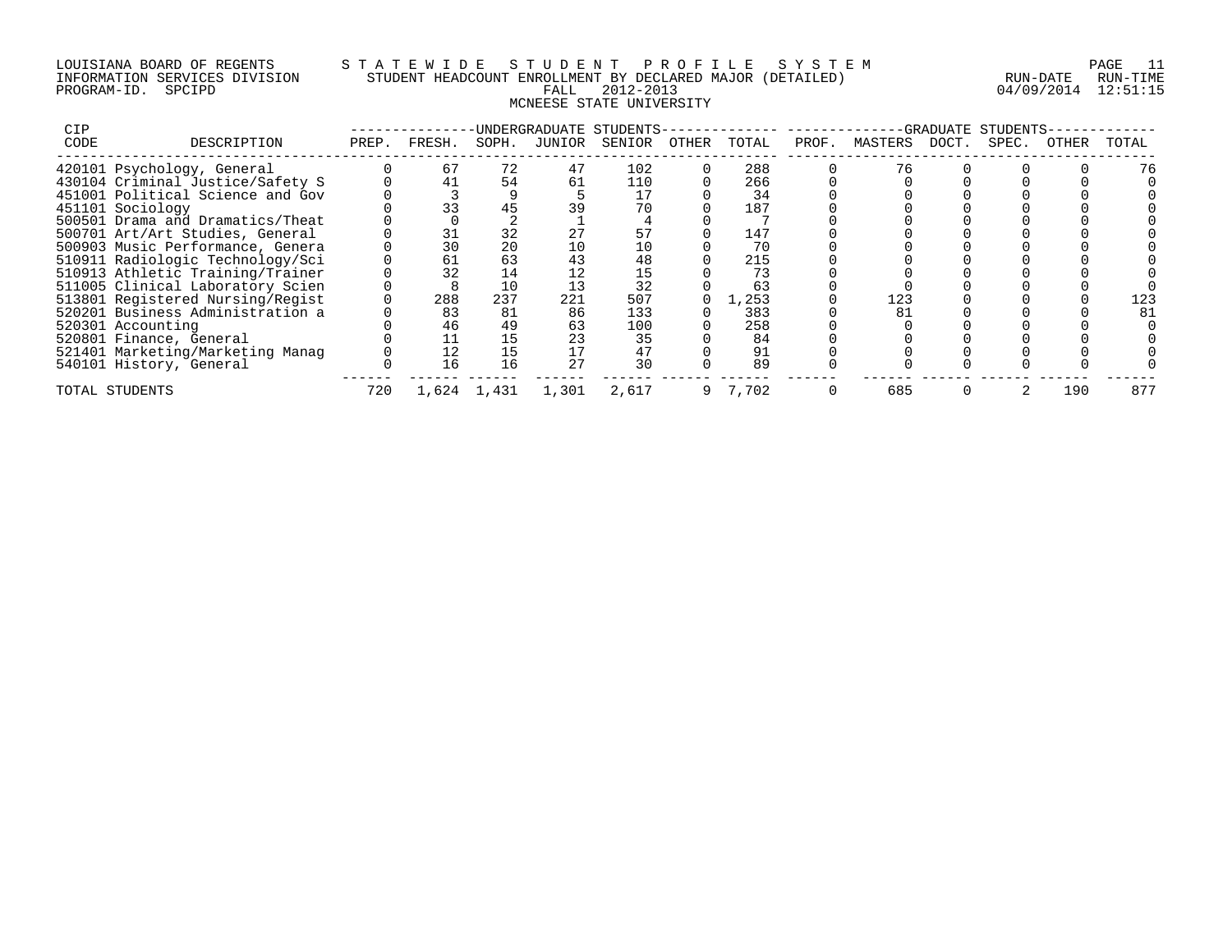LOUISIANA BOARD OF REGENTS — STATEWIDE STUDENT PROFILE SYSTEM
INFORMATION SERVICES DIVISION — STUDENT HEADCOUNT ENROLLMENT BY DECLARED MAJOR (DETAILED)
PROGRAM-ID. SPCIPD — FALL 2012-2013 — RUN-DATE 04/09/2014 RUN-TIME 12:51:15

MCNEESE STATE UNIVERSITY

| CIP CODE | DESCRIPTION | UNDERGRADUATE STUDENTS PREP. | FRESH. | SOPH. | JUNIOR | SENIOR | OTHER | TOTAL | GRADUATE STUDENTS PROF. | MASTERS | DOCT. | SPEC. | OTHER | TOTAL |
|---|---|---|---|---|---|---|---|---|---|---|---|---|---|---|
| 420101 | Psychology, General | 0 | 67 | 72 | 47 | 102 | 0 | 288 | 0 | 76 | 0 | 0 | 0 | 76 |
| 430104 | Criminal Justice/Safety S | 0 | 41 | 54 | 61 | 110 | 0 | 266 | 0 | 0 | 0 | 0 | 0 | 0 |
| 451001 | Political Science and Gov | 0 | 3 | 9 | 5 | 17 | 0 | 34 | 0 | 0 | 0 | 0 | 0 | 0 |
| 451101 | Sociology | 0 | 33 | 45 | 39 | 70 | 0 | 187 | 0 | 0 | 0 | 0 | 0 | 0 |
| 500501 | Drama and Dramatics/Theat | 0 | 0 | 2 | 1 | 4 | 0 | 7 | 0 | 0 | 0 | 0 | 0 | 0 |
| 500701 | Art/Art Studies, General | 0 | 31 | 32 | 27 | 57 | 0 | 147 | 0 | 0 | 0 | 0 | 0 | 0 |
| 500903 | Music Performance, Genera | 0 | 30 | 20 | 10 | 10 | 0 | 70 | 0 | 0 | 0 | 0 | 0 | 0 |
| 510911 | Radiologic Technology/Sci | 0 | 61 | 63 | 43 | 48 | 0 | 215 | 0 | 0 | 0 | 0 | 0 | 0 |
| 510913 | Athletic Training/Trainer | 0 | 32 | 14 | 12 | 15 | 0 | 73 | 0 | 0 | 0 | 0 | 0 | 0 |
| 511005 | Clinical Laboratory Scien | 0 | 8 | 10 | 13 | 32 | 0 | 63 | 0 | 0 | 0 | 0 | 0 | 0 |
| 513801 | Registered Nursing/Regist | 0 | 288 | 237 | 221 | 507 | 0 | 1,253 | 0 | 123 | 0 | 0 | 0 | 123 |
| 520201 | Business Administration a | 0 | 83 | 81 | 86 | 133 | 0 | 383 | 0 | 81 | 0 | 0 | 0 | 81 |
| 520301 | Accounting | 0 | 46 | 49 | 63 | 100 | 0 | 258 | 0 | 0 | 0 | 0 | 0 | 0 |
| 520801 | Finance, General | 0 | 11 | 15 | 23 | 35 | 0 | 84 | 0 | 0 | 0 | 0 | 0 | 0 |
| 521401 | Marketing/Marketing Manag | 0 | 12 | 15 | 17 | 47 | 0 | 91 | 0 | 0 | 0 | 0 | 0 | 0 |
| 540101 | History, General | 0 | 16 | 16 | 27 | 30 | 0 | 89 | 0 | 0 | 0 | 0 | 0 | 0 |
| TOTAL STUDENTS | | 720 | 1,624 | 1,431 | 1,301 | 2,617 | 9 | 7,702 | 0 | 685 | 0 | 2 | 190 | 877 |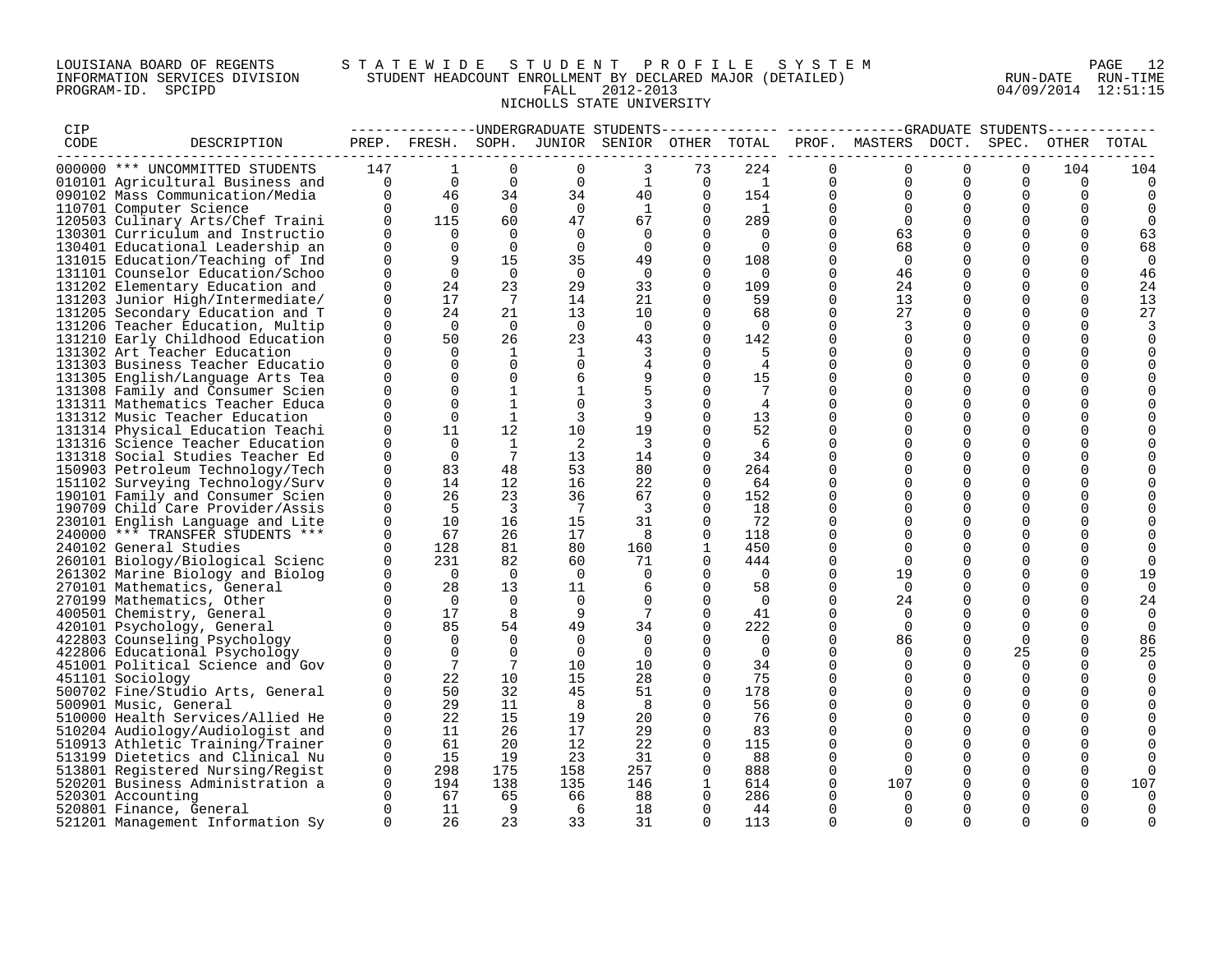LOUISIANA BOARD OF REGENTS — STATEWIDE STUDENT PROFILE SYSTEM
INFORMATION SERVICES DIVISION — STUDENT HEADCOUNT ENROLLMENT BY DECLARED MAJOR (DETAILED) — RUN-DATE 04/09/2014 RUN-TIME 12:51:15
PROGRAM-ID. SPCIPD — FALL 2012-2013

NICHOLLS STATE UNIVERSITY

| CIP CODE | DESCRIPTION | UNDERGRADUATE STUDENTS | | | | | | | GRADUATE STUDENTS | | | | | |
|---|---|---|---|---|---|---|---|---|---|---|---|---|---|---|
| | | PREP. | FRESH. | SOPH. | JUNIOR | SENIOR | OTHER | TOTAL | PROF. | MASTERS | DOCT. | SPEC. | OTHER | TOTAL |
| 000000 | *** UNCOMMITTED STUDENTS | 147 | 1 | 0 | 0 | 3 | 73 | 224 | 0 | 0 | 0 | 0 | 104 | 104 |
| 010101 | Agricultural Business and | 0 | 0 | 0 | 0 | 1 | 0 | 1 | 0 | 0 | 0 | 0 | 0 | 0 |
| 090102 | Mass Communication/Media | 0 | 46 | 34 | 34 | 40 | 0 | 154 | 0 | 0 | 0 | 0 | 0 | 0 |
| 110701 | Computer Science | 0 | 0 | 0 | 0 | 1 | 0 | 1 | 0 | 0 | 0 | 0 | 0 | 0 |
| 120503 | Culinary Arts/Chef Traini | 0 | 115 | 60 | 47 | 67 | 0 | 289 | 0 | 0 | 0 | 0 | 0 | 0 |
| 130301 | Curriculum and Instructio | 0 | 0 | 0 | 0 | 0 | 0 | 0 | 0 | 63 | 0 | 0 | 0 | 63 |
| 130401 | Educational Leadership an | 0 | 0 | 0 | 0 | 0 | 0 | 0 | 0 | 68 | 0 | 0 | 0 | 68 |
| 131015 | Education/Teaching of Ind | 0 | 9 | 15 | 35 | 49 | 0 | 108 | 0 | 0 | 0 | 0 | 0 | 0 |
| 131101 | Counselor Education/Schoo | 0 | 0 | 0 | 0 | 0 | 0 | 0 | 0 | 46 | 0 | 0 | 0 | 46 |
| 131202 | Elementary Education and | 0 | 24 | 23 | 29 | 33 | 0 | 109 | 0 | 24 | 0 | 0 | 0 | 24 |
| 131203 | Junior High/Intermediate/ | 0 | 17 | 7 | 14 | 21 | 0 | 59 | 0 | 13 | 0 | 0 | 0 | 13 |
| 131205 | Secondary Education and T | 0 | 24 | 21 | 13 | 10 | 0 | 68 | 0 | 27 | 0 | 0 | 0 | 27 |
| 131206 | Teacher Education, Multip | 0 | 0 | 0 | 0 | 0 | 0 | 0 | 0 | 3 | 0 | 0 | 0 | 3 |
| 131210 | Early Childhood Education | 0 | 50 | 26 | 23 | 43 | 0 | 142 | 0 | 0 | 0 | 0 | 0 | 0 |
| 131302 | Art Teacher Education | 0 | 0 | 1 | 1 | 3 | 0 | 5 | 0 | 0 | 0 | 0 | 0 | 0 |
| 131303 | Business Teacher Educatio | 0 | 0 | 0 | 0 | 4 | 0 | 4 | 0 | 0 | 0 | 0 | 0 | 0 |
| 131305 | English/Language Arts Tea | 0 | 0 | 0 | 6 | 9 | 0 | 15 | 0 | 0 | 0 | 0 | 0 | 0 |
| 131308 | Family and Consumer Scien | 0 | 0 | 1 | 1 | 5 | 0 | 7 | 0 | 0 | 0 | 0 | 0 | 0 |
| 131311 | Mathematics Teacher Educa | 0 | 0 | 1 | 0 | 3 | 0 | 4 | 0 | 0 | 0 | 0 | 0 | 0 |
| 131312 | Music Teacher Education | 0 | 0 | 1 | 3 | 9 | 0 | 13 | 0 | 0 | 0 | 0 | 0 | 0 |
| 131314 | Physical Education Teachi | 0 | 11 | 12 | 10 | 19 | 0 | 52 | 0 | 0 | 0 | 0 | 0 | 0 |
| 131316 | Science Teacher Education | 0 | 0 | 1 | 2 | 3 | 0 | 6 | 0 | 0 | 0 | 0 | 0 | 0 |
| 131318 | Social Studies Teacher Ed | 0 | 0 | 7 | 13 | 14 | 0 | 34 | 0 | 0 | 0 | 0 | 0 | 0 |
| 150903 | Petroleum Technology/Tech | 0 | 83 | 48 | 53 | 80 | 0 | 264 | 0 | 0 | 0 | 0 | 0 | 0 |
| 151102 | Surveying Technology/Surv | 0 | 14 | 12 | 16 | 22 | 0 | 64 | 0 | 0 | 0 | 0 | 0 | 0 |
| 190101 | Family and Consumer Scien | 0 | 26 | 23 | 36 | 67 | 0 | 152 | 0 | 0 | 0 | 0 | 0 | 0 |
| 190709 | Child Care Provider/Assis | 0 | 5 | 3 | 7 | 3 | 0 | 18 | 0 | 0 | 0 | 0 | 0 | 0 |
| 230101 | English Language and Lite | 0 | 10 | 16 | 15 | 31 | 0 | 72 | 0 | 0 | 0 | 0 | 0 | 0 |
| 240000 | *** TRANSFER STUDENTS *** | 0 | 67 | 26 | 17 | 8 | 0 | 118 | 0 | 0 | 0 | 0 | 0 | 0 |
| 240102 | General Studies | 0 | 128 | 81 | 80 | 160 | 1 | 450 | 0 | 0 | 0 | 0 | 0 | 0 |
| 260101 | Biology/Biological Scienc | 0 | 231 | 82 | 60 | 71 | 0 | 444 | 0 | 0 | 0 | 0 | 0 | 0 |
| 261302 | Marine Biology and Biolog | 0 | 0 | 0 | 0 | 0 | 0 | 0 | 0 | 19 | 0 | 0 | 0 | 19 |
| 270101 | Mathematics, General | 0 | 28 | 13 | 11 | 6 | 0 | 58 | 0 | 0 | 0 | 0 | 0 | 0 |
| 270199 | Mathematics, Other | 0 | 0 | 0 | 0 | 0 | 0 | 0 | 0 | 24 | 0 | 0 | 0 | 24 |
| 400501 | Chemistry, General | 0 | 17 | 8 | 9 | 7 | 0 | 41 | 0 | 0 | 0 | 0 | 0 | 0 |
| 420101 | Psychology, General | 0 | 85 | 54 | 49 | 34 | 0 | 222 | 0 | 0 | 0 | 0 | 0 | 0 |
| 422803 | Counseling Psychology | 0 | 0 | 0 | 0 | 0 | 0 | 0 | 0 | 86 | 0 | 0 | 0 | 86 |
| 422806 | Educational Psychology | 0 | 0 | 0 | 0 | 0 | 0 | 0 | 0 | 0 | 0 | 25 | 0 | 25 |
| 451001 | Political Science and Gov | 0 | 7 | 7 | 10 | 10 | 0 | 34 | 0 | 0 | 0 | 0 | 0 | 0 |
| 451101 | Sociology | 0 | 22 | 10 | 15 | 28 | 0 | 75 | 0 | 0 | 0 | 0 | 0 | 0 |
| 500702 | Fine/Studio Arts, General | 0 | 50 | 32 | 45 | 51 | 0 | 178 | 0 | 0 | 0 | 0 | 0 | 0 |
| 500901 | Music, General | 0 | 29 | 11 | 8 | 8 | 0 | 56 | 0 | 0 | 0 | 0 | 0 | 0 |
| 510000 | Health Services/Allied He | 0 | 22 | 15 | 19 | 20 | 0 | 76 | 0 | 0 | 0 | 0 | 0 | 0 |
| 510204 | Audiology/Audiologist and | 0 | 11 | 26 | 17 | 29 | 0 | 83 | 0 | 0 | 0 | 0 | 0 | 0 |
| 510913 | Athletic Training/Trainer | 0 | 61 | 20 | 12 | 22 | 0 | 115 | 0 | 0 | 0 | 0 | 0 | 0 |
| 513199 | Dietetics and Clinical Nu | 0 | 15 | 19 | 23 | 31 | 0 | 88 | 0 | 0 | 0 | 0 | 0 | 0 |
| 513801 | Registered Nursing/Regist | 0 | 298 | 175 | 158 | 257 | 0 | 888 | 0 | 0 | 0 | 0 | 0 | 0 |
| 520201 | Business Administration a | 0 | 194 | 138 | 135 | 146 | 1 | 614 | 0 | 107 | 0 | 0 | 0 | 107 |
| 520301 | Accounting | 0 | 67 | 65 | 66 | 88 | 0 | 286 | 0 | 0 | 0 | 0 | 0 | 0 |
| 520801 | Finance, General | 0 | 11 | 9 | 6 | 18 | 0 | 44 | 0 | 0 | 0 | 0 | 0 | 0 |
| 521201 | Management Information Sy | 0 | 26 | 23 | 33 | 31 | 0 | 113 | 0 | 0 | 0 | 0 | 0 | 0 |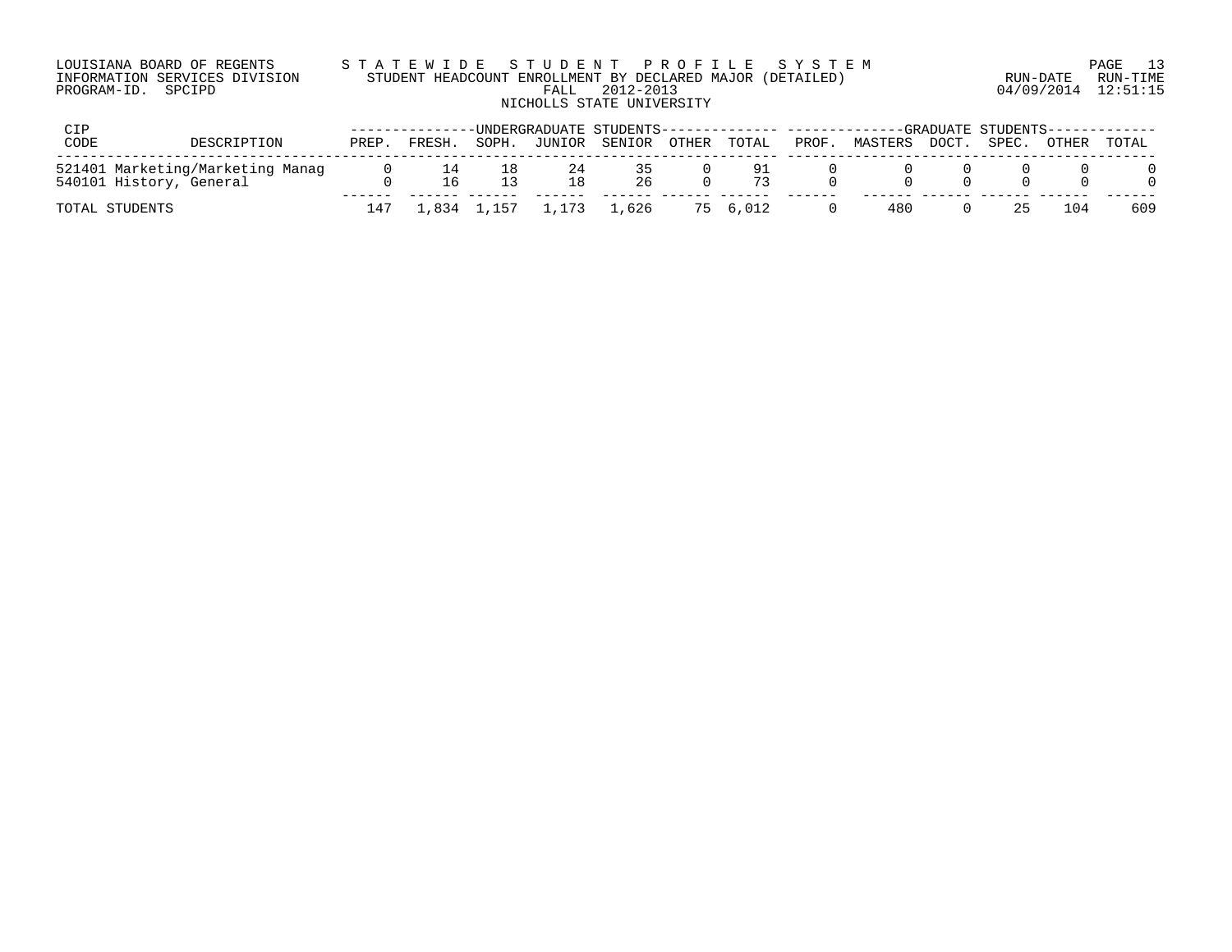LOUISIANA BOARD OF REGENTS
INFORMATION SERVICES DIVISION
PROGRAM-ID. SPCIPD

STATEWIDE STUDENT PROFILE SYSTEM
STUDENT HEADCOUNT ENROLLMENT BY DECLARED MAJOR (DETAILED)
FALL 2012-2013
NICHOLLS STATE UNIVERSITY

RUN-DATE 04/09/2014 RUN-TIME 12:51:15

| CIP CODE | DESCRIPTION | UNDERGRADUATE STUDENTS | | | | | | | GRADUATE STUDENTS | | | | | |
|---|---|---|---|---|---|---|---|---|---|---|---|---|---|---|
| | | PREP. | FRESH. | SOPH. | JUNIOR | SENIOR | OTHER | TOTAL | PROF. | MASTERS | DOCT. | SPEC. | OTHER | TOTAL |
| 521401 | Marketing/Marketing Manag | 0 | 14 | 18 | 24 | 35 | 0 | 91 | 0 | 0 | 0 | 0 | 0 | 0 |
| 540101 | History, General | 0 | 16 | 13 | 18 | 26 | 0 | 73 | 0 | 0 | 0 | 0 | 0 | 0 |
| TOTAL STUDENTS | | 147 | 1,834 | 1,157 | 1,173 | 1,626 | 75 | 6,012 | 0 | 480 | 0 | 25 | 104 | 609 |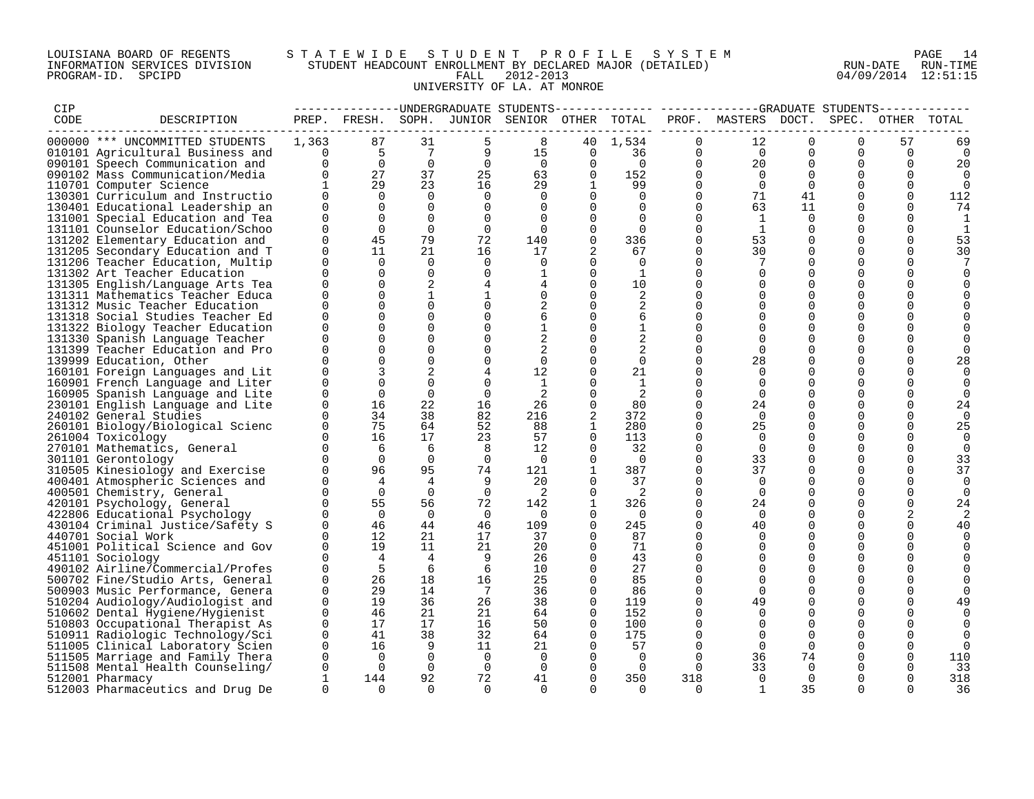LOUISIANA BOARD OF REGENTS — STATEWIDE STUDENT PROFILE SYSTEM
INFORMATION SERVICES DIVISION — STUDENT HEADCOUNT ENROLLMENT BY DECLARED MAJOR (DETAILED)
PROGRAM-ID. SPCIPD — FALL 2012-2013 — RUN-DATE 04/09/2014 RUN-TIME 12:51:15

UNIVERSITY OF LA. AT MONROE

| CIP CODE | DESCRIPTION | UNDERGRADUATE STUDENTS PREP. | FRESH. | SOPH. | JUNIOR | SENIOR | OTHER | TOTAL | GRADUATE STUDENTS PROF. | MASTERS | DOCT. | SPEC. | OTHER | TOTAL |
|---|---|---|---|---|---|---|---|---|---|---|---|---|---|---|
| 000000 | *** UNCOMMITTED STUDENTS | 1,363 | 87 | 31 | 5 | 8 | 40 | 1,534 | 0 | 12 | 0 | 0 | 57 | 69 |
| 010101 | Agricultural Business and | 0 | 5 | 7 | 9 | 15 | 0 | 36 | 0 | 0 | 0 | 0 | 0 | 0 |
| 090101 | Speech Communication and | 0 | 0 | 0 | 0 | 0 | 0 | 0 | 0 | 20 | 0 | 0 | 0 | 20 |
| 090102 | Mass Communication/Media | 0 | 27 | 37 | 25 | 63 | 0 | 152 | 0 | 0 | 0 | 0 | 0 | 0 |
| 110701 | Computer Science | 1 | 29 | 23 | 16 | 29 | 1 | 99 | 0 | 0 | 0 | 0 | 0 | 0 |
| 130301 | Curriculum and Instructio | 0 | 0 | 0 | 0 | 0 | 0 | 0 | 0 | 71 | 41 | 0 | 0 | 112 |
| 130401 | Educational Leadership an | 0 | 0 | 0 | 0 | 0 | 0 | 0 | 0 | 63 | 11 | 0 | 0 | 74 |
| 131001 | Special Education and Tea | 0 | 0 | 0 | 0 | 0 | 0 | 0 | 0 | 1 | 0 | 0 | 0 | 1 |
| 131101 | Counselor Education/Schoo | 0 | 0 | 0 | 0 | 0 | 0 | 0 | 0 | 1 | 0 | 0 | 0 | 1 |
| 131202 | Elementary Education and | 0 | 45 | 79 | 72 | 140 | 0 | 336 | 0 | 53 | 0 | 0 | 0 | 53 |
| 131205 | Secondary Education and T | 0 | 11 | 21 | 16 | 17 | 2 | 67 | 0 | 30 | 0 | 0 | 0 | 30 |
| 131206 | Teacher Education, Multip | 0 | 0 | 0 | 0 | 0 | 0 | 0 | 0 | 7 | 0 | 0 | 0 | 7 |
| 131302 | Art Teacher Education | 0 | 0 | 0 | 0 | 1 | 0 | 1 | 0 | 0 | 0 | 0 | 0 | 0 |
| 131305 | English/Language Arts Tea | 0 | 0 | 2 | 4 | 4 | 0 | 10 | 0 | 0 | 0 | 0 | 0 | 0 |
| 131311 | Mathematics Teacher Educa | 0 | 0 | 1 | 1 | 0 | 0 | 2 | 0 | 0 | 0 | 0 | 0 | 0 |
| 131312 | Music Teacher Education | 0 | 0 | 0 | 0 | 2 | 0 | 2 | 0 | 0 | 0 | 0 | 0 | 0 |
| 131318 | Social Studies Teacher Ed | 0 | 0 | 0 | 0 | 6 | 0 | 6 | 0 | 0 | 0 | 0 | 0 | 0 |
| 131322 | Biology Teacher Education | 0 | 0 | 0 | 0 | 1 | 0 | 1 | 0 | 0 | 0 | 0 | 0 | 0 |
| 131330 | Spanish Language Teacher | 0 | 0 | 0 | 0 | 2 | 0 | 2 | 0 | 0 | 0 | 0 | 0 | 0 |
| 131399 | Teacher Education and Pro | 0 | 0 | 0 | 0 | 2 | 0 | 2 | 0 | 0 | 0 | 0 | 0 | 0 |
| 139999 | Education, Other | 0 | 0 | 0 | 0 | 0 | 0 | 0 | 0 | 28 | 0 | 0 | 0 | 28 |
| 160101 | Foreign Languages and Lit | 0 | 3 | 2 | 4 | 12 | 0 | 21 | 0 | 0 | 0 | 0 | 0 | 0 |
| 160901 | French Language and Liter | 0 | 0 | 0 | 0 | 1 | 0 | 1 | 0 | 0 | 0 | 0 | 0 | 0 |
| 160905 | Spanish Language and Lite | 0 | 0 | 0 | 0 | 2 | 0 | 2 | 0 | 0 | 0 | 0 | 0 | 0 |
| 230101 | English Language and Lite | 0 | 16 | 22 | 16 | 26 | 0 | 80 | 0 | 24 | 0 | 0 | 0 | 24 |
| 240102 | General Studies | 0 | 34 | 38 | 82 | 216 | 2 | 372 | 0 | 0 | 0 | 0 | 0 | 0 |
| 260101 | Biology/Biological Scienc | 0 | 75 | 64 | 52 | 88 | 1 | 280 | 0 | 25 | 0 | 0 | 0 | 25 |
| 261004 | Toxicology | 0 | 16 | 17 | 23 | 57 | 0 | 113 | 0 | 0 | 0 | 0 | 0 | 0 |
| 270101 | Mathematics, General | 0 | 6 | 6 | 8 | 12 | 0 | 32 | 0 | 0 | 0 | 0 | 0 | 0 |
| 301101 | Gerontology | 0 | 0 | 0 | 0 | 0 | 0 | 0 | 0 | 33 | 0 | 0 | 0 | 33 |
| 310505 | Kinesiology and Exercise | 0 | 96 | 95 | 74 | 121 | 1 | 387 | 0 | 37 | 0 | 0 | 0 | 37 |
| 400401 | Atmospheric Sciences and | 0 | 4 | 4 | 9 | 20 | 0 | 37 | 0 | 0 | 0 | 0 | 0 | 0 |
| 400501 | Chemistry, General | 0 | 0 | 0 | 0 | 2 | 0 | 2 | 0 | 0 | 0 | 0 | 0 | 0 |
| 420101 | Psychology, General | 0 | 55 | 56 | 72 | 142 | 1 | 326 | 0 | 24 | 0 | 0 | 0 | 24 |
| 422806 | Educational Psychology | 0 | 0 | 0 | 0 | 0 | 0 | 0 | 0 | 0 | 0 | 0 | 2 | 2 |
| 430104 | Criminal Justice/Safety S | 0 | 46 | 44 | 46 | 109 | 0 | 245 | 0 | 40 | 0 | 0 | 0 | 40 |
| 440701 | Social Work | 0 | 12 | 21 | 17 | 37 | 0 | 87 | 0 | 0 | 0 | 0 | 0 | 0 |
| 451001 | Political Science and Gov | 0 | 19 | 11 | 21 | 20 | 0 | 71 | 0 | 0 | 0 | 0 | 0 | 0 |
| 451101 | Sociology | 0 | 4 | 4 | 9 | 26 | 0 | 43 | 0 | 0 | 0 | 0 | 0 | 0 |
| 490102 | Airline/Commercial/Profes | 0 | 5 | 6 | 6 | 10 | 0 | 27 | 0 | 0 | 0 | 0 | 0 | 0 |
| 500702 | Fine/Studio Arts, General | 0 | 26 | 18 | 16 | 25 | 0 | 85 | 0 | 0 | 0 | 0 | 0 | 0 |
| 500903 | Music Performance, Genera | 0 | 29 | 14 | 7 | 36 | 0 | 86 | 0 | 0 | 0 | 0 | 0 | 0 |
| 510204 | Audiology/Audiologist and | 0 | 19 | 36 | 26 | 38 | 0 | 119 | 0 | 49 | 0 | 0 | 0 | 49 |
| 510602 | Dental Hygiene/Hygienist | 0 | 46 | 21 | 21 | 64 | 0 | 152 | 0 | 0 | 0 | 0 | 0 | 0 |
| 510803 | Occupational Therapist As | 0 | 17 | 17 | 16 | 50 | 0 | 100 | 0 | 0 | 0 | 0 | 0 | 0 |
| 510911 | Radiologic Technology/Sci | 0 | 41 | 38 | 32 | 64 | 0 | 175 | 0 | 0 | 0 | 0 | 0 | 0 |
| 511005 | Clinical Laboratory Scien | 0 | 16 | 9 | 11 | 21 | 0 | 57 | 0 | 0 | 0 | 0 | 0 | 0 |
| 511505 | Marriage and Family Thera | 0 | 0 | 0 | 0 | 0 | 0 | 0 | 0 | 36 | 74 | 0 | 0 | 110 |
| 511508 | Mental Health Counseling/ | 0 | 0 | 0 | 0 | 0 | 0 | 0 | 0 | 33 | 0 | 0 | 0 | 33 |
| 512001 | Pharmacy | 1 | 144 | 92 | 72 | 41 | 0 | 350 | 318 | 0 | 0 | 0 | 0 | 318 |
| 512003 | Pharmaceutics and Drug De | 0 | 0 | 0 | 0 | 0 | 0 | 0 | 0 | 1 | 35 | 0 | 0 | 36 |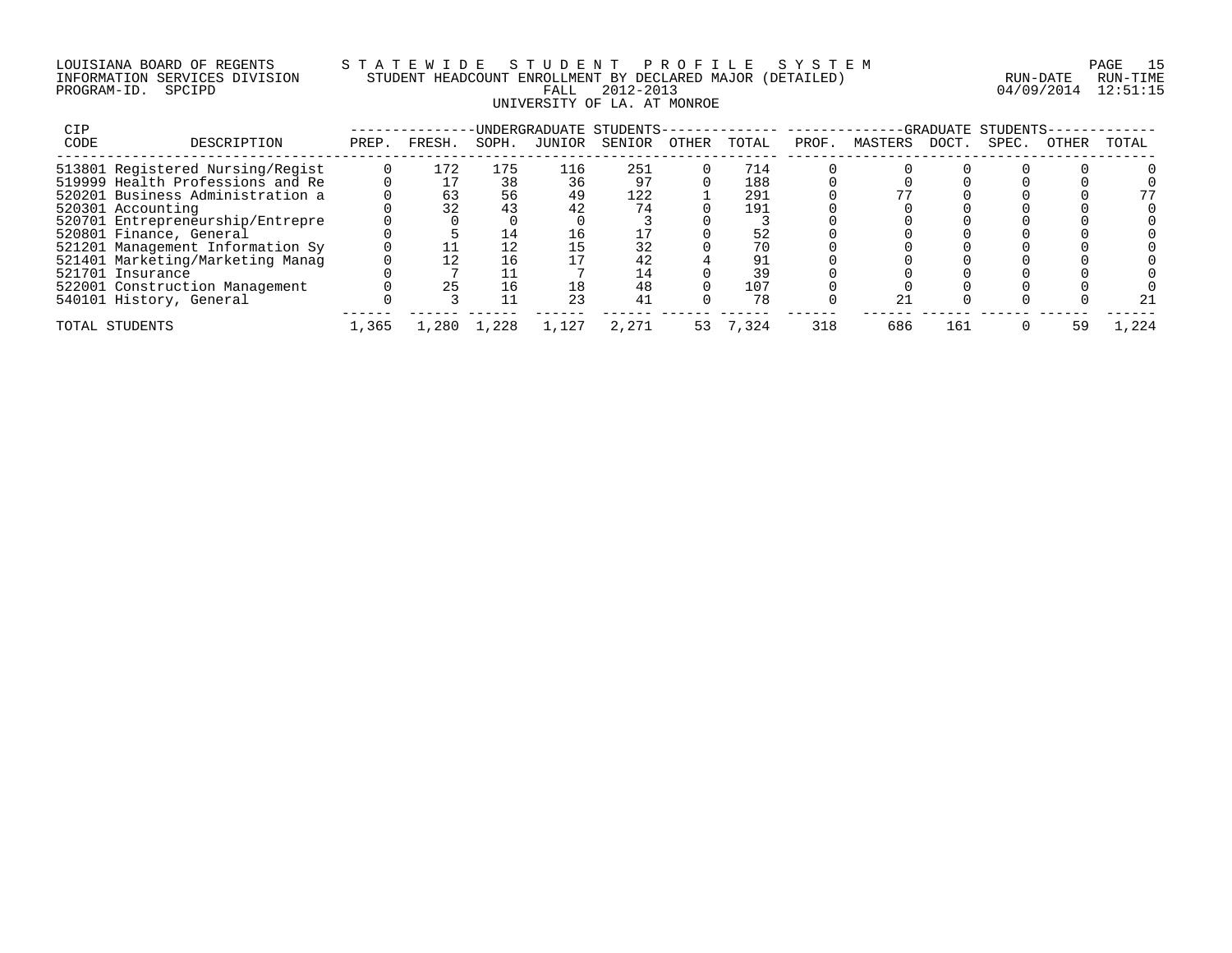LOUISIANA BOARD OF REGENTS — STATEWIDE STUDENT PROFILE SYSTEM
INFORMATION SERVICES DIVISION — STUDENT HEADCOUNT ENROLLMENT BY DECLARED MAJOR (DETAILED)
PROGRAM-ID. SPCIPD — FALL 2012-2013 — RUN-DATE 04/09/2014 RUN-TIME 12:51:15

UNIVERSITY OF LA. AT MONROE

| CIP CODE | DESCRIPTION | UNDERGRADUATE STUDENTS PREP. | FRESH. | SOPH. | JUNIOR | SENIOR | OTHER | TOTAL | GRADUATE STUDENTS PROF. | MASTERS | DOCT. | SPEC. | OTHER | TOTAL |
|---|---|---|---|---|---|---|---|---|---|---|---|---|---|---|
| 513801 | Registered Nursing/Regist | 0 | 172 | 175 | 116 | 251 | 0 | 714 | 0 | 0 | 0 | 0 | 0 | 0 |
| 519999 | Health Professions and Re | 0 | 17 | 38 | 36 | 97 | 0 | 188 | 0 | 0 | 0 | 0 | 0 | 0 |
| 520201 | Business Administration a | 0 | 63 | 56 | 49 | 122 | 1 | 291 | 0 | 77 | 0 | 0 | 0 | 77 |
| 520301 | Accounting | 0 | 32 | 43 | 42 | 74 | 0 | 191 | 0 | 0 | 0 | 0 | 0 | 0 |
| 520701 | Entrepreneurship/Entrepre | 0 | 0 | 0 | 0 | 3 | 0 | 3 | 0 | 0 | 0 | 0 | 0 | 0 |
| 520801 | Finance, General | 0 | 5 | 14 | 16 | 17 | 0 | 52 | 0 | 0 | 0 | 0 | 0 | 0 |
| 521201 | Management Information Sy | 0 | 11 | 12 | 15 | 32 | 0 | 70 | 0 | 0 | 0 | 0 | 0 | 0 |
| 521401 | Marketing/Marketing Manag | 0 | 12 | 16 | 17 | 42 | 4 | 91 | 0 | 0 | 0 | 0 | 0 | 0 |
| 521701 | Insurance | 0 | 7 | 11 | 7 | 14 | 0 | 39 | 0 | 0 | 0 | 0 | 0 | 0 |
| 522001 | Construction Management | 0 | 25 | 16 | 18 | 48 | 0 | 107 | 0 | 0 | 0 | 0 | 0 | 0 |
| 540101 | History, General | 0 | 3 | 11 | 23 | 41 | 0 | 78 | 0 | 21 | 0 | 0 | 0 | 21 |
| TOTAL STUDENTS | | 1,365 | 1,280 | 1,228 | 1,127 | 2,271 | 53 | 7,324 | 318 | 686 | 161 | 0 | 59 | 1,224 |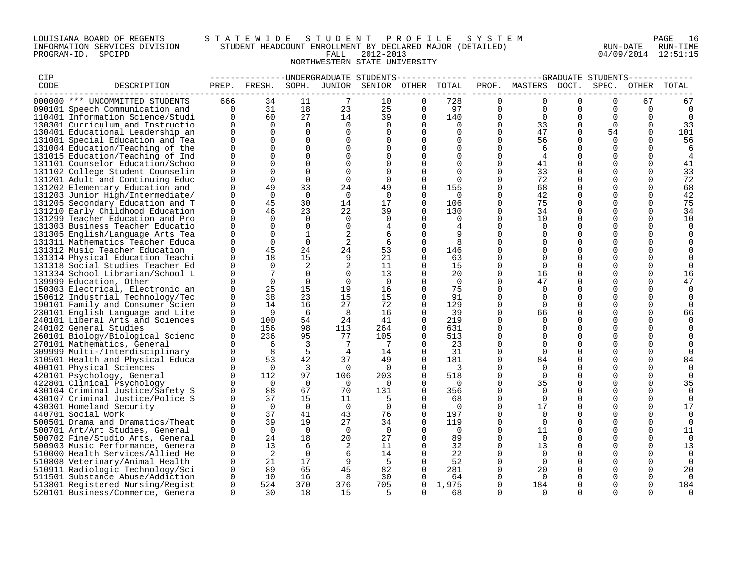LOUISIANA BOARD OF REGENTS — STATEWIDE STUDENT PROFILE SYSTEM
INFORMATION SERVICES DIVISION — STUDENT HEADCOUNT ENROLLMENT BY DECLARED MAJOR (DETAILED) — RUN-DATE 04/09/2014 RUN-TIME 12:51:15
PROGRAM-ID. SPCIPD — FALL 2012-2013

NORTHWESTERN STATE UNIVERSITY

| CIP CODE | DESCRIPTION | UNDERGRADUATE STUDENTS | | | | | | | GRADUATE STUDENTS | | | | | |
|---|---|---|---|---|---|---|---|---|---|---|---|---|---|---|
| | | PREP. | FRESH. | SOPH. | JUNIOR | SENIOR | OTHER | TOTAL | PROF. | MASTERS | DOCT. | SPEC. | OTHER | TOTAL |
| 000000 | *** UNCOMMITTED STUDENTS | 666 | 34 | 11 | 7 | 10 | 0 | 728 | 0 | 0 | 0 | 0 | 67 | 67 |
| 090101 | Speech Communication and | 0 | 31 | 18 | 23 | 25 | 0 | 97 | 0 | 0 | 0 | 0 | 0 | 0 |
| 110401 | Information Science/Studi | 0 | 60 | 27 | 14 | 39 | 0 | 140 | 0 | 0 | 0 | 0 | 0 | 0 |
| 130301 | Curriculum and Instructio | 0 | 0 | 0 | 0 | 0 | 0 | 0 | 0 | 33 | 0 | 0 | 0 | 33 |
| 130401 | Educational Leadership an | 0 | 0 | 0 | 0 | 0 | 0 | 0 | 0 | 47 | 0 | 54 | 0 | 101 |
| 131001 | Special Education and Tea | 0 | 0 | 0 | 0 | 0 | 0 | 0 | 0 | 56 | 0 | 0 | 0 | 56 |
| 131004 | Education/Teaching of the | 0 | 0 | 0 | 0 | 0 | 0 | 0 | 0 | 6 | 0 | 0 | 0 | 6 |
| 131015 | Education/Teaching of Ind | 0 | 0 | 0 | 0 | 0 | 0 | 0 | 0 | 4 | 0 | 0 | 0 | 4 |
| 131101 | Counselor Education/Schoo | 0 | 0 | 0 | 0 | 0 | 0 | 0 | 0 | 41 | 0 | 0 | 0 | 41 |
| 131102 | College Student Counselin | 0 | 0 | 0 | 0 | 0 | 0 | 0 | 0 | 33 | 0 | 0 | 0 | 33 |
| 131201 | Adult and Continuing Educ | 0 | 0 | 0 | 0 | 0 | 0 | 0 | 0 | 72 | 0 | 0 | 0 | 72 |
| 131202 | Elementary Education and | 0 | 49 | 33 | 24 | 49 | 0 | 155 | 0 | 68 | 0 | 0 | 0 | 68 |
| 131203 | Junior High/Intermediate/ | 0 | 0 | 0 | 0 | 0 | 0 | 0 | 0 | 42 | 0 | 0 | 0 | 42 |
| 131205 | Secondary Education and T | 0 | 45 | 30 | 14 | 17 | 0 | 106 | 0 | 75 | 0 | 0 | 0 | 75 |
| 131210 | Early Childhood Education | 0 | 46 | 23 | 22 | 39 | 0 | 130 | 0 | 34 | 0 | 0 | 0 | 34 |
| 131299 | Teacher Education and Pro | 0 | 0 | 0 | 0 | 0 | 0 | 0 | 0 | 10 | 0 | 0 | 0 | 10 |
| 131303 | Business Teacher Educatio | 0 | 0 | 0 | 0 | 4 | 0 | 4 | 0 | 0 | 0 | 0 | 0 | 0 |
| 131305 | English/Language Arts Tea | 0 | 0 | 1 | 2 | 6 | 0 | 9 | 0 | 0 | 0 | 0 | 0 | 0 |
| 131311 | Mathematics Teacher Educa | 0 | 0 | 0 | 2 | 6 | 0 | 8 | 0 | 0 | 0 | 0 | 0 | 0 |
| 131312 | Music Teacher Education | 0 | 45 | 24 | 24 | 53 | 0 | 146 | 0 | 0 | 0 | 0 | 0 | 0 |
| 131314 | Physical Education Teachi | 0 | 18 | 15 | 9 | 21 | 0 | 63 | 0 | 0 | 0 | 0 | 0 | 0 |
| 131318 | Social Studies Teacher Ed | 0 | 0 | 2 | 2 | 11 | 0 | 15 | 0 | 0 | 0 | 0 | 0 | 0 |
| 131334 | School Librarian/School L | 0 | 7 | 0 | 0 | 13 | 0 | 20 | 0 | 16 | 0 | 0 | 0 | 16 |
| 139999 | Education, Other | 0 | 0 | 0 | 0 | 0 | 0 | 0 | 0 | 47 | 0 | 0 | 0 | 47 |
| 150303 | Electrical, Electronic an | 0 | 25 | 15 | 19 | 16 | 0 | 75 | 0 | 0 | 0 | 0 | 0 | 0 |
| 150612 | Industrial Technology/Tec | 0 | 38 | 23 | 15 | 15 | 0 | 91 | 0 | 0 | 0 | 0 | 0 | 0 |
| 190101 | Family and Consumer Scien | 0 | 14 | 16 | 27 | 72 | 0 | 129 | 0 | 0 | 0 | 0 | 0 | 0 |
| 230101 | English Language and Lite | 0 | 9 | 6 | 8 | 16 | 0 | 39 | 0 | 66 | 0 | 0 | 0 | 66 |
| 240101 | Liberal Arts and Sciences | 0 | 100 | 54 | 24 | 41 | 0 | 219 | 0 | 0 | 0 | 0 | 0 | 0 |
| 240102 | General Studies | 0 | 156 | 98 | 113 | 264 | 0 | 631 | 0 | 0 | 0 | 0 | 0 | 0 |
| 260101 | Biology/Biological Scienc | 0 | 236 | 95 | 77 | 105 | 0 | 513 | 0 | 0 | 0 | 0 | 0 | 0 |
| 270101 | Mathematics, General | 0 | 6 | 3 | 7 | 7 | 0 | 23 | 0 | 0 | 0 | 0 | 0 | 0 |
| 309999 | Multi-/Interdisciplinary | 0 | 8 | 5 | 4 | 14 | 0 | 31 | 0 | 0 | 0 | 0 | 0 | 0 |
| 310501 | Health and Physical Educa | 0 | 53 | 42 | 37 | 49 | 0 | 181 | 0 | 84 | 0 | 0 | 0 | 84 |
| 400101 | Physical Sciences | 0 | 0 | 3 | 0 | 0 | 0 | 3 | 0 | 0 | 0 | 0 | 0 | 0 |
| 420101 | Psychology, General | 0 | 112 | 97 | 106 | 203 | 0 | 518 | 0 | 0 | 0 | 0 | 0 | 0 |
| 422801 | Clinical Psychology | 0 | 0 | 0 | 0 | 0 | 0 | 0 | 0 | 35 | 0 | 0 | 0 | 35 |
| 430104 | Criminal Justice/Safety S | 0 | 88 | 67 | 70 | 131 | 0 | 356 | 0 | 0 | 0 | 0 | 0 | 0 |
| 430107 | Criminal Justice/Police S | 0 | 37 | 15 | 11 | 5 | 0 | 68 | 0 | 0 | 0 | 0 | 0 | 0 |
| 430301 | Homeland Security | 0 | 0 | 0 | 0 | 0 | 0 | 0 | 0 | 17 | 0 | 0 | 0 | 17 |
| 440701 | Social Work | 0 | 37 | 41 | 43 | 76 | 0 | 197 | 0 | 0 | 0 | 0 | 0 | 0 |
| 500501 | Drama and Dramatics/Theat | 0 | 39 | 19 | 27 | 34 | 0 | 119 | 0 | 0 | 0 | 0 | 0 | 0 |
| 500701 | Art/Art Studies, General | 0 | 0 | 0 | 0 | 0 | 0 | 0 | 0 | 11 | 0 | 0 | 0 | 11 |
| 500702 | Fine/Studio Arts, General | 0 | 24 | 18 | 20 | 27 | 0 | 89 | 0 | 0 | 0 | 0 | 0 | 0 |
| 500903 | Music Performance, Genera | 0 | 13 | 6 | 2 | 11 | 0 | 32 | 0 | 13 | 0 | 0 | 0 | 13 |
| 510000 | Health Services/Allied He | 0 | 2 | 0 | 6 | 14 | 0 | 22 | 0 | 0 | 0 | 0 | 0 | 0 |
| 510808 | Veterinary/Animal Health | 0 | 21 | 17 | 9 | 5 | 0 | 52 | 0 | 0 | 0 | 0 | 0 | 0 |
| 510911 | Radiologic Technology/Sci | 0 | 89 | 65 | 45 | 82 | 0 | 281 | 0 | 20 | 0 | 0 | 0 | 20 |
| 511501 | Substance Abuse/Addiction | 0 | 10 | 16 | 8 | 30 | 0 | 64 | 0 | 0 | 0 | 0 | 0 | 0 |
| 513801 | Registered Nursing/Regist | 0 | 524 | 370 | 376 | 705 | 0 | 1,975 | 0 | 184 | 0 | 0 | 0 | 184 |
| 520101 | Business/Commerce, Genera | 0 | 30 | 18 | 15 | 5 | 0 | 68 | 0 | 0 | 0 | 0 | 0 | 0 |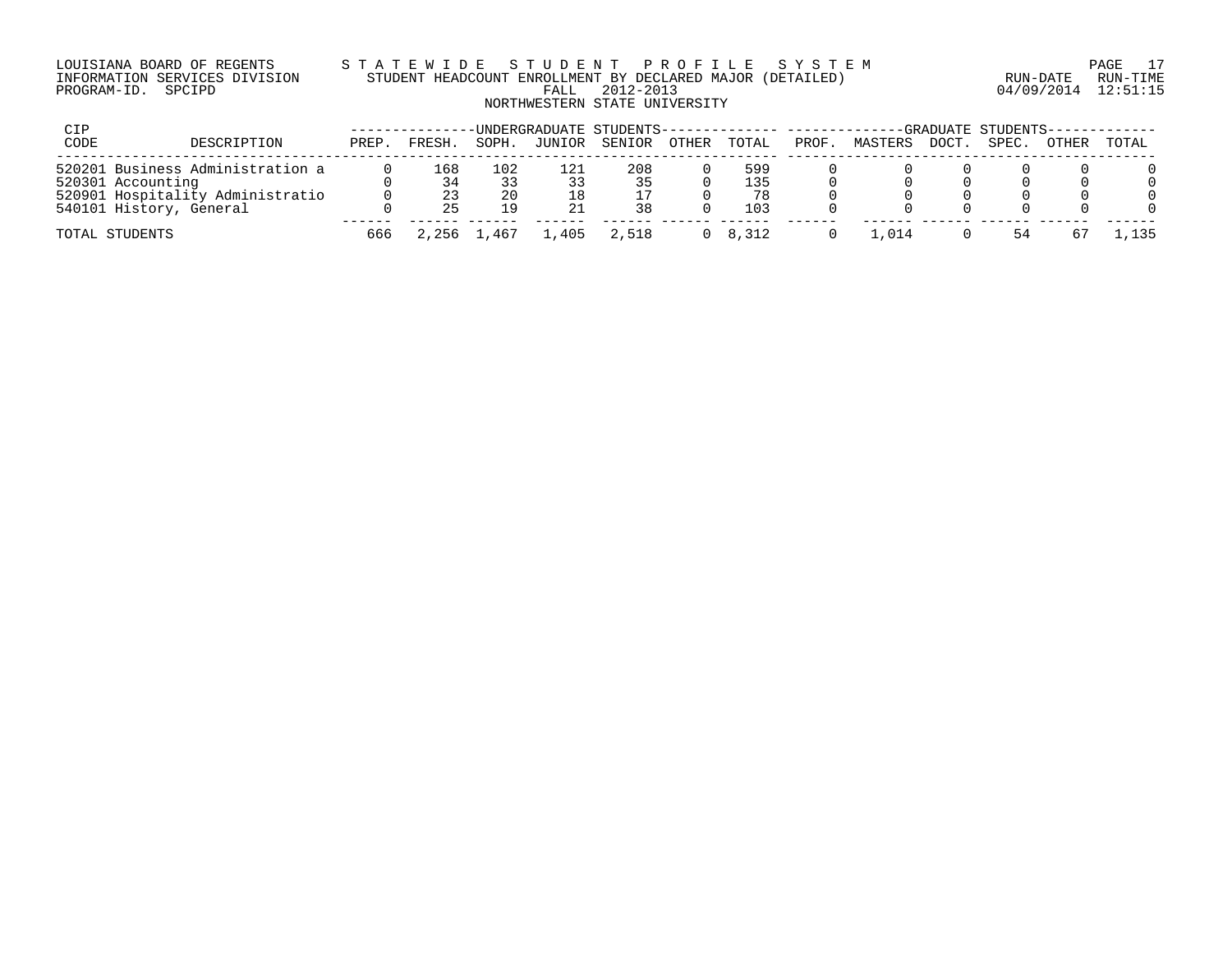LOUISIANA BOARD OF REGENTS — INFORMATION SERVICES DIVISION — PROGRAM-ID. SPCIPD

STATEWIDE STUDENT PROFILE SYSTEM

STUDENT HEADCOUNT ENROLLMENT BY DECLARED MAJOR (DETAILED)

FALL 2012-2013

NORTHWESTERN STATE UNIVERSITY

RUN-DATE 04/09/2014 RUN-TIME 12:51:15

| CIP CODE | DESCRIPTION | UNDERGRADUATE STUDENTS | | | | | | | GRADUATE STUDENTS | | | | | |
|---|---|---|---|---|---|---|---|---|---|---|---|---|---|---|
| | | PREP. | FRESH. | SOPH. | JUNIOR | SENIOR | OTHER | TOTAL | PROF. | MASTERS | DOCT. | SPEC. | OTHER | TOTAL |
| 520201 | Business Administration a | 0 | 168 | 102 | 121 | 208 | 0 | 599 | 0 | 0 | 0 | 0 | 0 | 0 |
| 520301 | Accounting | 0 | 34 | 33 | 33 | 35 | 0 | 135 | 0 | 0 | 0 | 0 | 0 | 0 |
| 520901 | Hospitality Administratio | 0 | 23 | 20 | 18 | 17 | 0 | 78 | 0 | 0 | 0 | 0 | 0 | 0 |
| 540101 | History, General | 0 | 25 | 19 | 21 | 38 | 0 | 103 | 0 | 0 | 0 | 0 | 0 | 0 |
| TOTAL STUDENTS | | 666 | 2,256 | 1,467 | 1,405 | 2,518 | 0 | 8,312 | 0 | 1,014 | 0 | 54 | 67 | 1,135 |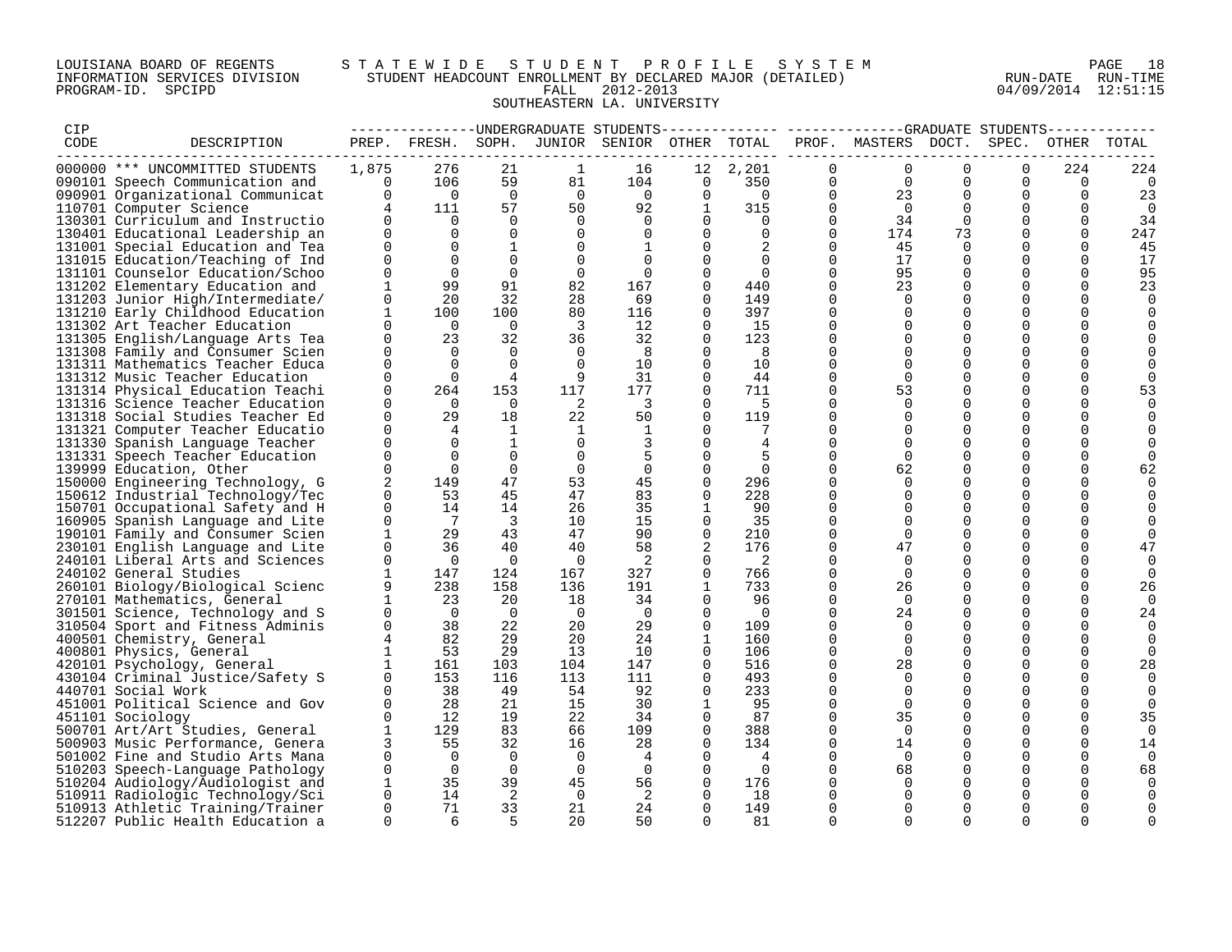LOUISIANA BOARD OF REGENTS — STATEWIDE STUDENT PROFILE SYSTEM
INFORMATION SERVICES DIVISION — STUDENT HEADCOUNT ENROLLMENT BY DECLARED MAJOR (DETAILED) — RUN-DATE 04/09/2014 RUN-TIME 12:51:15
PROGRAM-ID. SPCIPD — FALL 2012-2013

SOUTHEASTERN LA. UNIVERSITY

| CIP CODE | DESCRIPTION | UNDERGRADUATE STUDENTS | | | | | | | GRADUATE STUDENTS | | | | | |
|---|---|---|---|---|---|---|---|---|---|---|---|---|---|---|
| | | PREP. | FRESH. | SOPH. | JUNIOR | SENIOR | OTHER | TOTAL | PROF. | MASTERS | DOCT. | SPEC. | OTHER | TOTAL |
| 000000 | *** UNCOMMITTED STUDENTS | 1,875 | 276 | 21 | 1 | 16 | 12 | 2,201 | 0 | 0 | 0 | 0 | 224 | 224 |
| 090101 | Speech Communication and | 0 | 106 | 59 | 81 | 104 | 0 | 350 | 0 | 0 | 0 | 0 | 0 | 0 |
| 090901 | Organizational Communicat | 0 | 0 | 0 | 0 | 0 | 0 | 0 | 0 | 23 | 0 | 0 | 0 | 23 |
| 110701 | Computer Science | 4 | 111 | 57 | 50 | 92 | 1 | 315 | 0 | 0 | 0 | 0 | 0 | 0 |
| 130301 | Curriculum and Instructio | 0 | 0 | 0 | 0 | 0 | 0 | 0 | 0 | 34 | 0 | 0 | 0 | 34 |
| 130401 | Educational Leadership an | 0 | 0 | 0 | 0 | 0 | 0 | 0 | 0 | 174 | 73 | 0 | 0 | 247 |
| 131001 | Special Education and Tea | 0 | 0 | 1 | 0 | 1 | 0 | 2 | 0 | 45 | 0 | 0 | 0 | 45 |
| 131015 | Education/Teaching of Ind | 0 | 0 | 0 | 0 | 0 | 0 | 0 | 0 | 17 | 0 | 0 | 0 | 17 |
| 131101 | Counselor Education/Schoo | 0 | 0 | 0 | 0 | 0 | 0 | 0 | 0 | 95 | 0 | 0 | 0 | 95 |
| 131202 | Elementary Education and | 1 | 99 | 91 | 82 | 167 | 0 | 440 | 0 | 23 | 0 | 0 | 0 | 23 |
| 131203 | Junior High/Intermediate/ | 0 | 20 | 32 | 28 | 69 | 0 | 149 | 0 | 0 | 0 | 0 | 0 | 0 |
| 131210 | Early Childhood Education | 1 | 100 | 100 | 80 | 116 | 0 | 397 | 0 | 0 | 0 | 0 | 0 | 0 |
| 131302 | Art Teacher Education | 0 | 0 | 0 | 3 | 12 | 0 | 15 | 0 | 0 | 0 | 0 | 0 | 0 |
| 131305 | English/Language Arts Tea | 0 | 23 | 32 | 36 | 32 | 0 | 123 | 0 | 0 | 0 | 0 | 0 | 0 |
| 131308 | Family and Consumer Scien | 0 | 0 | 0 | 0 | 8 | 0 | 8 | 0 | 0 | 0 | 0 | 0 | 0 |
| 131311 | Mathematics Teacher Educa | 0 | 0 | 0 | 0 | 10 | 0 | 10 | 0 | 0 | 0 | 0 | 0 | 0 |
| 131312 | Music Teacher Education | 0 | 0 | 4 | 9 | 31 | 0 | 44 | 0 | 0 | 0 | 0 | 0 | 0 |
| 131314 | Physical Education Teachi | 0 | 264 | 153 | 117 | 177 | 0 | 711 | 0 | 53 | 0 | 0 | 0 | 53 |
| 131316 | Science Teacher Education | 0 | 0 | 0 | 2 | 3 | 0 | 5 | 0 | 0 | 0 | 0 | 0 | 0 |
| 131318 | Social Studies Teacher Ed | 0 | 29 | 18 | 22 | 50 | 0 | 119 | 0 | 0 | 0 | 0 | 0 | 0 |
| 131321 | Computer Teacher Educatio | 0 | 4 | 1 | 1 | 1 | 0 | 7 | 0 | 0 | 0 | 0 | 0 | 0 |
| 131330 | Spanish Language Teacher | 0 | 0 | 1 | 0 | 3 | 0 | 4 | 0 | 0 | 0 | 0 | 0 | 0 |
| 131331 | Speech Teacher Education | 0 | 0 | 0 | 0 | 5 | 0 | 5 | 0 | 0 | 0 | 0 | 0 | 0 |
| 139999 | Education, Other | 0 | 0 | 0 | 0 | 0 | 0 | 0 | 0 | 62 | 0 | 0 | 0 | 62 |
| 150000 | Engineering Technology, G | 2 | 149 | 47 | 53 | 45 | 0 | 296 | 0 | 0 | 0 | 0 | 0 | 0 |
| 150612 | Industrial Technology/Tec | 0 | 53 | 45 | 47 | 83 | 0 | 228 | 0 | 0 | 0 | 0 | 0 | 0 |
| 150701 | Occupational Safety and H | 0 | 14 | 14 | 26 | 35 | 1 | 90 | 0 | 0 | 0 | 0 | 0 | 0 |
| 160905 | Spanish Language and Lite | 0 | 7 | 3 | 10 | 15 | 0 | 35 | 0 | 0 | 0 | 0 | 0 | 0 |
| 190101 | Family and Consumer Scien | 1 | 29 | 43 | 47 | 90 | 0 | 210 | 0 | 0 | 0 | 0 | 0 | 0 |
| 230101 | English Language and Lite | 0 | 36 | 40 | 40 | 58 | 2 | 176 | 0 | 47 | 0 | 0 | 0 | 47 |
| 240101 | Liberal Arts and Sciences | 0 | 0 | 0 | 0 | 2 | 0 | 2 | 0 | 0 | 0 | 0 | 0 | 0 |
| 240102 | General Studies | 1 | 147 | 124 | 167 | 327 | 0 | 766 | 0 | 0 | 0 | 0 | 0 | 0 |
| 260101 | Biology/Biological Scienc | 9 | 238 | 158 | 136 | 191 | 1 | 733 | 0 | 26 | 0 | 0 | 0 | 26 |
| 270101 | Mathematics, General | 1 | 23 | 20 | 18 | 34 | 0 | 96 | 0 | 0 | 0 | 0 | 0 | 0 |
| 301501 | Science, Technology and S | 0 | 0 | 0 | 0 | 0 | 0 | 0 | 0 | 24 | 0 | 0 | 0 | 24 |
| 310504 | Sport and Fitness Adminis | 0 | 38 | 22 | 20 | 29 | 0 | 109 | 0 | 0 | 0 | 0 | 0 | 0 |
| 400501 | Chemistry, General | 4 | 82 | 29 | 20 | 24 | 1 | 160 | 0 | 0 | 0 | 0 | 0 | 0 |
| 400801 | Physics, General | 1 | 53 | 29 | 13 | 10 | 0 | 106 | 0 | 0 | 0 | 0 | 0 | 0 |
| 420101 | Psychology, General | 1 | 161 | 103 | 104 | 147 | 0 | 516 | 0 | 28 | 0 | 0 | 0 | 28 |
| 430104 | Criminal Justice/Safety S | 0 | 153 | 116 | 113 | 111 | 0 | 493 | 0 | 0 | 0 | 0 | 0 | 0 |
| 440701 | Social Work | 0 | 38 | 49 | 54 | 92 | 0 | 233 | 0 | 0 | 0 | 0 | 0 | 0 |
| 451001 | Political Science and Gov | 0 | 28 | 21 | 15 | 30 | 1 | 95 | 0 | 0 | 0 | 0 | 0 | 0 |
| 451101 | Sociology | 0 | 12 | 19 | 22 | 34 | 0 | 87 | 0 | 35 | 0 | 0 | 0 | 35 |
| 500701 | Art/Art Studies, General | 1 | 129 | 83 | 66 | 109 | 0 | 388 | 0 | 0 | 0 | 0 | 0 | 0 |
| 500903 | Music Performance, Genera | 3 | 55 | 32 | 16 | 28 | 0 | 134 | 0 | 14 | 0 | 0 | 0 | 14 |
| 501002 | Fine and Studio Arts Mana | 0 | 0 | 0 | 0 | 4 | 0 | 4 | 0 | 0 | 0 | 0 | 0 | 0 |
| 510203 | Speech-Language Pathology | 0 | 0 | 0 | 0 | 0 | 0 | 0 | 0 | 68 | 0 | 0 | 0 | 68 |
| 510204 | Audiology/Audiologist and | 1 | 35 | 39 | 45 | 56 | 0 | 176 | 0 | 0 | 0 | 0 | 0 | 0 |
| 510911 | Radiologic Technology/Sci | 0 | 14 | 2 | 0 | 2 | 0 | 18 | 0 | 0 | 0 | 0 | 0 | 0 |
| 510913 | Athletic Training/Trainer | 0 | 71 | 33 | 21 | 24 | 0 | 149 | 0 | 0 | 0 | 0 | 0 | 0 |
| 512207 | Public Health Education a | 0 | 6 | 5 | 20 | 50 | 0 | 81 | 0 | 0 | 0 | 0 | 0 | 0 |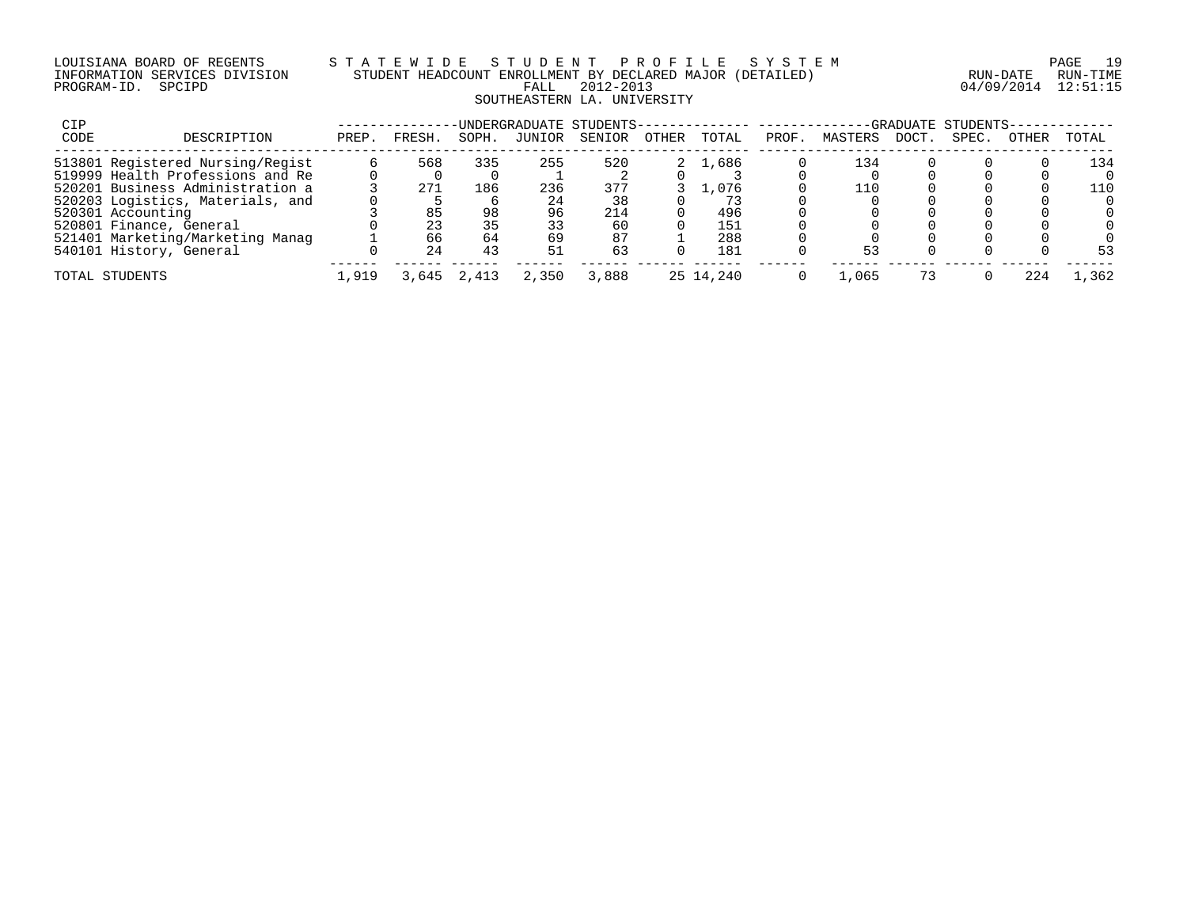LOUISIANA BOARD OF REGENTS — STATEWIDE STUDENT PROFILE SYSTEM
INFORMATION SERVICES DIVISION — STUDENT HEADCOUNT ENROLLMENT BY DECLARED MAJOR (DETAILED)
PROGRAM-ID. SPCIPD — FALL 2012-2013 — RUN-DATE 04/09/2014 RUN-TIME 12:51:15

SOUTHEASTERN LA. UNIVERSITY

| CIP CODE | DESCRIPTION | UNDERGRADUATE STUDENTS PREP. | FRESH. | SOPH. | JUNIOR | SENIOR | OTHER | TOTAL | GRADUATE STUDENTS PROF. | MASTERS | DOCT. | SPEC. | OTHER | TOTAL |
|---|---|---|---|---|---|---|---|---|---|---|---|---|---|---|
| 513801 | Registered Nursing/Regist | 6 | 568 | 335 | 255 | 520 | 2 | 1,686 | 0 | 134 | 0 | 0 | 0 | 134 |
| 519999 | Health Professions and Re | 0 | 0 | 0 | 1 | 2 | 0 | 3 | 0 | 0 | 0 | 0 | 0 | 0 |
| 520201 | Business Administration a | 3 | 271 | 186 | 236 | 377 | 3 | 1,076 | 0 | 110 | 0 | 0 | 0 | 110 |
| 520203 | Logistics, Materials, and | 0 | 5 | 6 | 24 | 38 | 0 | 73 | 0 | 0 | 0 | 0 | 0 | 0 |
| 520301 | Accounting | 3 | 85 | 98 | 96 | 214 | 0 | 496 | 0 | 0 | 0 | 0 | 0 | 0 |
| 520801 | Finance, General | 0 | 23 | 35 | 33 | 60 | 0 | 151 | 0 | 0 | 0 | 0 | 0 | 0 |
| 521401 | Marketing/Marketing Manag | 1 | 66 | 64 | 69 | 87 | 1 | 288 | 0 | 0 | 0 | 0 | 0 | 0 |
| 540101 | History, General | 0 | 24 | 43 | 51 | 63 | 0 | 181 | 0 | 53 | 0 | 0 | 0 | 53 |
| TOTAL STUDENTS | | 1,919 | 3,645 | 2,413 | 2,350 | 3,888 | 25 | 14,240 | 0 | 1,065 | 73 | 0 | 224 | 1,362 |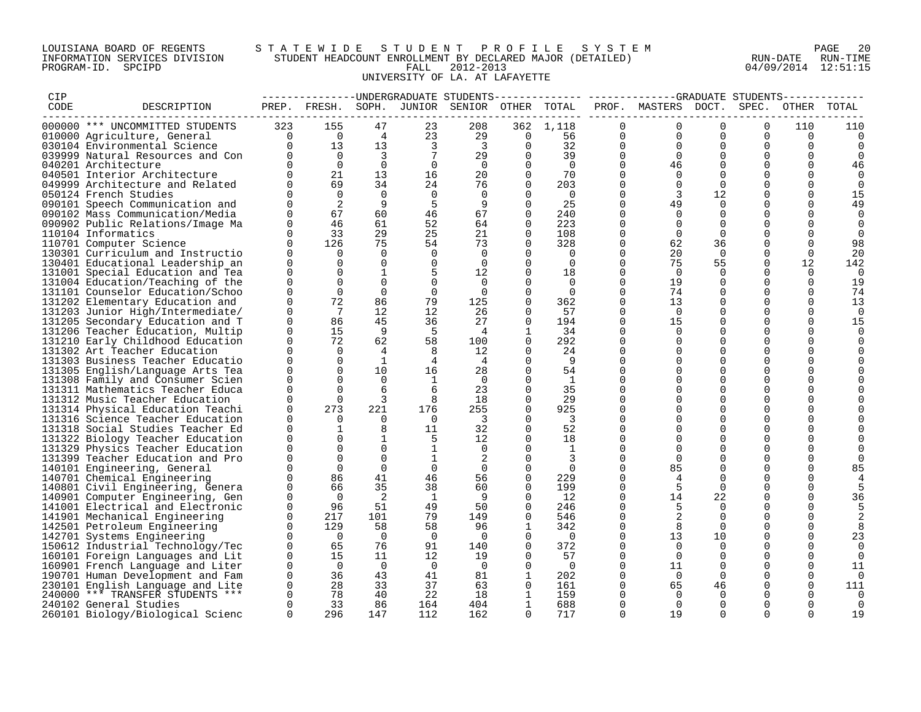LOUISIANA BOARD OF REGENTS S T A T E W I D E S T U D E N T P R O F I L E S Y S T E M
INFORMATION SERVICES DIVISION STUDENT HEADCOUNT ENROLLMENT BY DECLARED MAJOR (DETAILED) RUN-DATE RUN-TIME
PROGRAM-ID. SPCIPD FALL 2012-2013 04/09/2014 12:51:15
UNIVERSITY OF LA. AT LAFAYETTE

| CIP CODE | DESCRIPTION | UNDERGRADUATE PREP. | FRESH. | SOPH. | JUNIOR | SENIOR | OTHER | TOTAL | GRADUATE PROF. | MASTERS | DOCT. | SPEC. | OTHER | TOTAL |
|---|---|---|---|---|---|---|---|---|---|---|---|---|---|---|
| 000000 | *** UNCOMMITTED STUDENTS | 323 | 155 | 47 | 23 | 208 | 362 | 1,118 | 0 | 0 | 0 | 0 | 110 | 110 |
| 010000 | Agriculture, General | 0 | 0 | 4 | 23 | 29 | 0 | 56 | 0 | 0 | 0 | 0 | 0 | 0 |
| 030104 | Environmental Science | 0 | 13 | 13 | 3 | 3 | 0 | 32 | 0 | 0 | 0 | 0 | 0 | 0 |
| 039999 | Natural Resources and Con | 0 | 0 | 3 | 7 | 29 | 0 | 39 | 0 | 0 | 0 | 0 | 0 | 0 |
| 040201 | Architecture | 0 | 0 | 0 | 0 | 0 | 0 | 0 | 0 | 46 | 0 | 0 | 0 | 46 |
| 040501 | Interior Architecture | 0 | 21 | 13 | 16 | 20 | 0 | 70 | 0 | 0 | 0 | 0 | 0 | 0 |
| 049999 | Architecture and Related | 0 | 69 | 34 | 24 | 76 | 0 | 203 | 0 | 0 | 0 | 0 | 0 | 0 |
| 050124 | French Studies | 0 | 0 | 0 | 0 | 0 | 0 | 0 | 0 | 3 | 12 | 0 | 0 | 15 |
| 090101 | Speech Communication and | 0 | 2 | 9 | 5 | 9 | 0 | 25 | 0 | 49 | 0 | 0 | 0 | 49 |
| 090102 | Mass Communication/Media | 0 | 67 | 60 | 46 | 67 | 0 | 240 | 0 | 0 | 0 | 0 | 0 | 0 |
| 090902 | Public Relations/Image Ma | 0 | 46 | 61 | 52 | 64 | 0 | 223 | 0 | 0 | 0 | 0 | 0 | 0 |
| 110104 | Informatics | 0 | 33 | 29 | 25 | 21 | 0 | 108 | 0 | 0 | 0 | 0 | 0 | 0 |
| 110701 | Computer Science | 0 | 126 | 75 | 54 | 73 | 0 | 328 | 0 | 62 | 36 | 0 | 0 | 98 |
| 130301 | Curriculum and Instructio | 0 | 0 | 0 | 0 | 0 | 0 | 0 | 0 | 20 | 0 | 0 | 0 | 20 |
| 130401 | Educational Leadership an | 0 | 0 | 0 | 0 | 0 | 0 | 0 | 0 | 75 | 55 | 0 | 12 | 142 |
| 131001 | Special Education and Tea | 0 | 0 | 1 | 5 | 12 | 0 | 18 | 0 | 0 | 0 | 0 | 0 | 0 |
| 131004 | Education/Teaching of the | 0 | 0 | 0 | 0 | 0 | 0 | 0 | 0 | 19 | 0 | 0 | 0 | 19 |
| 131101 | Counselor Education/Schoo | 0 | 0 | 0 | 0 | 0 | 0 | 0 | 0 | 74 | 0 | 0 | 0 | 74 |
| 131202 | Elementary Education and | 0 | 72 | 86 | 79 | 125 | 0 | 362 | 0 | 13 | 0 | 0 | 0 | 13 |
| 131203 | Junior High/Intermediate/ | 0 | 7 | 12 | 12 | 26 | 0 | 57 | 0 | 0 | 0 | 0 | 0 | 0 |
| 131205 | Secondary Education and T | 0 | 86 | 45 | 36 | 27 | 0 | 194 | 0 | 15 | 0 | 0 | 0 | 15 |
| 131206 | Teacher Education, Multip | 0 | 15 | 9 | 5 | 4 | 1 | 34 | 0 | 0 | 0 | 0 | 0 | 0 |
| 131210 | Early Childhood Education | 0 | 72 | 62 | 58 | 100 | 0 | 292 | 0 | 0 | 0 | 0 | 0 | 0 |
| 131302 | Art Teacher Education | 0 | 0 | 4 | 8 | 12 | 0 | 24 | 0 | 0 | 0 | 0 | 0 | 0 |
| 131303 | Business Teacher Educatio | 0 | 0 | 1 | 4 | 4 | 0 | 9 | 0 | 0 | 0 | 0 | 0 | 0 |
| 131305 | English/Language Arts Tea | 0 | 0 | 10 | 16 | 28 | 0 | 54 | 0 | 0 | 0 | 0 | 0 | 0 |
| 131308 | Family and Consumer Scien | 0 | 0 | 0 | 1 | 0 | 0 | 1 | 0 | 0 | 0 | 0 | 0 | 0 |
| 131311 | Mathematics Teacher Educa | 0 | 0 | 6 | 6 | 23 | 0 | 35 | 0 | 0 | 0 | 0 | 0 | 0 |
| 131312 | Music Teacher Education | 0 | 0 | 3 | 8 | 18 | 0 | 29 | 0 | 0 | 0 | 0 | 0 | 0 |
| 131314 | Physical Education Teachi | 0 | 273 | 221 | 176 | 255 | 0 | 925 | 0 | 0 | 0 | 0 | 0 | 0 |
| 131316 | Science Teacher Education | 0 | 0 | 0 | 0 | 3 | 0 | 3 | 0 | 0 | 0 | 0 | 0 | 0 |
| 131318 | Social Studies Teacher Ed | 0 | 1 | 8 | 11 | 32 | 0 | 52 | 0 | 0 | 0 | 0 | 0 | 0 |
| 131322 | Biology Teacher Education | 0 | 0 | 1 | 5 | 12 | 0 | 18 | 0 | 0 | 0 | 0 | 0 | 0 |
| 131329 | Physics Teacher Education | 0 | 0 | 0 | 1 | 0 | 0 | 1 | 0 | 0 | 0 | 0 | 0 | 0 |
| 131399 | Teacher Education and Pro | 0 | 0 | 0 | 1 | 2 | 0 | 3 | 0 | 0 | 0 | 0 | 0 | 0 |
| 140101 | Engineering, General | 0 | 0 | 0 | 0 | 0 | 0 | 0 | 0 | 85 | 0 | 0 | 0 | 85 |
| 140701 | Chemical Engineering | 0 | 86 | 41 | 46 | 56 | 0 | 229 | 0 | 4 | 0 | 0 | 0 | 4 |
| 140801 | Civil Engineering, Genera | 0 | 66 | 35 | 38 | 60 | 0 | 199 | 0 | 5 | 0 | 0 | 0 | 5 |
| 140901 | Computer Engineering, Gen | 0 | 0 | 2 | 1 | 9 | 0 | 12 | 0 | 14 | 22 | 0 | 0 | 36 |
| 141001 | Electrical and Electronic | 0 | 96 | 51 | 49 | 50 | 0 | 246 | 0 | 5 | 0 | 0 | 0 | 5 |
| 141901 | Mechanical Engineering | 0 | 217 | 101 | 79 | 149 | 0 | 546 | 0 | 2 | 0 | 0 | 0 | 2 |
| 142501 | Petroleum Engineering | 0 | 129 | 58 | 58 | 96 | 1 | 342 | 0 | 8 | 0 | 0 | 0 | 8 |
| 142701 | Systems Engineering | 0 | 0 | 0 | 0 | 0 | 0 | 0 | 0 | 13 | 10 | 0 | 0 | 23 |
| 150612 | Industrial Technology/Tec | 0 | 65 | 76 | 91 | 140 | 0 | 372 | 0 | 0 | 0 | 0 | 0 | 0 |
| 160101 | Foreign Languages and Lit | 0 | 15 | 11 | 12 | 19 | 0 | 57 | 0 | 0 | 0 | 0 | 0 | 0 |
| 160901 | French Language and Liter | 0 | 0 | 0 | 0 | 0 | 0 | 0 | 0 | 11 | 0 | 0 | 0 | 11 |
| 190701 | Human Development and Fam | 0 | 36 | 43 | 41 | 81 | 1 | 202 | 0 | 0 | 0 | 0 | 0 | 0 |
| 230101 | English Language and Lite | 0 | 28 | 33 | 37 | 63 | 0 | 161 | 0 | 65 | 46 | 0 | 0 | 111 |
| 240000 | *** TRANSFER STUDENTS *** | 0 | 78 | 40 | 22 | 18 | 1 | 159 | 0 | 0 | 0 | 0 | 0 | 0 |
| 240102 | General Studies | 0 | 33 | 86 | 164 | 404 | 1 | 688 | 0 | 0 | 0 | 0 | 0 | 0 |
| 260101 | Biology/Biological Scienc | 0 | 296 | 147 | 112 | 162 | 0 | 717 | 0 | 19 | 0 | 0 | 0 | 19 |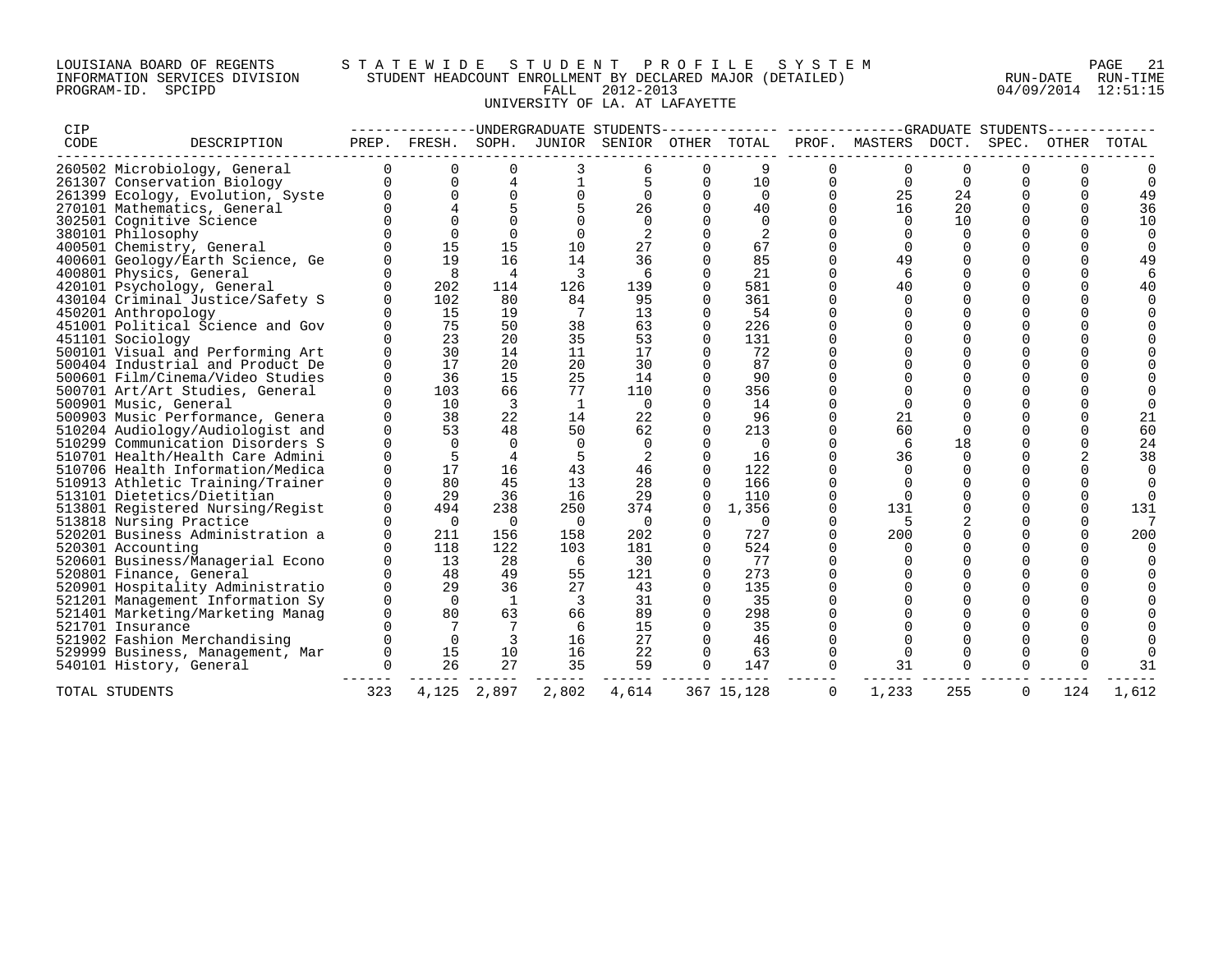LOUISIANA BOARD OF REGENTS — STATEWIDE STUDENT PROFILE SYSTEM
INFORMATION SERVICES DIVISION — STUDENT HEADCOUNT ENROLLMENT BY DECLARED MAJOR (DETAILED) — RUN-DATE 04/09/2014 RUN-TIME 12:51:15
PROGRAM-ID. SPCIPD — FALL 2012-2013

UNIVERSITY OF LA. AT LAFAYETTE

| CIP CODE | DESCRIPTION | UNDERGRADUATE STUDENTS PREP. | FRESH. | SOPH. | JUNIOR | SENIOR | OTHER | TOTAL | GRADUATE STUDENTS PROF. | MASTERS | DOCT. | SPEC. | OTHER | TOTAL |
|---|---|---|---|---|---|---|---|---|---|---|---|---|---|---|
| 260502 | Microbiology, General | 0 | 0 | 0 | 3 | 6 | 0 | 9 | 0 | 0 | 0 | 0 | 0 | 0 |
| 261307 | Conservation Biology | 0 | 0 | 4 | 1 | 5 | 0 | 10 | 0 | 0 | 0 | 0 | 0 | 0 |
| 261399 | Ecology, Evolution, Syste | 0 | 0 | 0 | 0 | 0 | 0 | 0 | 0 | 25 | 24 | 0 | 0 | 49 |
| 270101 | Mathematics, General | 0 | 4 | 5 | 5 | 26 | 0 | 40 | 0 | 16 | 20 | 0 | 0 | 36 |
| 302501 | Cognitive Science | 0 | 0 | 0 | 0 | 0 | 0 | 0 | 0 | 0 | 10 | 0 | 0 | 10 |
| 380101 | Philosophy | 0 | 0 | 0 | 0 | 2 | 0 | 2 | 0 | 0 | 0 | 0 | 0 | 0 |
| 400501 | Chemistry, General | 0 | 15 | 15 | 10 | 27 | 0 | 67 | 0 | 0 | 0 | 0 | 0 | 0 |
| 400601 | Geology/Earth Science, Ge | 0 | 19 | 16 | 14 | 36 | 0 | 85 | 0 | 49 | 0 | 0 | 0 | 49 |
| 400801 | Physics, General | 0 | 8 | 4 | 3 | 6 | 0 | 21 | 0 | 6 | 0 | 0 | 0 | 6 |
| 420101 | Psychology, General | 0 | 202 | 114 | 126 | 139 | 0 | 581 | 0 | 40 | 0 | 0 | 0 | 40 |
| 430104 | Criminal Justice/Safety S | 0 | 102 | 80 | 84 | 95 | 0 | 361 | 0 | 0 | 0 | 0 | 0 | 0 |
| 450201 | Anthropology | 0 | 15 | 19 | 7 | 13 | 0 | 54 | 0 | 0 | 0 | 0 | 0 | 0 |
| 451001 | Political Science and Gov | 0 | 75 | 50 | 38 | 63 | 0 | 226 | 0 | 0 | 0 | 0 | 0 | 0 |
| 451101 | Sociology | 0 | 23 | 20 | 35 | 53 | 0 | 131 | 0 | 0 | 0 | 0 | 0 | 0 |
| 500101 | Visual and Performing Art | 0 | 30 | 14 | 11 | 17 | 0 | 72 | 0 | 0 | 0 | 0 | 0 | 0 |
| 500404 | Industrial and Product De | 0 | 17 | 20 | 20 | 30 | 0 | 87 | 0 | 0 | 0 | 0 | 0 | 0 |
| 500601 | Film/Cinema/Video Studies | 0 | 36 | 15 | 25 | 14 | 0 | 90 | 0 | 0 | 0 | 0 | 0 | 0 |
| 500701 | Art/Art Studies, General | 0 | 103 | 66 | 77 | 110 | 0 | 356 | 0 | 0 | 0 | 0 | 0 | 0 |
| 500901 | Music, General | 0 | 10 | 3 | 1 | 0 | 0 | 14 | 0 | 0 | 0 | 0 | 0 | 0 |
| 500903 | Music Performance, Genera | 0 | 38 | 22 | 14 | 22 | 0 | 96 | 0 | 21 | 0 | 0 | 0 | 21 |
| 510204 | Audiology/Audiologist and | 0 | 53 | 48 | 50 | 62 | 0 | 213 | 0 | 60 | 0 | 0 | 0 | 60 |
| 510299 | Communication Disorders S | 0 | 0 | 0 | 0 | 0 | 0 | 0 | 0 | 6 | 18 | 0 | 0 | 24 |
| 510701 | Health/Health Care Admini | 0 | 5 | 4 | 5 | 2 | 0 | 16 | 0 | 36 | 0 | 0 | 2 | 38 |
| 510706 | Health Information/Medica | 0 | 17 | 16 | 43 | 46 | 0 | 122 | 0 | 0 | 0 | 0 | 0 | 0 |
| 510913 | Athletic Training/Trainer | 0 | 80 | 45 | 13 | 28 | 0 | 166 | 0 | 0 | 0 | 0 | 0 | 0 |
| 513101 | Dietetics/Dietitian | 0 | 29 | 36 | 16 | 29 | 0 | 110 | 0 | 0 | 0 | 0 | 0 | 0 |
| 513801 | Registered Nursing/Regist | 0 | 494 | 238 | 250 | 374 | 0 | 1,356 | 0 | 131 | 0 | 0 | 0 | 131 |
| 513818 | Nursing Practice | 0 | 0 | 0 | 0 | 0 | 0 | 0 | 0 | 5 | 2 | 0 | 0 | 7 |
| 520201 | Business Administration a | 0 | 211 | 156 | 158 | 202 | 0 | 727 | 0 | 200 | 0 | 0 | 0 | 200 |
| 520301 | Accounting | 0 | 118 | 122 | 103 | 181 | 0 | 524 | 0 | 0 | 0 | 0 | 0 | 0 |
| 520601 | Business/Managerial Econo | 0 | 13 | 28 | 6 | 30 | 0 | 77 | 0 | 0 | 0 | 0 | 0 | 0 |
| 520801 | Finance, General | 0 | 48 | 49 | 55 | 121 | 0 | 273 | 0 | 0 | 0 | 0 | 0 | 0 |
| 520901 | Hospitality Administratio | 0 | 29 | 36 | 27 | 43 | 0 | 135 | 0 | 0 | 0 | 0 | 0 | 0 |
| 521201 | Management Information Sy | 0 | 0 | 1 | 3 | 31 | 0 | 35 | 0 | 0 | 0 | 0 | 0 | 0 |
| 521401 | Marketing/Marketing Manag | 0 | 80 | 63 | 66 | 89 | 0 | 298 | 0 | 0 | 0 | 0 | 0 | 0 |
| 521701 | Insurance | 0 | 7 | 7 | 6 | 15 | 0 | 35 | 0 | 0 | 0 | 0 | 0 | 0 |
| 521902 | Fashion Merchandising | 0 | 0 | 3 | 16 | 27 | 0 | 46 | 0 | 0 | 0 | 0 | 0 | 0 |
| 529999 | Business, Management, Mar | 0 | 15 | 10 | 16 | 22 | 0 | 63 | 0 | 0 | 0 | 0 | 0 | 0 |
| 540101 | History, General | 0 | 26 | 27 | 35 | 59 | 0 | 147 | 0 | 31 | 0 | 0 | 0 | 31 |
| TOTAL STUDENTS | | 323 | 4,125 | 2,897 | 2,802 | 4,614 | 367 | 15,128 | 0 | 1,233 | 255 | 0 | 124 | 1,612 |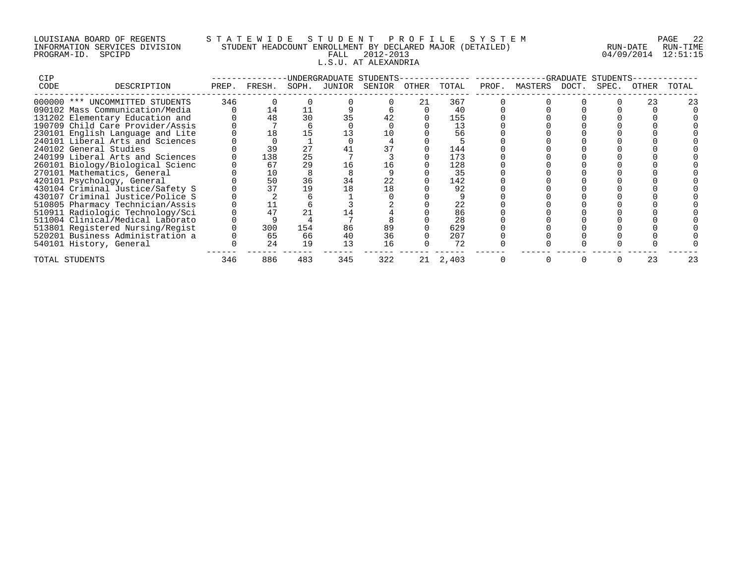LOUISIANA BOARD OF REGENTS
INFORMATION SERVICES DIVISION
PROGRAM-ID. SPCIPD

STATEWIDE STUDENT PROFILE SYSTEM
STUDENT HEADCOUNT ENROLLMENT BY DECLARED MAJOR (DETAILED)
FALL 2012-2013
L.S.U. AT ALEXANDRIA

RUN-DATE 04/09/2014 RUN-TIME 12:51:15

| CIP CODE | DESCRIPTION | UNDERGRADUATE STUDENTS PREP. | FRESH. | SOPH. | JUNIOR | SENIOR | OTHER | TOTAL | GRADUATE STUDENTS PROF. | MASTERS | DOCT. | SPEC. | OTHER | TOTAL |
|---|---|---|---|---|---|---|---|---|---|---|---|---|---|---|
| 000000 | *** UNCOMMITTED STUDENTS | 346 | 0 | 0 | 0 | 0 | 21 | 367 | 0 | 0 | 0 | 0 | 23 | 23 |
| 090102 | Mass Communication/Media | 0 | 14 | 11 | 9 | 6 | 0 | 40 | 0 | 0 | 0 | 0 | 0 | 0 |
| 131202 | Elementary Education and | 0 | 48 | 30 | 35 | 42 | 0 | 155 | 0 | 0 | 0 | 0 | 0 | 0 |
| 190709 | Child Care Provider/Assis | 0 | 7 | 6 | 0 | 0 | 0 | 13 | 0 | 0 | 0 | 0 | 0 | 0 |
| 230101 | English Language and Lite | 0 | 18 | 15 | 13 | 10 | 0 | 56 | 0 | 0 | 0 | 0 | 0 | 0 |
| 240101 | Liberal Arts and Sciences | 0 | 0 | 1 | 0 | 4 | 0 | 5 | 0 | 0 | 0 | 0 | 0 | 0 |
| 240102 | General Studies | 0 | 39 | 27 | 41 | 37 | 0 | 144 | 0 | 0 | 0 | 0 | 0 | 0 |
| 240199 | Liberal Arts and Sciences | 0 | 138 | 25 | 7 | 3 | 0 | 173 | 0 | 0 | 0 | 0 | 0 | 0 |
| 260101 | Biology/Biological Scienc | 0 | 67 | 29 | 16 | 16 | 0 | 128 | 0 | 0 | 0 | 0 | 0 | 0 |
| 270101 | Mathematics, General | 0 | 10 | 8 | 8 | 9 | 0 | 35 | 0 | 0 | 0 | 0 | 0 | 0 |
| 420101 | Psychology, General | 0 | 50 | 36 | 34 | 22 | 0 | 142 | 0 | 0 | 0 | 0 | 0 | 0 |
| 430104 | Criminal Justice/Safety S | 0 | 37 | 19 | 18 | 18 | 0 | 92 | 0 | 0 | 0 | 0 | 0 | 0 |
| 430107 | Criminal Justice/Police S | 0 | 2 | 6 | 1 | 0 | 0 | 9 | 0 | 0 | 0 | 0 | 0 | 0 |
| 510805 | Pharmacy Technician/Assis | 0 | 11 | 6 | 3 | 2 | 0 | 22 | 0 | 0 | 0 | 0 | 0 | 0 |
| 510911 | Radiologic Technology/Sci | 0 | 47 | 21 | 14 | 4 | 0 | 86 | 0 | 0 | 0 | 0 | 0 | 0 |
| 511004 | Clinical/Medical Laborato | 0 | 9 | 4 | 7 | 8 | 0 | 28 | 0 | 0 | 0 | 0 | 0 | 0 |
| 513801 | Registered Nursing/Regist | 0 | 300 | 154 | 86 | 89 | 0 | 629 | 0 | 0 | 0 | 0 | 0 | 0 |
| 520201 | Business Administration a | 0 | 65 | 66 | 40 | 36 | 0 | 207 | 0 | 0 | 0 | 0 | 0 | 0 |
| 540101 | History, General | 0 | 24 | 19 | 13 | 16 | 0 | 72 | 0 | 0 | 0 | 0 | 0 | 0 |
| TOTAL STUDENTS | | 346 | 886 | 483 | 345 | 322 | 21 | 2,403 | 0 | 0 | 0 | 0 | 23 | 23 |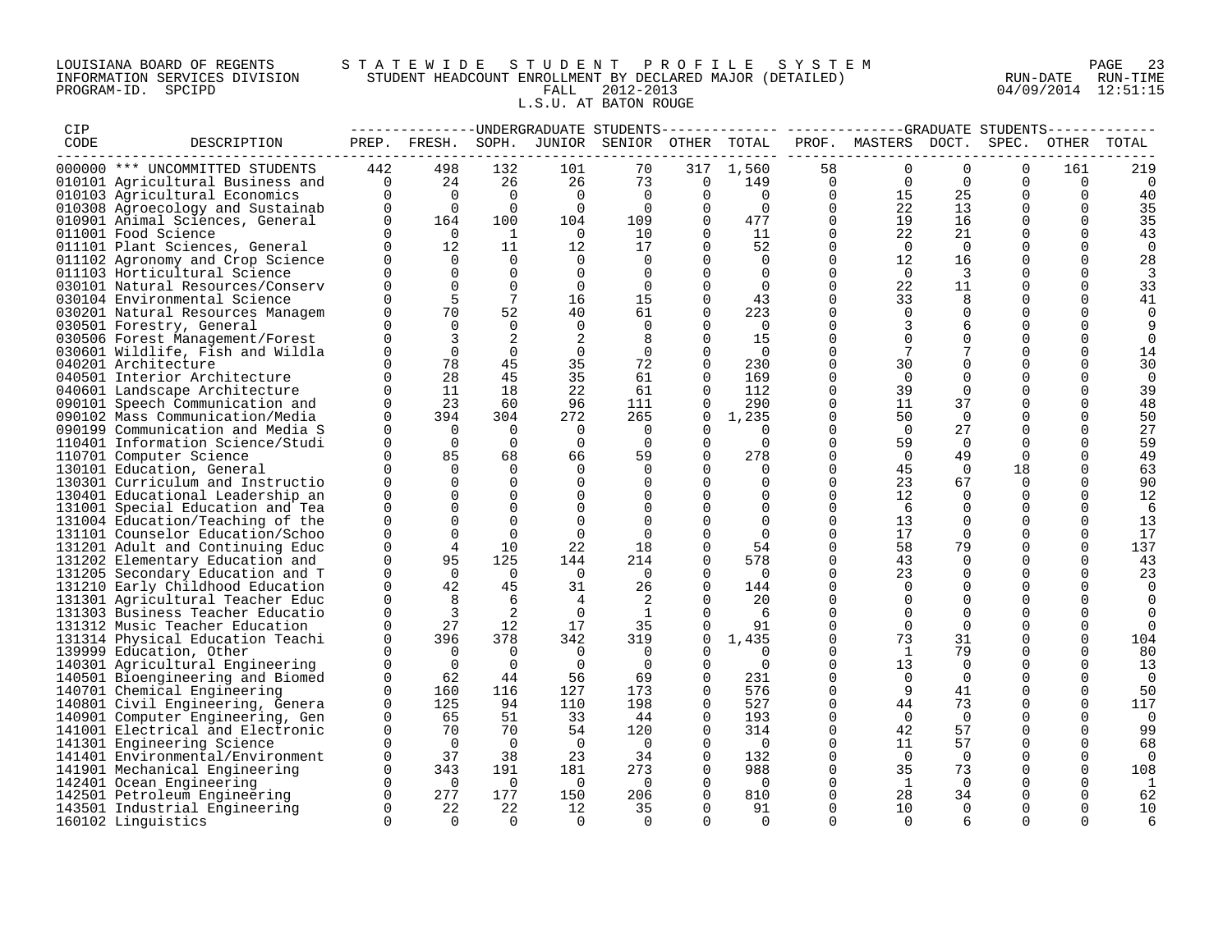LOUISIANA BOARD OF REGENTS — STATEWIDE STUDENT PROFILE SYSTEM
INFORMATION SERVICES DIVISION — STUDENT HEADCOUNT ENROLLMENT BY DECLARED MAJOR (DETAILED) — RUN-DATE 04/09/2014 RUN-TIME 12:51:15
PROGRAM-ID. SPCIPD — FALL 2012-2013
L.S.U. AT BATON ROUGE

| CIP CODE | DESCRIPTION | UNDERGRADUATE STUDENTS PREP. | FRESH. | SOPH. | JUNIOR | SENIOR | OTHER | TOTAL | GRADUATE STUDENTS PROF. | MASTERS | DOCT. | SPEC. | OTHER | TOTAL |
|---|---|---|---|---|---|---|---|---|---|---|---|---|---|---|
| 000000 | *** UNCOMMITTED STUDENTS | 442 | 498 | 132 | 101 | 70 | 317 | 1,560 | 58 | 0 | 0 | 0 | 161 | 219 |
| 010101 | Agricultural Business and | 0 | 24 | 26 | 26 | 73 | 0 | 149 | 0 | 0 | 0 | 0 | 0 | 0 |
| 010103 | Agricultural Economics | 0 | 0 | 0 | 0 | 0 | 0 | 0 | 0 | 15 | 25 | 0 | 0 | 40 |
| 010308 | Agroecology and Sustainab | 0 | 0 | 0 | 0 | 0 | 0 | 0 | 0 | 22 | 13 | 0 | 0 | 35 |
| 010901 | Animal Sciences, General | 0 | 164 | 100 | 104 | 109 | 0 | 477 | 0 | 19 | 16 | 0 | 0 | 35 |
| 011001 | Food Science | 0 | 0 | 1 | 0 | 10 | 0 | 11 | 0 | 22 | 21 | 0 | 0 | 43 |
| 011101 | Plant Sciences, General | 0 | 12 | 11 | 12 | 17 | 0 | 52 | 0 | 0 | 0 | 0 | 0 | 0 |
| 011102 | Agronomy and Crop Science | 0 | 0 | 0 | 0 | 0 | 0 | 0 | 0 | 12 | 16 | 0 | 0 | 28 |
| 011103 | Horticultural Science | 0 | 0 | 0 | 0 | 0 | 0 | 0 | 0 | 0 | 3 | 0 | 0 | 3 |
| 030101 | Natural Resources/Conserv | 0 | 0 | 0 | 0 | 0 | 0 | 0 | 0 | 22 | 11 | 0 | 0 | 33 |
| 030104 | Environmental Science | 0 | 5 | 7 | 16 | 15 | 0 | 43 | 0 | 33 | 8 | 0 | 0 | 41 |
| 030201 | Natural Resources Managem | 0 | 70 | 52 | 40 | 61 | 0 | 223 | 0 | 0 | 0 | 0 | 0 | 0 |
| 030501 | Forestry, General | 0 | 0 | 0 | 0 | 0 | 0 | 0 | 0 | 3 | 6 | 0 | 0 | 9 |
| 030506 | Forest Management/Forest | 0 | 3 | 2 | 2 | 8 | 0 | 15 | 0 | 0 | 0 | 0 | 0 | 0 |
| 030601 | Wildlife, Fish and Wildla | 0 | 0 | 0 | 0 | 0 | 0 | 0 | 0 | 7 | 7 | 0 | 0 | 14 |
| 040201 | Architecture | 0 | 78 | 45 | 35 | 72 | 0 | 230 | 0 | 30 | 0 | 0 | 0 | 30 |
| 040501 | Interior Architecture | 0 | 28 | 45 | 35 | 61 | 0 | 169 | 0 | 0 | 0 | 0 | 0 | 0 |
| 040601 | Landscape Architecture | 0 | 11 | 18 | 22 | 61 | 0 | 112 | 0 | 39 | 0 | 0 | 0 | 39 |
| 090101 | Speech Communication and | 0 | 23 | 60 | 96 | 111 | 0 | 290 | 0 | 11 | 37 | 0 | 0 | 48 |
| 090102 | Mass Communication/Media | 0 | 394 | 304 | 272 | 265 | 0 | 1,235 | 0 | 50 | 0 | 0 | 0 | 50 |
| 090199 | Communication and Media S | 0 | 0 | 0 | 0 | 0 | 0 | 0 | 0 | 0 | 27 | 0 | 0 | 27 |
| 110401 | Information Science/Studi | 0 | 0 | 0 | 0 | 0 | 0 | 0 | 0 | 59 | 0 | 0 | 0 | 59 |
| 110701 | Computer Science | 0 | 85 | 68 | 66 | 59 | 0 | 278 | 0 | 0 | 49 | 0 | 0 | 49 |
| 130101 | Education, General | 0 | 0 | 0 | 0 | 0 | 0 | 0 | 0 | 45 | 0 | 18 | 0 | 63 |
| 130301 | Curriculum and Instructio | 0 | 0 | 0 | 0 | 0 | 0 | 0 | 0 | 23 | 67 | 0 | 0 | 90 |
| 130401 | Educational Leadership an | 0 | 0 | 0 | 0 | 0 | 0 | 0 | 0 | 12 | 0 | 0 | 0 | 12 |
| 131001 | Special Education and Tea | 0 | 0 | 0 | 0 | 0 | 0 | 0 | 0 | 6 | 0 | 0 | 0 | 6 |
| 131004 | Education/Teaching of the | 0 | 0 | 0 | 0 | 0 | 0 | 0 | 0 | 13 | 0 | 0 | 0 | 13 |
| 131101 | Counselor Education/Schoo | 0 | 0 | 0 | 0 | 0 | 0 | 0 | 0 | 17 | 0 | 0 | 0 | 17 |
| 131201 | Adult and Continuing Educ | 0 | 4 | 10 | 22 | 18 | 0 | 54 | 0 | 58 | 79 | 0 | 0 | 137 |
| 131202 | Elementary Education and | 0 | 95 | 125 | 144 | 214 | 0 | 578 | 0 | 43 | 0 | 0 | 0 | 43 |
| 131205 | Secondary Education and T | 0 | 0 | 0 | 0 | 0 | 0 | 0 | 0 | 23 | 0 | 0 | 0 | 23 |
| 131210 | Early Childhood Education | 0 | 42 | 45 | 31 | 26 | 0 | 144 | 0 | 0 | 0 | 0 | 0 | 0 |
| 131301 | Agricultural Teacher Educ | 0 | 8 | 6 | 4 | 2 | 0 | 20 | 0 | 0 | 0 | 0 | 0 | 0 |
| 131303 | Business Teacher Educatio | 0 | 3 | 2 | 0 | 1 | 0 | 6 | 0 | 0 | 0 | 0 | 0 | 0 |
| 131312 | Music Teacher Education | 0 | 27 | 12 | 17 | 35 | 0 | 91 | 0 | 0 | 0 | 0 | 0 | 0 |
| 131314 | Physical Education Teachi | 0 | 396 | 378 | 342 | 319 | 0 | 1,435 | 0 | 73 | 31 | 0 | 0 | 104 |
| 139999 | Education, Other | 0 | 0 | 0 | 0 | 0 | 0 | 0 | 0 | 1 | 79 | 0 | 0 | 80 |
| 140301 | Agricultural Engineering | 0 | 0 | 0 | 0 | 0 | 0 | 0 | 0 | 13 | 0 | 0 | 0 | 13 |
| 140501 | Bioengineering and Biomed | 0 | 62 | 44 | 56 | 69 | 0 | 231 | 0 | 0 | 0 | 0 | 0 | 0 |
| 140701 | Chemical Engineering | 0 | 160 | 116 | 127 | 173 | 0 | 576 | 0 | 9 | 41 | 0 | 0 | 50 |
| 140801 | Civil Engineering, Genera | 0 | 125 | 94 | 110 | 198 | 0 | 527 | 0 | 44 | 73 | 0 | 0 | 117 |
| 140901 | Computer Engineering, Gen | 0 | 65 | 51 | 33 | 44 | 0 | 193 | 0 | 0 | 0 | 0 | 0 | 0 |
| 141001 | Electrical and Electronic | 0 | 70 | 70 | 54 | 120 | 0 | 314 | 0 | 42 | 57 | 0 | 0 | 99 |
| 141301 | Engineering Science | 0 | 0 | 0 | 0 | 0 | 0 | 0 | 0 | 11 | 57 | 0 | 0 | 68 |
| 141401 | Environmental/Environment | 0 | 37 | 38 | 23 | 34 | 0 | 132 | 0 | 0 | 0 | 0 | 0 | 0 |
| 141901 | Mechanical Engineering | 0 | 343 | 191 | 181 | 273 | 0 | 988 | 0 | 35 | 73 | 0 | 0 | 108 |
| 142401 | Ocean Engineering | 0 | 0 | 0 | 0 | 0 | 0 | 0 | 0 | 1 | 0 | 0 | 0 | 1 |
| 142501 | Petroleum Engineering | 0 | 277 | 177 | 150 | 206 | 0 | 810 | 0 | 28 | 34 | 0 | 0 | 62 |
| 143501 | Industrial Engineering | 0 | 22 | 22 | 12 | 35 | 0 | 91 | 0 | 10 | 0 | 0 | 0 | 10 |
| 160102 | Linguistics | 0 | 0 | 0 | 0 | 0 | 0 | 0 | 0 | 0 | 6 | 0 | 0 | 6 |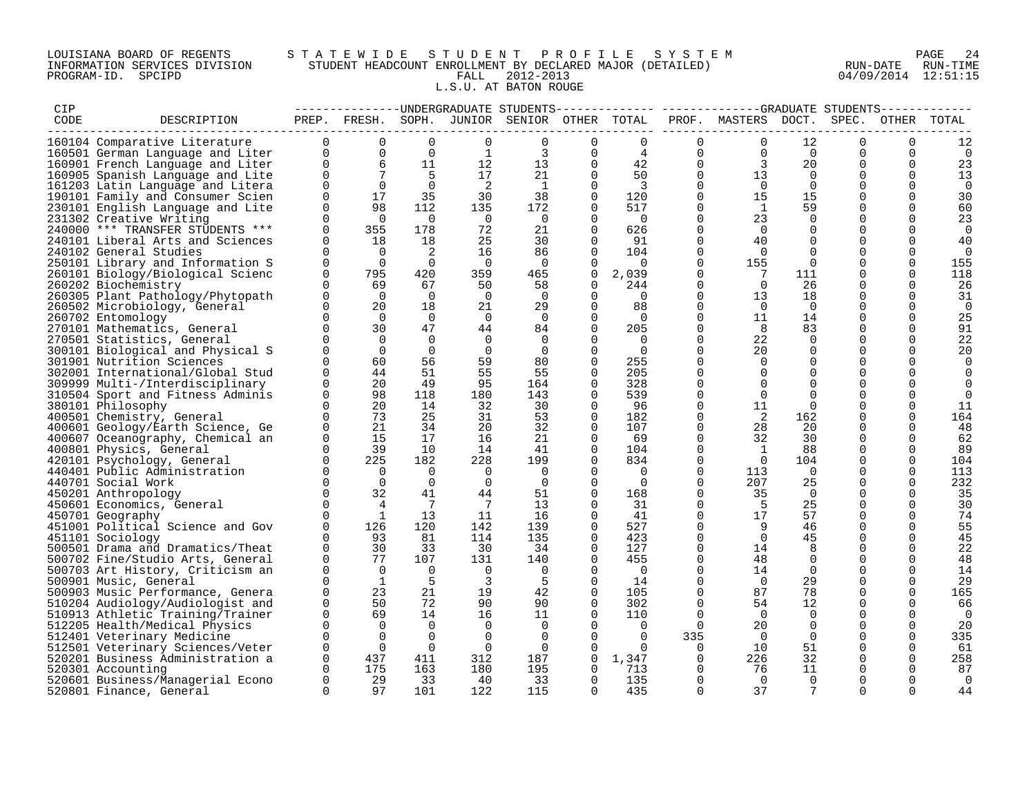LOUISIANA BOARD OF REGENTS — STATEWIDE STUDENT PROFILE SYSTEM
INFORMATION SERVICES DIVISION — STUDENT HEADCOUNT ENROLLMENT BY DECLARED MAJOR (DETAILED)
PROGRAM-ID. SPCIPD — FALL 2012-2013
L.S.U. AT BATON ROUGE

RUN-DATE 04/09/2014 RUN-TIME 12:51:15

| CIP CODE | DESCRIPTION | UNDERGRADUATE STUDENTS PREP. | FRESH. | SOPH. | JUNIOR | SENIOR | OTHER | TOTAL | GRADUATE STUDENTS PROF. | MASTERS | DOCT. | SPEC. | OTHER | TOTAL |
|---|---|---|---|---|---|---|---|---|---|---|---|---|---|---|
| 160104 | Comparative Literature | 0 | 0 | 0 | 0 | 0 | 0 | 0 | 0 | 0 | 12 | 0 | 0 | 12 |
| 160501 | German Language and Liter | 0 | 0 | 0 | 1 | 3 | 0 | 4 | 0 | 0 | 0 | 0 | 0 | 0 |
| 160901 | French Language and Liter | 0 | 6 | 11 | 12 | 13 | 0 | 42 | 0 | 3 | 20 | 0 | 0 | 23 |
| 160905 | Spanish Language and Lite | 0 | 7 | 5 | 17 | 21 | 0 | 50 | 0 | 13 | 0 | 0 | 0 | 13 |
| 161203 | Latin Language and Litera | 0 | 0 | 0 | 2 | 1 | 0 | 3 | 0 | 0 | 0 | 0 | 0 | 0 |
| 190101 | Family and Consumer Scien | 0 | 17 | 35 | 30 | 38 | 0 | 120 | 0 | 15 | 15 | 0 | 0 | 30 |
| 230101 | English Language and Lite | 0 | 98 | 112 | 135 | 172 | 0 | 517 | 0 | 1 | 59 | 0 | 0 | 60 |
| 231302 | Creative Writing | 0 | 0 | 0 | 0 | 0 | 0 | 0 | 0 | 23 | 0 | 0 | 0 | 23 |
| 240000 | *** TRANSFER STUDENTS *** | 0 | 355 | 178 | 72 | 21 | 0 | 626 | 0 | 0 | 0 | 0 | 0 | 0 |
| 240101 | Liberal Arts and Sciences | 0 | 18 | 18 | 25 | 30 | 0 | 91 | 0 | 40 | 0 | 0 | 0 | 40 |
| 240102 | General Studies | 0 | 0 | 2 | 16 | 86 | 0 | 104 | 0 | 0 | 0 | 0 | 0 | 0 |
| 250101 | Library and Information S | 0 | 0 | 0 | 0 | 0 | 0 | 0 | 0 | 155 | 0 | 0 | 0 | 155 |
| 260101 | Biology/Biological Scienc | 0 | 795 | 420 | 359 | 465 | 0 | 2,039 | 0 | 7 | 111 | 0 | 0 | 118 |
| 260202 | Biochemistry | 0 | 69 | 67 | 50 | 58 | 0 | 244 | 0 | 0 | 26 | 0 | 0 | 26 |
| 260305 | Plant Pathology/Phytopath | 0 | 0 | 0 | 0 | 0 | 0 | 0 | 0 | 13 | 18 | 0 | 0 | 31 |
| 260502 | Microbiology, General | 0 | 20 | 18 | 21 | 29 | 0 | 88 | 0 | 0 | 0 | 0 | 0 | 0 |
| 260702 | Entomology | 0 | 0 | 0 | 0 | 0 | 0 | 0 | 0 | 11 | 14 | 0 | 0 | 25 |
| 270101 | Mathematics, General | 0 | 30 | 47 | 44 | 84 | 0 | 205 | 0 | 8 | 83 | 0 | 0 | 91 |
| 270501 | Statistics, General | 0 | 0 | 0 | 0 | 0 | 0 | 0 | 0 | 22 | 0 | 0 | 0 | 22 |
| 300101 | Biological and Physical S | 0 | 0 | 0 | 0 | 0 | 0 | 0 | 0 | 20 | 0 | 0 | 0 | 20 |
| 301901 | Nutrition Sciences | 0 | 60 | 56 | 59 | 80 | 0 | 255 | 0 | 0 | 0 | 0 | 0 | 0 |
| 302001 | International/Global Stud | 0 | 44 | 51 | 55 | 55 | 0 | 205 | 0 | 0 | 0 | 0 | 0 | 0 |
| 309999 | Multi-/Interdisciplinary | 0 | 20 | 49 | 95 | 164 | 0 | 328 | 0 | 0 | 0 | 0 | 0 | 0 |
| 310504 | Sport and Fitness Adminis | 0 | 98 | 118 | 180 | 143 | 0 | 539 | 0 | 0 | 0 | 0 | 0 | 0 |
| 380101 | Philosophy | 0 | 20 | 14 | 32 | 30 | 0 | 96 | 0 | 11 | 0 | 0 | 0 | 11 |
| 400501 | Chemistry, General | 0 | 73 | 25 | 31 | 53 | 0 | 182 | 0 | 2 | 162 | 0 | 0 | 164 |
| 400601 | Geology/Earth Science, Ge | 0 | 21 | 34 | 20 | 32 | 0 | 107 | 0 | 28 | 20 | 0 | 0 | 48 |
| 400607 | Oceanography, Chemical an | 0 | 15 | 17 | 16 | 21 | 0 | 69 | 0 | 32 | 30 | 0 | 0 | 62 |
| 400801 | Physics, General | 0 | 39 | 10 | 14 | 41 | 0 | 104 | 0 | 1 | 88 | 0 | 0 | 89 |
| 420101 | Psychology, General | 0 | 225 | 182 | 228 | 199 | 0 | 834 | 0 | 0 | 104 | 0 | 0 | 104 |
| 440401 | Public Administration | 0 | 0 | 0 | 0 | 0 | 0 | 0 | 0 | 113 | 0 | 0 | 0 | 113 |
| 440701 | Social Work | 0 | 0 | 0 | 0 | 0 | 0 | 0 | 0 | 207 | 25 | 0 | 0 | 232 |
| 450201 | Anthropology | 0 | 32 | 41 | 44 | 51 | 0 | 168 | 0 | 35 | 0 | 0 | 0 | 35 |
| 450601 | Economics, General | 0 | 4 | 7 | 7 | 13 | 0 | 31 | 0 | 5 | 25 | 0 | 0 | 30 |
| 450701 | Geography | 0 | 1 | 13 | 11 | 16 | 0 | 41 | 0 | 17 | 57 | 0 | 0 | 74 |
| 451001 | Political Science and Gov | 0 | 126 | 120 | 142 | 139 | 0 | 527 | 0 | 9 | 46 | 0 | 0 | 55 |
| 451101 | Sociology | 0 | 93 | 81 | 114 | 135 | 0 | 423 | 0 | 0 | 45 | 0 | 0 | 45 |
| 500501 | Drama and Dramatics/Theat | 0 | 30 | 33 | 30 | 34 | 0 | 127 | 0 | 14 | 8 | 0 | 0 | 22 |
| 500702 | Fine/Studio Arts, General | 0 | 77 | 107 | 131 | 140 | 0 | 455 | 0 | 48 | 0 | 0 | 0 | 48 |
| 500703 | Art History, Criticism an | 0 | 0 | 0 | 0 | 0 | 0 | 0 | 0 | 14 | 0 | 0 | 0 | 14 |
| 500901 | Music, General | 0 | 1 | 5 | 3 | 5 | 0 | 14 | 0 | 0 | 29 | 0 | 0 | 29 |
| 500903 | Music Performance, Genera | 0 | 23 | 21 | 19 | 42 | 0 | 105 | 0 | 87 | 78 | 0 | 0 | 165 |
| 510204 | Audiology/Audiologist and | 0 | 50 | 72 | 90 | 90 | 0 | 302 | 0 | 54 | 12 | 0 | 0 | 66 |
| 510913 | Athletic Training/Trainer | 0 | 69 | 14 | 16 | 11 | 0 | 110 | 0 | 0 | 0 | 0 | 0 | 0 |
| 512205 | Health/Medical Physics | 0 | 0 | 0 | 0 | 0 | 0 | 0 | 0 | 20 | 0 | 0 | 0 | 20 |
| 512401 | Veterinary Medicine | 0 | 0 | 0 | 0 | 0 | 0 | 0 | 335 | 0 | 0 | 0 | 0 | 335 |
| 512501 | Veterinary Sciences/Veter | 0 | 0 | 0 | 0 | 0 | 0 | 0 | 0 | 10 | 51 | 0 | 0 | 61 |
| 520201 | Business Administration a | 0 | 437 | 411 | 312 | 187 | 0 | 1,347 | 0 | 226 | 32 | 0 | 0 | 258 |
| 520301 | Accounting | 0 | 175 | 163 | 180 | 195 | 0 | 713 | 0 | 76 | 11 | 0 | 0 | 87 |
| 520601 | Business/Managerial Econo | 0 | 29 | 33 | 40 | 33 | 0 | 135 | 0 | 0 | 0 | 0 | 0 | 0 |
| 520801 | Finance, General | 0 | 97 | 101 | 122 | 115 | 0 | 435 | 0 | 37 | 7 | 0 | 0 | 44 |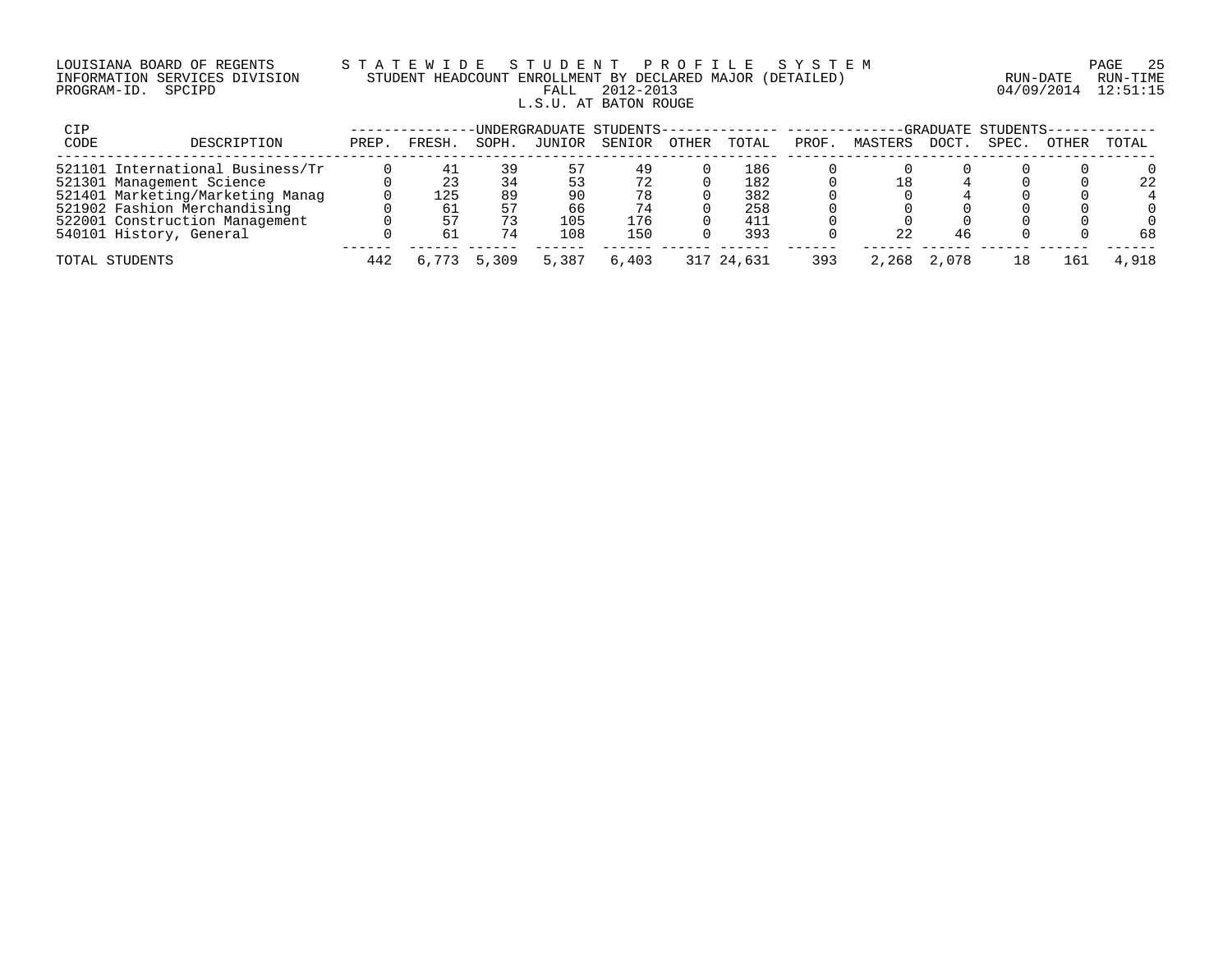LOUISIANA BOARD OF REGENTS — STATEWIDE STUDENT PROFILE SYSTEM
INFORMATION SERVICES DIVISION — STUDENT HEADCOUNT ENROLLMENT BY DECLARED MAJOR (DETAILED)
PROGRAM-ID. SPCIPD — FALL 2012-2013 — RUN-DATE 04/09/2014 RUN-TIME 12:51:15

L.S.U. AT BATON ROUGE

| CIP CODE | DESCRIPTION | UNDERGRADUATE STUDENTS PREP. | FRESH. | SOPH. | JUNIOR | SENIOR | OTHER | TOTAL | GRADUATE STUDENTS PROF. | MASTERS | DOCT. | SPEC. | OTHER | TOTAL |
|---|---|---|---|---|---|---|---|---|---|---|---|---|---|---|
| 521101 | International Business/Tr | 0 | 41 | 39 | 57 | 49 | 0 | 186 | 0 | 0 | 0 | 0 | 0 | 0 |
| 521301 | Management Science | 0 | 23 | 34 | 53 | 72 | 0 | 182 | 0 | 18 | 4 | 0 | 0 | 22 |
| 521401 | Marketing/Marketing Manag | 0 | 125 | 89 | 90 | 78 | 0 | 382 | 0 | 0 | 4 | 0 | 0 | 4 |
| 521902 | Fashion Merchandising | 0 | 61 | 57 | 66 | 74 | 0 | 258 | 0 | 0 | 0 | 0 | 0 | 0 |
| 522001 | Construction Management | 0 | 57 | 73 | 105 | 176 | 0 | 411 | 0 | 0 | 0 | 0 | 0 | 0 |
| 540101 | History, General | 0 | 61 | 74 | 108 | 150 | 0 | 393 | 0 | 22 | 46 | 0 | 0 | 68 |
| TOTAL STUDENTS | | 442 | 6,773 | 5,309 | 5,387 | 6,403 | 317 | 24,631 | 393 | 2,268 | 2,078 | 18 | 161 | 4,918 |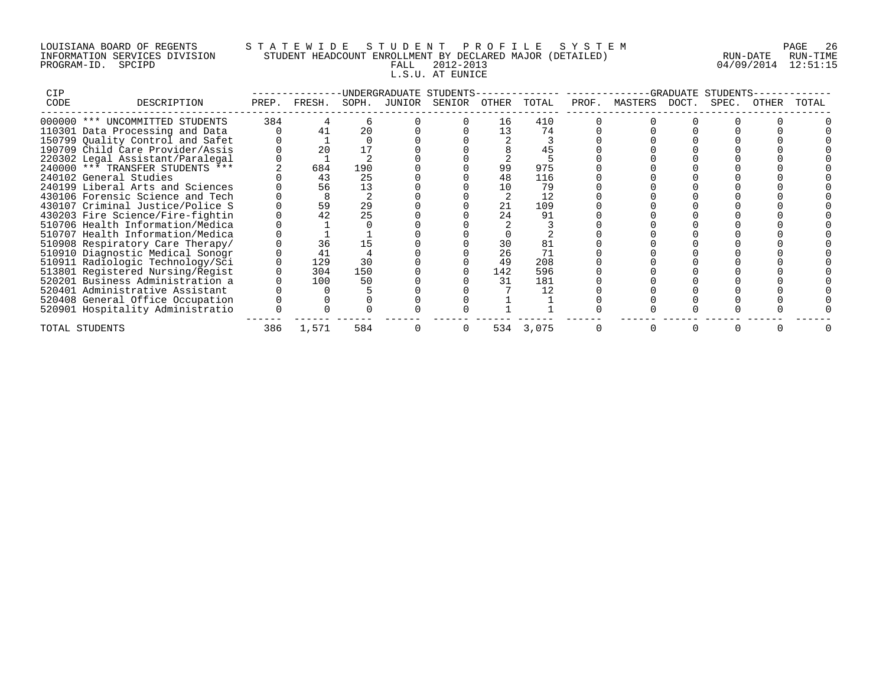LOUISIANA BOARD OF REGENTS
INFORMATION SERVICES DIVISION
PROGRAM-ID. SPCIPD

# STATEWIDE STUDENT PROFILE SYSTEM
## STUDENT HEADCOUNT ENROLLMENT BY DECLARED MAJOR (DETAILED)
### FALL 2012-2013
### L.S.U. AT EUNICE

RUN-DATE 04/09/2014 RUN-TIME 12:51:15

| CIP CODE | DESCRIPTION | UNDERGRADUATE STUDENTS PREP. | FRESH. | SOPH. | JUNIOR | SENIOR | OTHER | TOTAL | GRADUATE STUDENTS PROF. | MASTERS | DOCT. | SPEC. | OTHER | TOTAL |
|---|---|---|---|---|---|---|---|---|---|---|---|---|---|---|
| 000000 | *** UNCOMMITTED STUDENTS | 384 | 4 | 6 | 0 | 0 | 16 | 410 | 0 | 0 | 0 | 0 | 0 | 0 |
| 110301 | Data Processing and Data | 0 | 41 | 20 | 0 | 0 | 13 | 74 | 0 | 0 | 0 | 0 | 0 | 0 |
| 150799 | Quality Control and Safet | 0 | 1 | 0 | 0 | 0 | 2 | 3 | 0 | 0 | 0 | 0 | 0 | 0 |
| 190709 | Child Care Provider/Assis | 0 | 20 | 17 | 0 | 0 | 8 | 45 | 0 | 0 | 0 | 0 | 0 | 0 |
| 220302 | Legal Assistant/Paralegal | 0 | 1 | 2 | 0 | 0 | 2 | 5 | 0 | 0 | 0 | 0 | 0 | 0 |
| 240000 | *** TRANSFER STUDENTS *** | 2 | 684 | 190 | 0 | 0 | 99 | 975 | 0 | 0 | 0 | 0 | 0 | 0 |
| 240102 | General Studies | 0 | 43 | 25 | 0 | 0 | 48 | 116 | 0 | 0 | 0 | 0 | 0 | 0 |
| 240199 | Liberal Arts and Sciences | 0 | 56 | 13 | 0 | 0 | 10 | 79 | 0 | 0 | 0 | 0 | 0 | 0 |
| 430106 | Forensic Science and Tech | 0 | 8 | 2 | 0 | 0 | 2 | 12 | 0 | 0 | 0 | 0 | 0 | 0 |
| 430107 | Criminal Justice/Police S | 0 | 59 | 29 | 0 | 0 | 21 | 109 | 0 | 0 | 0 | 0 | 0 | 0 |
| 430203 | Fire Science/Fire-fightin | 0 | 42 | 25 | 0 | 0 | 24 | 91 | 0 | 0 | 0 | 0 | 0 | 0 |
| 510706 | Health Information/Medica | 0 | 1 | 0 | 0 | 0 | 2 | 3 | 0 | 0 | 0 | 0 | 0 | 0 |
| 510707 | Health Information/Medica | 0 | 1 | 1 | 0 | 0 | 0 | 2 | 0 | 0 | 0 | 0 | 0 | 0 |
| 510908 | Respiratory Care Therapy/ | 0 | 36 | 15 | 0 | 0 | 30 | 81 | 0 | 0 | 0 | 0 | 0 | 0 |
| 510910 | Diagnostic Medical Sonogr | 0 | 41 | 4 | 0 | 0 | 26 | 71 | 0 | 0 | 0 | 0 | 0 | 0 |
| 510911 | Radiologic Technology/Sci | 0 | 129 | 30 | 0 | 0 | 49 | 208 | 0 | 0 | 0 | 0 | 0 | 0 |
| 513801 | Registered Nursing/Regist | 0 | 304 | 150 | 0 | 0 | 142 | 596 | 0 | 0 | 0 | 0 | 0 | 0 |
| 520201 | Business Administration a | 0 | 100 | 50 | 0 | 0 | 31 | 181 | 0 | 0 | 0 | 0 | 0 | 0 |
| 520401 | Administrative Assistant | 0 | 0 | 5 | 0 | 0 | 7 | 12 | 0 | 0 | 0 | 0 | 0 | 0 |
| 520408 | General Office Occupation | 0 | 0 | 0 | 0 | 0 | 1 | 1 | 0 | 0 | 0 | 0 | 0 | 0 |
| 520901 | Hospitality Administratio | 0 | 0 | 0 | 0 | 0 | 1 | 1 | 0 | 0 | 0 | 0 | 0 | 0 |
| TOTAL STUDENTS | | 386 | 1,571 | 584 | 0 | 0 | 534 | 3,075 | 0 | 0 | 0 | 0 | 0 | 0 |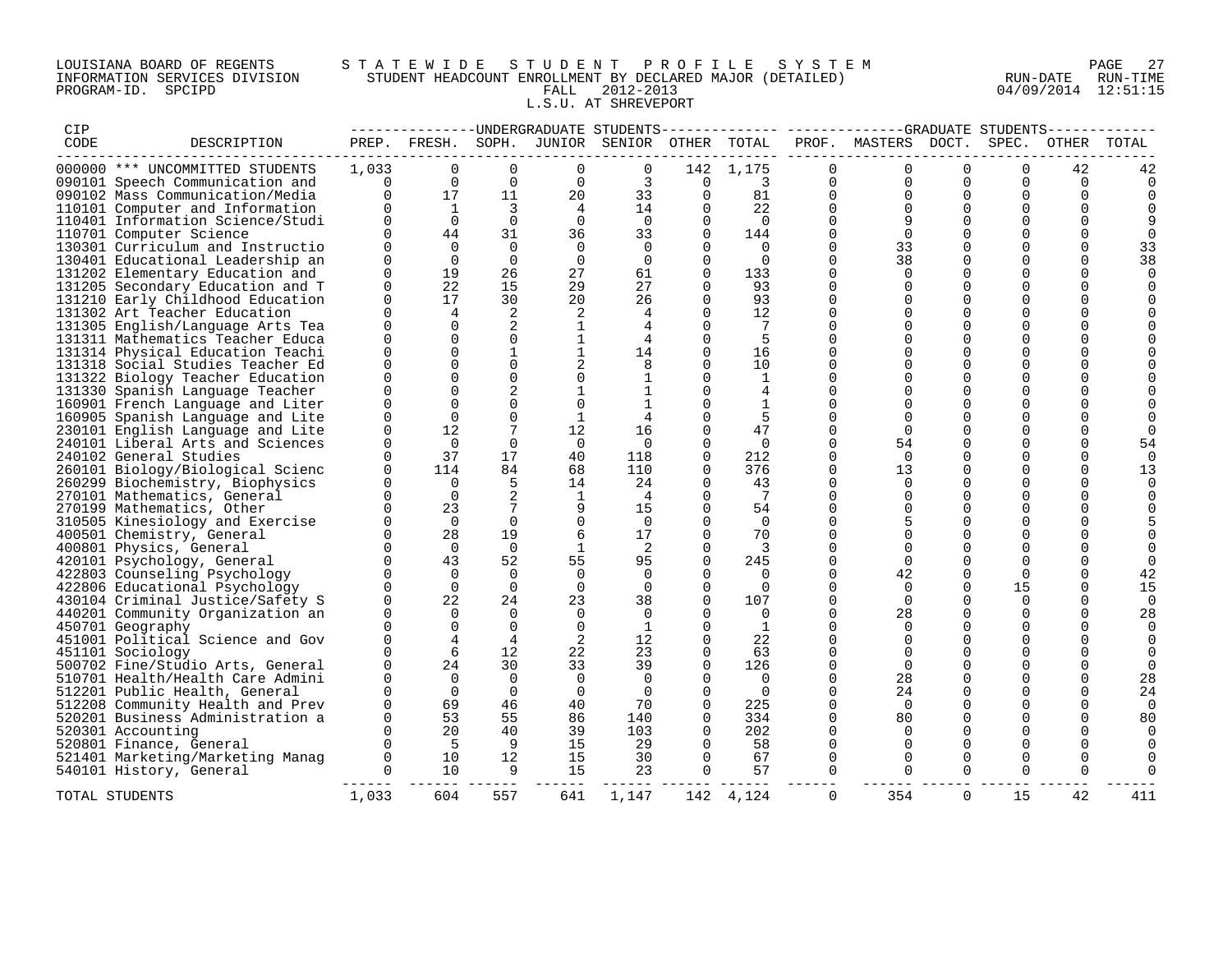LOUISIANA BOARD OF REGENTS — STATEWIDE STUDENT PROFILE SYSTEM
INFORMATION SERVICES DIVISION — STUDENT HEADCOUNT ENROLLMENT BY DECLARED MAJOR (DETAILED) — RUN-DATE 04/09/2014 RUN-TIME 12:51:15
PROGRAM-ID. SPCIPD — FALL 2012-2013

L.S.U. AT SHREVEPORT

| CIP CODE | DESCRIPTION | UNDERGRADUATE STUDENTS PREP. | FRESH. | SOPH. | JUNIOR | SENIOR | OTHER | TOTAL | GRADUATE STUDENTS PROF. | MASTERS | DOCT. | SPEC. | OTHER | TOTAL |
|---|---|---|---|---|---|---|---|---|---|---|---|---|---|---|
| 000000 | *** UNCOMMITTED STUDENTS | 1,033 | 0 | 0 | 0 | 0 | 142 | 1,175 | 0 | 0 | 0 | 0 | 42 | 42 |
| 090101 | Speech Communication and | 0 | 0 | 0 | 0 | 3 | 0 | 3 | 0 | 0 | 0 | 0 | 0 | 0 |
| 090102 | Mass Communication/Media | 0 | 17 | 11 | 20 | 33 | 0 | 81 | 0 | 0 | 0 | 0 | 0 | 0 |
| 110101 | Computer and Information | 0 | 1 | 3 | 4 | 14 | 0 | 22 | 0 | 0 | 0 | 0 | 0 | 0 |
| 110401 | Information Science/Studi | 0 | 0 | 0 | 0 | 0 | 0 | 0 | 0 | 9 | 0 | 0 | 0 | 9 |
| 110701 | Computer Science | 0 | 44 | 31 | 36 | 33 | 0 | 144 | 0 | 0 | 0 | 0 | 0 | 0 |
| 130301 | Curriculum and Instructio | 0 | 0 | 0 | 0 | 0 | 0 | 0 | 0 | 33 | 0 | 0 | 0 | 33 |
| 130401 | Educational Leadership an | 0 | 0 | 0 | 0 | 0 | 0 | 0 | 0 | 38 | 0 | 0 | 0 | 38 |
| 131202 | Elementary Education and | 0 | 19 | 26 | 27 | 61 | 0 | 133 | 0 | 0 | 0 | 0 | 0 | 0 |
| 131205 | Secondary Education and T | 0 | 22 | 15 | 29 | 27 | 0 | 93 | 0 | 0 | 0 | 0 | 0 | 0 |
| 131210 | Early Childhood Education | 0 | 17 | 30 | 20 | 26 | 0 | 93 | 0 | 0 | 0 | 0 | 0 | 0 |
| 131302 | Art Teacher Education | 0 | 4 | 2 | 2 | 4 | 0 | 12 | 0 | 0 | 0 | 0 | 0 | 0 |
| 131305 | English/Language Arts Tea | 0 | 0 | 2 | 1 | 4 | 0 | 7 | 0 | 0 | 0 | 0 | 0 | 0 |
| 131311 | Mathematics Teacher Educa | 0 | 0 | 0 | 1 | 4 | 0 | 5 | 0 | 0 | 0 | 0 | 0 | 0 |
| 131314 | Physical Education Teachi | 0 | 0 | 1 | 1 | 14 | 0 | 16 | 0 | 0 | 0 | 0 | 0 | 0 |
| 131318 | Social Studies Teacher Ed | 0 | 0 | 0 | 2 | 8 | 0 | 10 | 0 | 0 | 0 | 0 | 0 | 0 |
| 131322 | Biology Teacher Education | 0 | 0 | 0 | 0 | 1 | 0 | 1 | 0 | 0 | 0 | 0 | 0 | 0 |
| 131330 | Spanish Language Teacher | 0 | 0 | 2 | 1 | 1 | 0 | 4 | 0 | 0 | 0 | 0 | 0 | 0 |
| 160901 | French Language and Liter | 0 | 0 | 0 | 0 | 1 | 0 | 1 | 0 | 0 | 0 | 0 | 0 | 0 |
| 160905 | Spanish Language and Lite | 0 | 0 | 0 | 1 | 4 | 0 | 5 | 0 | 0 | 0 | 0 | 0 | 0 |
| 230101 | English Language and Lite | 0 | 12 | 7 | 12 | 16 | 0 | 47 | 0 | 0 | 0 | 0 | 0 | 0 |
| 240101 | Liberal Arts and Sciences | 0 | 0 | 0 | 0 | 0 | 0 | 0 | 0 | 54 | 0 | 0 | 0 | 54 |
| 240102 | General Studies | 0 | 37 | 17 | 40 | 118 | 0 | 212 | 0 | 0 | 0 | 0 | 0 | 0 |
| 260101 | Biology/Biological Scienc | 0 | 114 | 84 | 68 | 110 | 0 | 376 | 0 | 13 | 0 | 0 | 0 | 13 |
| 260299 | Biochemistry, Biophysics | 0 | 0 | 5 | 14 | 24 | 0 | 43 | 0 | 0 | 0 | 0 | 0 | 0 |
| 270101 | Mathematics, General | 0 | 0 | 2 | 1 | 4 | 0 | 7 | 0 | 0 | 0 | 0 | 0 | 0 |
| 270199 | Mathematics, Other | 0 | 23 | 7 | 9 | 15 | 0 | 54 | 0 | 0 | 0 | 0 | 0 | 0 |
| 310505 | Kinesiology and Exercise | 0 | 0 | 0 | 0 | 0 | 0 | 0 | 0 | 5 | 0 | 0 | 0 | 5 |
| 400501 | Chemistry, General | 0 | 28 | 19 | 6 | 17 | 0 | 70 | 0 | 0 | 0 | 0 | 0 | 0 |
| 400801 | Physics, General | 0 | 0 | 0 | 1 | 2 | 0 | 3 | 0 | 0 | 0 | 0 | 0 | 0 |
| 420101 | Psychology, General | 0 | 43 | 52 | 55 | 95 | 0 | 245 | 0 | 0 | 0 | 0 | 0 | 0 |
| 422803 | Counseling Psychology | 0 | 0 | 0 | 0 | 0 | 0 | 0 | 0 | 42 | 0 | 0 | 0 | 42 |
| 422806 | Educational Psychology | 0 | 0 | 0 | 0 | 0 | 0 | 0 | 0 | 0 | 0 | 15 | 0 | 15 |
| 430104 | Criminal Justice/Safety S | 0 | 22 | 24 | 23 | 38 | 0 | 107 | 0 | 0 | 0 | 0 | 0 | 0 |
| 440201 | Community Organization an | 0 | 0 | 0 | 0 | 0 | 0 | 0 | 0 | 28 | 0 | 0 | 0 | 28 |
| 450701 | Geography | 0 | 0 | 0 | 0 | 1 | 0 | 1 | 0 | 0 | 0 | 0 | 0 | 0 |
| 451001 | Political Science and Gov | 0 | 4 | 4 | 2 | 12 | 0 | 22 | 0 | 0 | 0 | 0 | 0 | 0 |
| 451101 | Sociology | 0 | 6 | 12 | 22 | 23 | 0 | 63 | 0 | 0 | 0 | 0 | 0 | 0 |
| 500702 | Fine/Studio Arts, General | 0 | 24 | 30 | 33 | 39 | 0 | 126 | 0 | 0 | 0 | 0 | 0 | 0 |
| 510701 | Health/Health Care Admini | 0 | 0 | 0 | 0 | 0 | 0 | 0 | 0 | 28 | 0 | 0 | 0 | 28 |
| 512201 | Public Health, General | 0 | 0 | 0 | 0 | 0 | 0 | 0 | 0 | 24 | 0 | 0 | 0 | 24 |
| 512208 | Community Health and Prev | 0 | 69 | 46 | 40 | 70 | 0 | 225 | 0 | 0 | 0 | 0 | 0 | 0 |
| 520201 | Business Administration a | 0 | 53 | 55 | 86 | 140 | 0 | 334 | 0 | 80 | 0 | 0 | 0 | 80 |
| 520301 | Accounting | 0 | 20 | 40 | 39 | 103 | 0 | 202 | 0 | 0 | 0 | 0 | 0 | 0 |
| 520801 | Finance, General | 0 | 5 | 9 | 15 | 29 | 0 | 58 | 0 | 0 | 0 | 0 | 0 | 0 |
| 521401 | Marketing/Marketing Manag | 0 | 10 | 12 | 15 | 30 | 0 | 67 | 0 | 0 | 0 | 0 | 0 | 0 |
| 540101 | History, General | 0 | 10 | 9 | 15 | 23 | 0 | 57 | 0 | 0 | 0 | 0 | 0 | 0 |
| | TOTAL STUDENTS | 1,033 | 604 | 557 | 641 | 1,147 | 142 | 4,124 | 0 | 354 | 0 | 15 | 42 | 411 |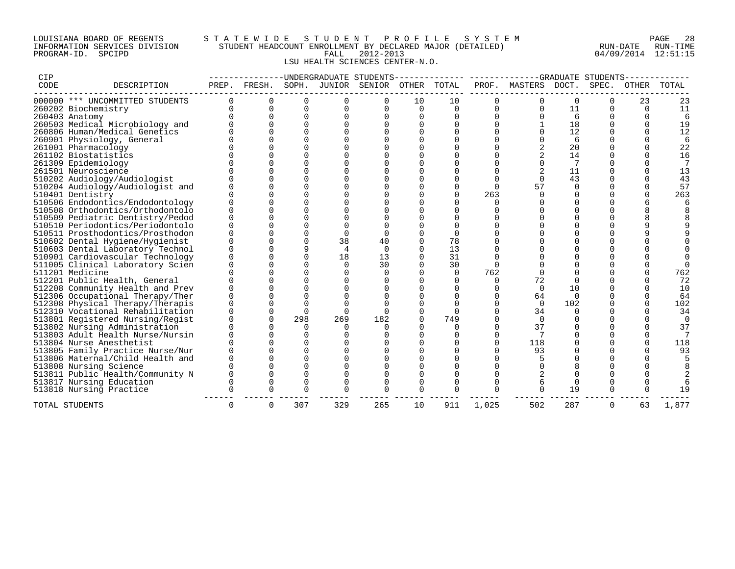LOUISIANA BOARD OF REGENTS — STATEWIDE STUDENT PROFILE SYSTEM
INFORMATION SERVICES DIVISION — STUDENT HEADCOUNT ENROLLMENT BY DECLARED MAJOR (DETAILED) — RUN-DATE 04/09/2014 RUN-TIME 12:51:15
PROGRAM-ID. SPCIPD — FALL 2012-2013

LSU HEALTH SCIENCES CENTER-N.O.

| CIP CODE | DESCRIPTION | UNDERGRADUATE STUDENTS | | | | | | | GRADUATE STUDENTS | | | | | |
|---|---|---|---|---|---|---|---|---|---|---|---|---|---|---|
| | | PREP. | FRESH. | SOPH. | JUNIOR | SENIOR | OTHER | TOTAL | PROF. | MASTERS | DOCT. | SPEC. | OTHER | TOTAL |
| 000000 | *** UNCOMMITTED STUDENTS | 0 | 0 | 0 | 0 | 0 | 10 | 10 | 0 | 0 | 0 | 0 | 23 | 23 |
| 260202 | Biochemistry | 0 | 0 | 0 | 0 | 0 | 0 | 0 | 0 | 0 | 11 | 0 | 0 | 11 |
| 260403 | Anatomy | 0 | 0 | 0 | 0 | 0 | 0 | 0 | 0 | 0 | 6 | 0 | 0 | 6 |
| 260503 | Medical Microbiology and | 0 | 0 | 0 | 0 | 0 | 0 | 0 | 0 | 1 | 18 | 0 | 0 | 19 |
| 260806 | Human/Medical Genetics | 0 | 0 | 0 | 0 | 0 | 0 | 0 | 0 | 0 | 12 | 0 | 0 | 12 |
| 260901 | Physiology, General | 0 | 0 | 0 | 0 | 0 | 0 | 0 | 0 | 0 | 6 | 0 | 0 | 6 |
| 261001 | Pharmacology | 0 | 0 | 0 | 0 | 0 | 0 | 0 | 0 | 2 | 20 | 0 | 0 | 22 |
| 261102 | Biostatistics | 0 | 0 | 0 | 0 | 0 | 0 | 0 | 0 | 2 | 14 | 0 | 0 | 16 |
| 261309 | Epidemiology | 0 | 0 | 0 | 0 | 0 | 0 | 0 | 0 | 0 | 7 | 0 | 0 | 7 |
| 261501 | Neuroscience | 0 | 0 | 0 | 0 | 0 | 0 | 0 | 0 | 2 | 11 | 0 | 0 | 13 |
| 510202 | Audiology/Audiologist | 0 | 0 | 0 | 0 | 0 | 0 | 0 | 0 | 0 | 43 | 0 | 0 | 43 |
| 510204 | Audiology/Audiologist and | 0 | 0 | 0 | 0 | 0 | 0 | 0 | 0 | 57 | 0 | 0 | 0 | 57 |
| 510401 | Dentistry | 0 | 0 | 0 | 0 | 0 | 0 | 0 | 263 | 0 | 0 | 0 | 0 | 263 |
| 510506 | Endodontics/Endodontology | 0 | 0 | 0 | 0 | 0 | 0 | 0 | 0 | 0 | 0 | 0 | 6 | 6 |
| 510508 | Orthodontics/Orthodontolo | 0 | 0 | 0 | 0 | 0 | 0 | 0 | 0 | 0 | 0 | 0 | 8 | 8 |
| 510509 | Pediatric Dentistry/Pedod | 0 | 0 | 0 | 0 | 0 | 0 | 0 | 0 | 0 | 0 | 0 | 8 | 8 |
| 510510 | Periodontics/Periodontolo | 0 | 0 | 0 | 0 | 0 | 0 | 0 | 0 | 0 | 0 | 0 | 9 | 9 |
| 510511 | Prosthodontics/Prosthodon | 0 | 0 | 0 | 0 | 0 | 0 | 0 | 0 | 0 | 0 | 0 | 9 | 9 |
| 510602 | Dental Hygiene/Hygienist | 0 | 0 | 0 | 38 | 40 | 0 | 78 | 0 | 0 | 0 | 0 | 0 | 0 |
| 510603 | Dental Laboratory Technol | 0 | 0 | 9 | 4 | 0 | 0 | 13 | 0 | 0 | 0 | 0 | 0 | 0 |
| 510901 | Cardiovascular Technology | 0 | 0 | 0 | 18 | 13 | 0 | 31 | 0 | 0 | 0 | 0 | 0 | 0 |
| 511005 | Clinical Laboratory Scien | 0 | 0 | 0 | 0 | 30 | 0 | 30 | 0 | 0 | 0 | 0 | 0 | 0 |
| 511201 | Medicine | 0 | 0 | 0 | 0 | 0 | 0 | 0 | 762 | 0 | 0 | 0 | 0 | 762 |
| 512201 | Public Health, General | 0 | 0 | 0 | 0 | 0 | 0 | 0 | 0 | 72 | 0 | 0 | 0 | 72 |
| 512208 | Community Health and Prev | 0 | 0 | 0 | 0 | 0 | 0 | 0 | 0 | 0 | 10 | 0 | 0 | 10 |
| 512306 | Occupational Therapy/Ther | 0 | 0 | 0 | 0 | 0 | 0 | 0 | 0 | 64 | 0 | 0 | 0 | 64 |
| 512308 | Physical Therapy/Therapis | 0 | 0 | 0 | 0 | 0 | 0 | 0 | 0 | 0 | 102 | 0 | 0 | 102 |
| 512310 | Vocational Rehabilitation | 0 | 0 | 0 | 0 | 0 | 0 | 0 | 0 | 34 | 0 | 0 | 0 | 34 |
| 513801 | Registered Nursing/Regist | 0 | 0 | 298 | 269 | 182 | 0 | 749 | 0 | 0 | 0 | 0 | 0 | 0 |
| 513802 | Nursing Administration | 0 | 0 | 0 | 0 | 0 | 0 | 0 | 0 | 37 | 0 | 0 | 0 | 37 |
| 513803 | Adult Health Nurse/Nursin | 0 | 0 | 0 | 0 | 0 | 0 | 0 | 0 | 7 | 0 | 0 | 0 | 7 |
| 513804 | Nurse Anesthetist | 0 | 0 | 0 | 0 | 0 | 0 | 0 | 0 | 118 | 0 | 0 | 0 | 118 |
| 513805 | Family Practice Nurse/Nur | 0 | 0 | 0 | 0 | 0 | 0 | 0 | 0 | 93 | 0 | 0 | 0 | 93 |
| 513806 | Maternal/Child Health and | 0 | 0 | 0 | 0 | 0 | 0 | 0 | 0 | 5 | 0 | 0 | 0 | 5 |
| 513808 | Nursing Science | 0 | 0 | 0 | 0 | 0 | 0 | 0 | 0 | 0 | 8 | 0 | 0 | 8 |
| 513811 | Public Health/Community N | 0 | 0 | 0 | 0 | 0 | 0 | 0 | 0 | 2 | 0 | 0 | 0 | 2 |
| 513817 | Nursing Education | 0 | 0 | 0 | 0 | 0 | 0 | 0 | 0 | 6 | 0 | 0 | 0 | 6 |
| 513818 | Nursing Practice | 0 | 0 | 0 | 0 | 0 | 0 | 0 | 0 | 0 | 19 | 0 | 0 | 19 |
| TOTAL STUDENTS | | 0 | 0 | 307 | 329 | 265 | 10 | 911 | 1,025 | 502 | 287 | 0 | 63 | 1,877 |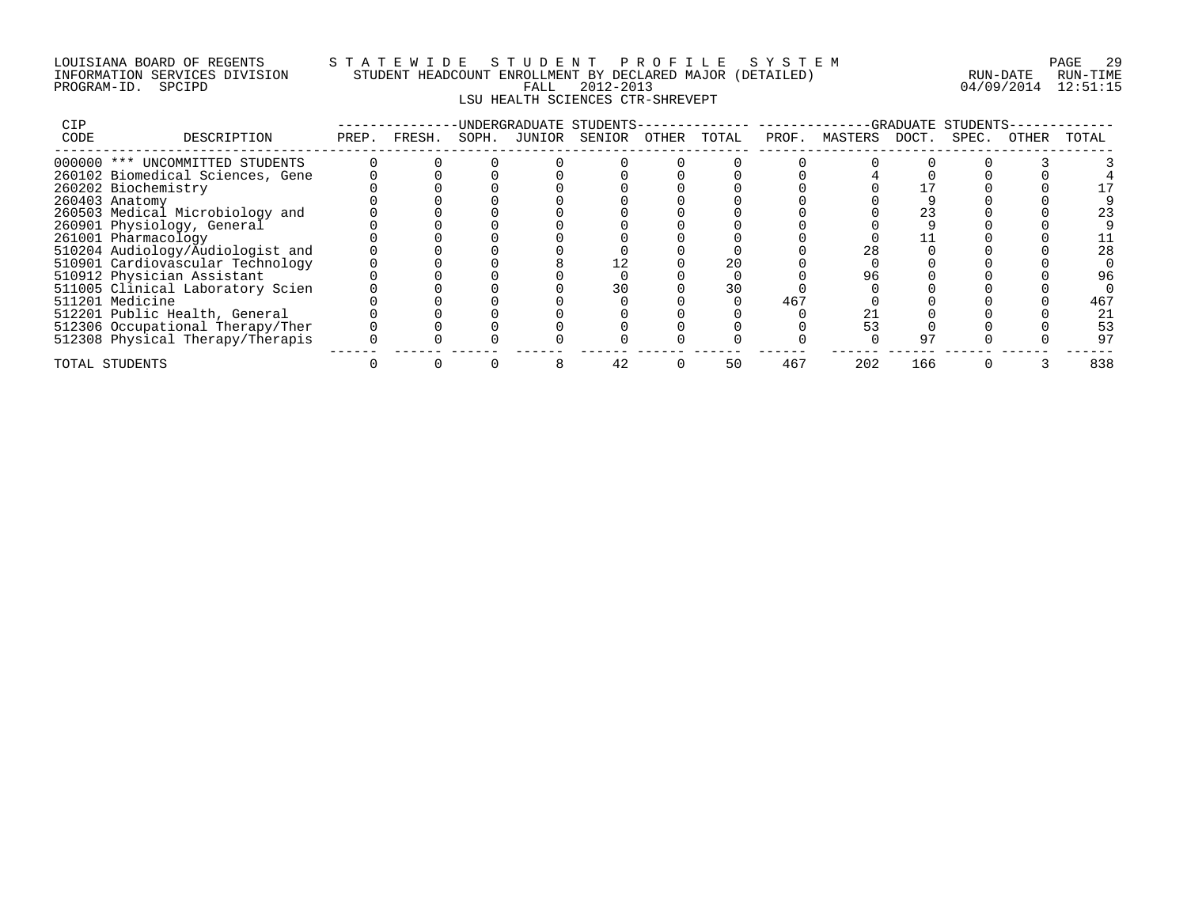LOUISIANA BOARD OF REGENTS — STATEWIDE STUDENT PROFILE SYSTEM
INFORMATION SERVICES DIVISION — STUDENT HEADCOUNT ENROLLMENT BY DECLARED MAJOR (DETAILED)
PROGRAM-ID. SPCIPD — FALL 2012-2013 — RUN-DATE 04/09/2014 RUN-TIME 12:51:15

LSU HEALTH SCIENCES CTR-SHREVEPT

| CIP CODE | DESCRIPTION | UNDERGRADUATE STUDENTS PREP. | FRESH. | SOPH. | JUNIOR | SENIOR | OTHER | TOTAL | GRADUATE STUDENTS PROF. | MASTERS | DOCT. | SPEC. | OTHER | TOTAL |
|---|---|---|---|---|---|---|---|---|---|---|---|---|---|---|
| 000000 | *** UNCOMMITTED STUDENTS | 0 | 0 | 0 | 0 | 0 | 0 | 0 | 0 | 0 | 0 | 0 | 3 | 3 |
| 260102 | Biomedical Sciences, Gene | 0 | 0 | 0 | 0 | 0 | 0 | 0 | 0 | 4 | 0 | 0 | 0 | 4 |
| 260202 | Biochemistry | 0 | 0 | 0 | 0 | 0 | 0 | 0 | 0 | 0 | 17 | 0 | 0 | 17 |
| 260403 | Anatomy | 0 | 0 | 0 | 0 | 0 | 0 | 0 | 0 | 0 | 9 | 0 | 0 | 9 |
| 260503 | Medical Microbiology and | 0 | 0 | 0 | 0 | 0 | 0 | 0 | 0 | 0 | 23 | 0 | 0 | 23 |
| 260901 | Physiology, General | 0 | 0 | 0 | 0 | 0 | 0 | 0 | 0 | 0 | 9 | 0 | 0 | 9 |
| 261001 | Pharmacology | 0 | 0 | 0 | 0 | 0 | 0 | 0 | 0 | 0 | 11 | 0 | 0 | 11 |
| 510204 | Audiology/Audiologist and | 0 | 0 | 0 | 0 | 0 | 0 | 0 | 0 | 28 | 0 | 0 | 0 | 28 |
| 510901 | Cardiovascular Technology | 0 | 0 | 0 | 8 | 12 | 0 | 20 | 0 | 0 | 0 | 0 | 0 | 0 |
| 510912 | Physician Assistant | 0 | 0 | 0 | 0 | 0 | 0 | 0 | 0 | 96 | 0 | 0 | 0 | 96 |
| 511005 | Clinical Laboratory Scien | 0 | 0 | 0 | 0 | 30 | 0 | 30 | 0 | 0 | 0 | 0 | 0 | 0 |
| 511201 | Medicine | 0 | 0 | 0 | 0 | 0 | 0 | 0 | 467 | 0 | 0 | 0 | 0 | 467 |
| 512201 | Public Health, General | 0 | 0 | 0 | 0 | 0 | 0 | 0 | 0 | 21 | 0 | 0 | 0 | 21 |
| 512306 | Occupational Therapy/Ther | 0 | 0 | 0 | 0 | 0 | 0 | 0 | 0 | 53 | 0 | 0 | 0 | 53 |
| 512308 | Physical Therapy/Therapis | 0 | 0 | 0 | 0 | 0 | 0 | 0 | 0 | 0 | 97 | 0 | 0 | 97 |
| TOTAL STUDENTS | | 0 | 0 | 0 | 8 | 42 | 0 | 50 | 467 | 202 | 166 | 0 | 3 | 838 |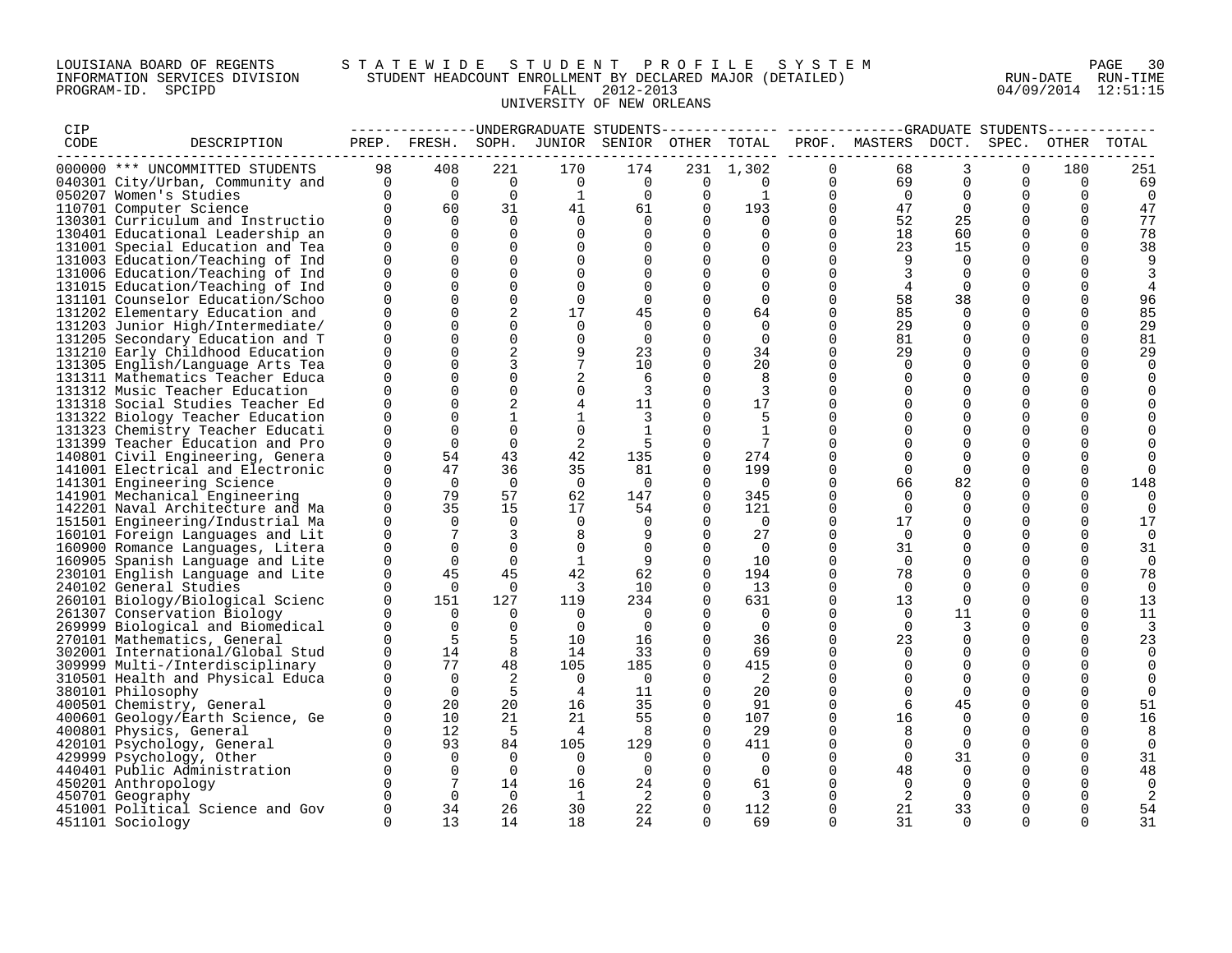LOUISIANA BOARD OF REGENTS — STATEWIDE STUDENT PROFILE SYSTEM
INFORMATION SERVICES DIVISION — STUDENT HEADCOUNT ENROLLMENT BY DECLARED MAJOR (DETAILED) — RUN-DATE 04/09/2014 RUN-TIME 12:51:15
PROGRAM-ID. SPCIPD — FALL 2012-2013

UNIVERSITY OF NEW ORLEANS

| CIP CODE | DESCRIPTION | UNDERGRADUATE STUDENTS PREP. | FRESH. | SOPH. | JUNIOR | SENIOR | OTHER | TOTAL | GRADUATE STUDENTS PROF. | MASTERS | DOCT. | SPEC. | OTHER | TOTAL |
|---|---|---|---|---|---|---|---|---|---|---|---|---|---|---|
| 000000 | *** UNCOMMITTED STUDENTS | 98 | 408 | 221 | 170 | 174 | 231 | 1,302 | 0 | 68 | 3 | 0 | 180 | 251 |
| 040301 | City/Urban, Community and | 0 | 0 | 0 | 0 | 0 | 0 | 0 | 0 | 69 | 0 | 0 | 0 | 69 |
| 050207 | Women's Studies | 0 | 0 | 0 | 1 | 0 | 0 | 1 | 0 | 0 | 0 | 0 | 0 | 0 |
| 110701 | Computer Science | 0 | 60 | 31 | 41 | 61 | 0 | 193 | 0 | 47 | 0 | 0 | 0 | 47 |
| 130301 | Curriculum and Instructio | 0 | 0 | 0 | 0 | 0 | 0 | 0 | 0 | 52 | 25 | 0 | 0 | 77 |
| 130401 | Educational Leadership an | 0 | 0 | 0 | 0 | 0 | 0 | 0 | 0 | 18 | 60 | 0 | 0 | 78 |
| 131001 | Special Education and Tea | 0 | 0 | 0 | 0 | 0 | 0 | 0 | 0 | 23 | 15 | 0 | 0 | 38 |
| 131003 | Education/Teaching of Ind | 0 | 0 | 0 | 0 | 0 | 0 | 0 | 0 | 9 | 0 | 0 | 0 | 9 |
| 131006 | Education/Teaching of Ind | 0 | 0 | 0 | 0 | 0 | 0 | 0 | 0 | 3 | 0 | 0 | 0 | 3 |
| 131015 | Education/Teaching of Ind | 0 | 0 | 0 | 0 | 0 | 0 | 0 | 0 | 4 | 0 | 0 | 0 | 4 |
| 131101 | Counselor Education/Schoo | 0 | 0 | 0 | 0 | 0 | 0 | 0 | 0 | 58 | 38 | 0 | 0 | 96 |
| 131202 | Elementary Education and | 0 | 0 | 2 | 17 | 45 | 0 | 64 | 0 | 85 | 0 | 0 | 0 | 85 |
| 131203 | Junior High/Intermediate/ | 0 | 0 | 0 | 0 | 0 | 0 | 0 | 0 | 29 | 0 | 0 | 0 | 29 |
| 131205 | Secondary Education and T | 0 | 0 | 0 | 0 | 0 | 0 | 0 | 0 | 81 | 0 | 0 | 0 | 81 |
| 131210 | Early Childhood Education | 0 | 0 | 2 | 9 | 23 | 0 | 34 | 0 | 29 | 0 | 0 | 0 | 29 |
| 131305 | English/Language Arts Tea | 0 | 0 | 3 | 7 | 10 | 0 | 20 | 0 | 0 | 0 | 0 | 0 | 0 |
| 131311 | Mathematics Teacher Educa | 0 | 0 | 0 | 2 | 6 | 0 | 8 | 0 | 0 | 0 | 0 | 0 | 0 |
| 131312 | Music Teacher Education | 0 | 0 | 0 | 0 | 3 | 0 | 3 | 0 | 0 | 0 | 0 | 0 | 0 |
| 131318 | Social Studies Teacher Ed | 0 | 0 | 2 | 4 | 11 | 0 | 17 | 0 | 0 | 0 | 0 | 0 | 0 |
| 131322 | Biology Teacher Education | 0 | 0 | 1 | 1 | 3 | 0 | 5 | 0 | 0 | 0 | 0 | 0 | 0 |
| 131323 | Chemistry Teacher Educati | 0 | 0 | 0 | 0 | 1 | 0 | 1 | 0 | 0 | 0 | 0 | 0 | 0 |
| 131399 | Teacher Education and Pro | 0 | 0 | 0 | 2 | 5 | 0 | 7 | 0 | 0 | 0 | 0 | 0 | 0 |
| 140801 | Civil Engineering, Genera | 0 | 54 | 43 | 42 | 135 | 0 | 274 | 0 | 0 | 0 | 0 | 0 | 0 |
| 141001 | Electrical and Electronic | 0 | 47 | 36 | 35 | 81 | 0 | 199 | 0 | 0 | 0 | 0 | 0 | 0 |
| 141301 | Engineering Science | 0 | 0 | 0 | 0 | 0 | 0 | 0 | 0 | 66 | 82 | 0 | 0 | 148 |
| 141901 | Mechanical Engineering | 0 | 79 | 57 | 62 | 147 | 0 | 345 | 0 | 0 | 0 | 0 | 0 | 0 |
| 142201 | Naval Architecture and Ma | 0 | 35 | 15 | 17 | 54 | 0 | 121 | 0 | 0 | 0 | 0 | 0 | 0 |
| 151501 | Engineering/Industrial Ma | 0 | 0 | 0 | 0 | 0 | 0 | 0 | 0 | 17 | 0 | 0 | 0 | 17 |
| 160101 | Foreign Languages and Lit | 0 | 7 | 3 | 8 | 9 | 0 | 27 | 0 | 0 | 0 | 0 | 0 | 0 |
| 160900 | Romance Languages, Litera | 0 | 0 | 0 | 0 | 0 | 0 | 0 | 0 | 31 | 0 | 0 | 0 | 31 |
| 160905 | Spanish Language and Lite | 0 | 0 | 0 | 1 | 9 | 0 | 10 | 0 | 0 | 0 | 0 | 0 | 0 |
| 230101 | English Language and Lite | 0 | 45 | 45 | 42 | 62 | 0 | 194 | 0 | 78 | 0 | 0 | 0 | 78 |
| 240102 | General Studies | 0 | 0 | 0 | 3 | 10 | 0 | 13 | 0 | 0 | 0 | 0 | 0 | 0 |
| 260101 | Biology/Biological Scienc | 0 | 151 | 127 | 119 | 234 | 0 | 631 | 0 | 13 | 0 | 0 | 0 | 13 |
| 261307 | Conservation Biology | 0 | 0 | 0 | 0 | 0 | 0 | 0 | 0 | 0 | 11 | 0 | 0 | 11 |
| 269999 | Biological and Biomedical | 0 | 0 | 0 | 0 | 0 | 0 | 0 | 0 | 0 | 3 | 0 | 0 | 3 |
| 270101 | Mathematics, General | 0 | 5 | 5 | 10 | 16 | 0 | 36 | 0 | 23 | 0 | 0 | 0 | 23 |
| 302001 | International/Global Stud | 0 | 14 | 8 | 14 | 33 | 0 | 69 | 0 | 0 | 0 | 0 | 0 | 0 |
| 309999 | Multi-/Interdisciplinary | 0 | 77 | 48 | 105 | 185 | 0 | 415 | 0 | 0 | 0 | 0 | 0 | 0 |
| 310501 | Health and Physical Educa | 0 | 0 | 2 | 0 | 0 | 0 | 2 | 0 | 0 | 0 | 0 | 0 | 0 |
| 380101 | Philosophy | 0 | 0 | 5 | 4 | 11 | 0 | 20 | 0 | 0 | 0 | 0 | 0 | 0 |
| 400501 | Chemistry, General | 0 | 20 | 20 | 16 | 35 | 0 | 91 | 0 | 6 | 45 | 0 | 0 | 51 |
| 400601 | Geology/Earth Science, Ge | 0 | 10 | 21 | 21 | 55 | 0 | 107 | 0 | 16 | 0 | 0 | 0 | 16 |
| 400801 | Physics, General | 0 | 12 | 5 | 4 | 8 | 0 | 29 | 0 | 8 | 0 | 0 | 0 | 8 |
| 420101 | Psychology, General | 0 | 93 | 84 | 105 | 129 | 0 | 411 | 0 | 0 | 0 | 0 | 0 | 0 |
| 429999 | Psychology, Other | 0 | 0 | 0 | 0 | 0 | 0 | 0 | 0 | 0 | 31 | 0 | 0 | 31 |
| 440401 | Public Administration | 0 | 0 | 0 | 0 | 0 | 0 | 0 | 0 | 48 | 0 | 0 | 0 | 48 |
| 450201 | Anthropology | 0 | 7 | 14 | 16 | 24 | 0 | 61 | 0 | 0 | 0 | 0 | 0 | 0 |
| 450701 | Geography | 0 | 0 | 0 | 1 | 2 | 0 | 3 | 0 | 2 | 0 | 0 | 0 | 2 |
| 451001 | Political Science and Gov | 0 | 34 | 26 | 30 | 22 | 0 | 112 | 0 | 21 | 33 | 0 | 0 | 54 |
| 451101 | Sociology | 0 | 13 | 14 | 18 | 24 | 0 | 69 | 0 | 31 | 0 | 0 | 0 | 31 |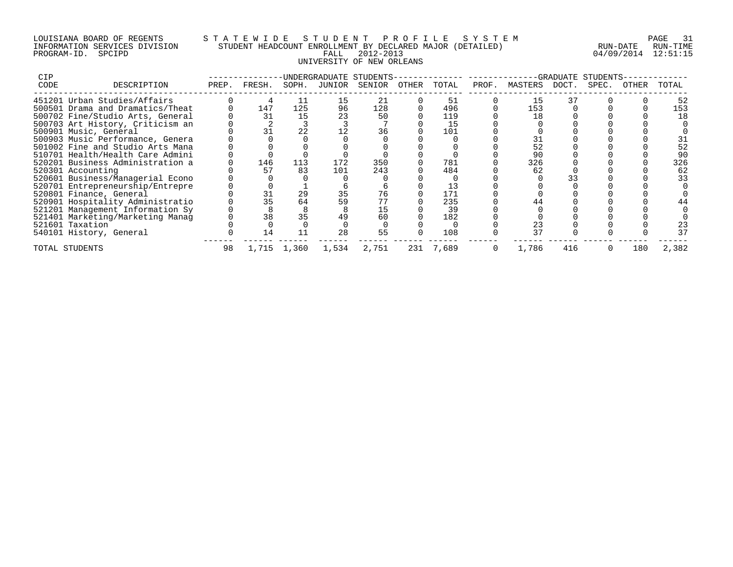LOUISIANA BOARD OF REGENTS — STATEWIDE STUDENT PROFILE SYSTEM
INFORMATION SERVICES DIVISION — STUDENT HEADCOUNT ENROLLMENT BY DECLARED MAJOR (DETAILED)
PROGRAM-ID. SPCIPD — FALL 2012-2013 — RUN-DATE 04/09/2014 RUN-TIME 12:51:15

UNIVERSITY OF NEW ORLEANS

| CIP CODE | DESCRIPTION | UNDERGRADUATE STUDENTS PREP. | FRESH. | SOPH. | JUNIOR | SENIOR | OTHER | TOTAL | GRADUATE STUDENTS PROF. | MASTERS | DOCT. | SPEC. | OTHER | TOTAL |
|---|---|---|---|---|---|---|---|---|---|---|---|---|---|---|
| 451201 | Urban Studies/Affairs | 0 | 4 | 11 | 15 | 21 | 0 | 51 | 0 | 15 | 37 | 0 | 0 | 52 |
| 500501 | Drama and Dramatics/Theat | 0 | 147 | 125 | 96 | 128 | 0 | 496 | 0 | 153 | 0 | 0 | 0 | 153 |
| 500702 | Fine/Studio Arts, General | 0 | 31 | 15 | 23 | 50 | 0 | 119 | 0 | 18 | 0 | 0 | 0 | 18 |
| 500703 | Art History, Criticism an | 0 | 2 | 3 | 3 | 7 | 0 | 15 | 0 | 0 | 0 | 0 | 0 | 0 |
| 500901 | Music, General | 0 | 31 | 22 | 12 | 36 | 0 | 101 | 0 | 0 | 0 | 0 | 0 | 0 |
| 500903 | Music Performance, Genera | 0 | 0 | 0 | 0 | 0 | 0 | 0 | 0 | 31 | 0 | 0 | 0 | 31 |
| 501002 | Fine and Studio Arts Mana | 0 | 0 | 0 | 0 | 0 | 0 | 0 | 0 | 52 | 0 | 0 | 0 | 52 |
| 510701 | Health/Health Care Admini | 0 | 0 | 0 | 0 | 0 | 0 | 0 | 0 | 90 | 0 | 0 | 0 | 90 |
| 520201 | Business Administration a | 0 | 146 | 113 | 172 | 350 | 0 | 781 | 0 | 326 | 0 | 0 | 0 | 326 |
| 520301 | Accounting | 0 | 57 | 83 | 101 | 243 | 0 | 484 | 0 | 62 | 0 | 0 | 0 | 62 |
| 520601 | Business/Managerial Econo | 0 | 0 | 0 | 0 | 0 | 0 | 0 | 0 | 0 | 33 | 0 | 0 | 33 |
| 520701 | Entrepreneurship/Entrepre | 0 | 0 | 1 | 6 | 6 | 0 | 13 | 0 | 0 | 0 | 0 | 0 | 0 |
| 520801 | Finance, General | 0 | 31 | 29 | 35 | 76 | 0 | 171 | 0 | 0 | 0 | 0 | 0 | 0 |
| 520901 | Hospitality Administratio | 0 | 35 | 64 | 59 | 77 | 0 | 235 | 0 | 44 | 0 | 0 | 0 | 44 |
| 521201 | Management Information Sy | 0 | 8 | 8 | 8 | 15 | 0 | 39 | 0 | 0 | 0 | 0 | 0 | 0 |
| 521401 | Marketing/Marketing Manag | 0 | 38 | 35 | 49 | 60 | 0 | 182 | 0 | 0 | 0 | 0 | 0 | 0 |
| 521601 | Taxation | 0 | 0 | 0 | 0 | 0 | 0 | 0 | 0 | 23 | 0 | 0 | 0 | 23 |
| 540101 | History, General | 0 | 14 | 11 | 28 | 55 | 0 | 108 | 0 | 37 | 0 | 0 | 0 | 37 |
| TOTAL STUDENTS | | 98 | 1,715 | 1,360 | 1,534 | 2,751 | 231 | 7,689 | 0 | 1,786 | 416 | 0 | 180 | 2,382 |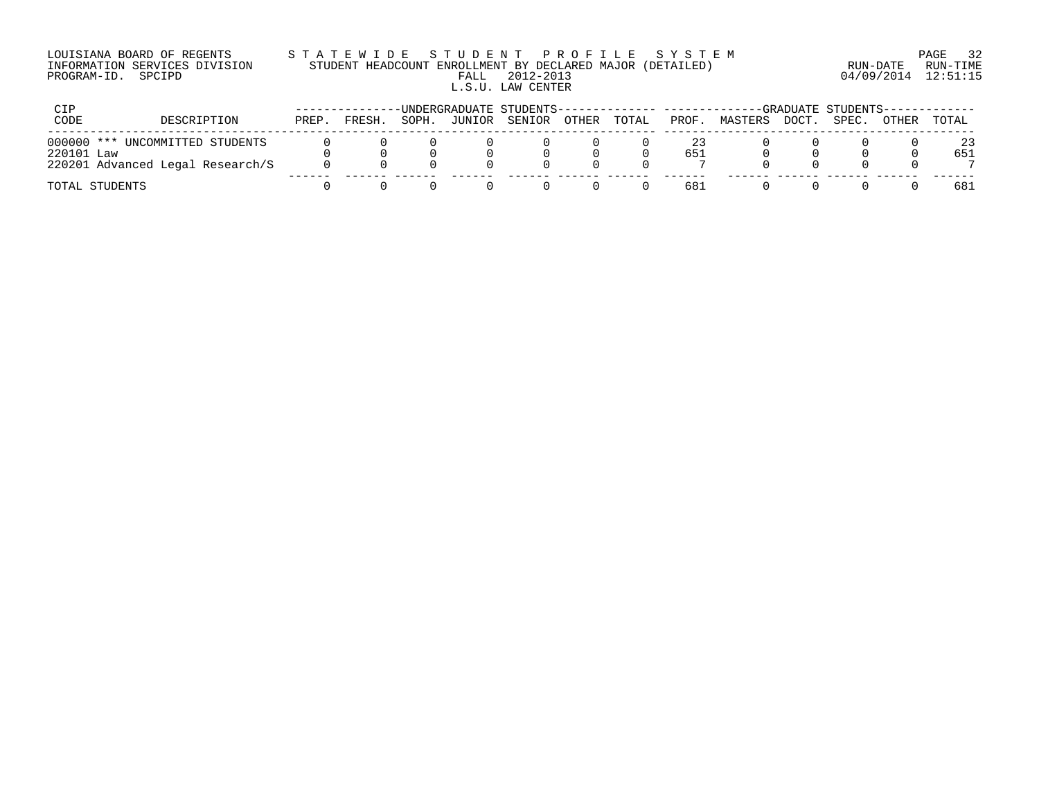LOUISIANA BOARD OF REGENTS
INFORMATION SERVICES DIVISION
PROGRAM-ID. SPCIPD

STATEWIDE STUDENT PROFILE SYSTEM
STUDENT HEADCOUNT ENROLLMENT BY DECLARED MAJOR (DETAILED)
FALL 2012-2013
L.S.U. LAW CENTER

RUN-DATE 04/09/2014 RUN-TIME 12:51:15

| CIP CODE | DESCRIPTION | UNDERGRADUATE STUDENTS | | | | | | | GRADUATE STUDENTS | | | | | |
|---|---|---|---|---|---|---|---|---|---|---|---|---|---|---|
| | | PREP. | FRESH. | SOPH. | JUNIOR | SENIOR | OTHER | TOTAL | PROF. | MASTERS | DOCT. | SPEC. | OTHER | TOTAL |
| 000000 | *** UNCOMMITTED STUDENTS | 0 | 0 | 0 | 0 | 0 | 0 | 0 | 23 | 0 | 0 | 0 | 0 | 23 |
| 220101 | Law | 0 | 0 | 0 | 0 | 0 | 0 | 0 | 651 | 0 | 0 | 0 | 0 | 651 |
| 220201 | Advanced Legal Research/S | 0 | 0 | 0 | 0 | 0 | 0 | 0 | 7 | 0 | 0 | 0 | 0 | 7 |
| TOTAL STUDENTS | | 0 | 0 | 0 | 0 | 0 | 0 | 0 | 681 | 0 | 0 | 0 | 0 | 681 |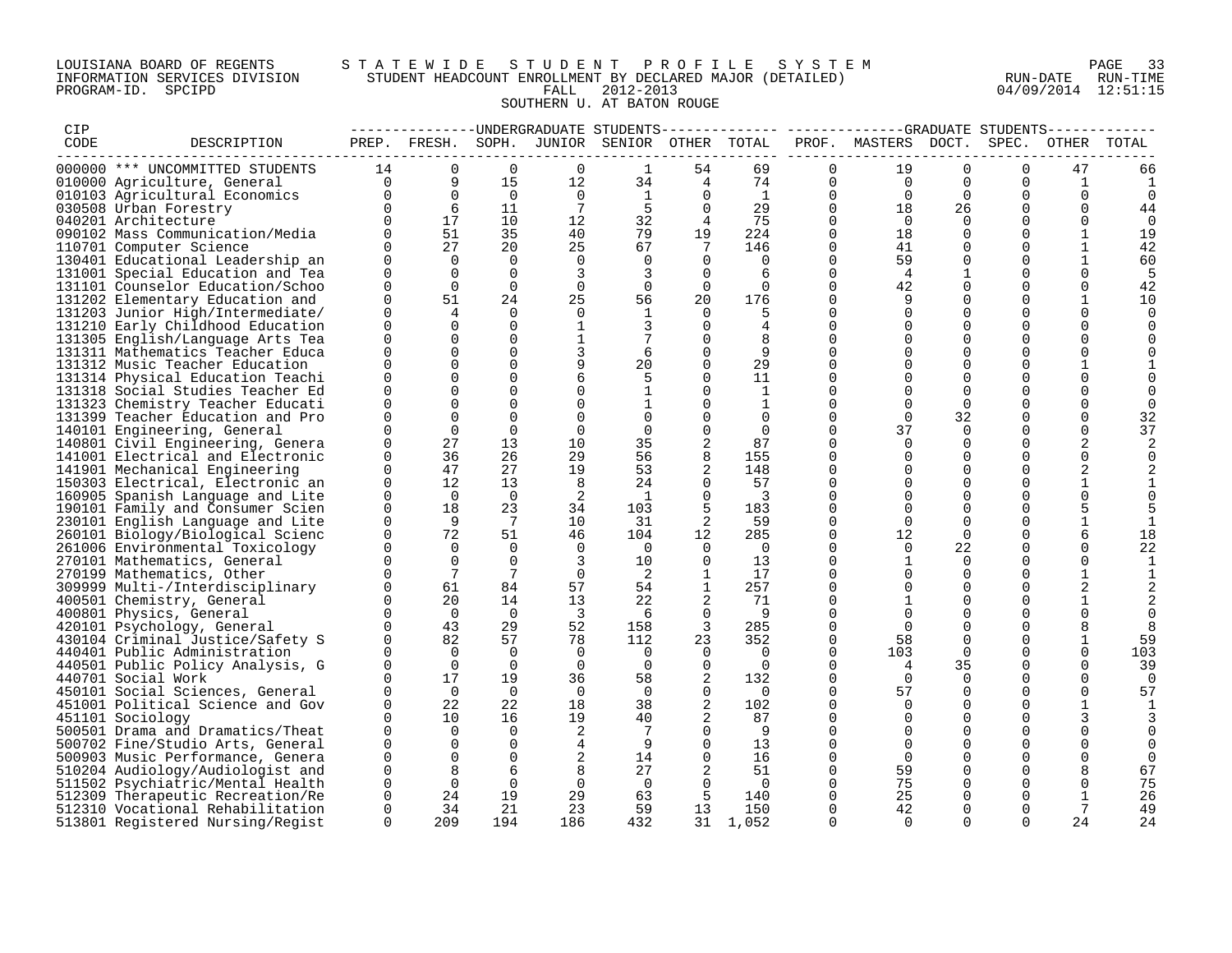LOUISIANA BOARD OF REGENTS
INFORMATION SERVICES DIVISION
PROGRAM-ID. SPCIPD

STATEWIDE STUDENT PROFILE SYSTEM
STUDENT HEADCOUNT ENROLLMENT BY DECLARED MAJOR (DETAILED)
FALL 2012-2013
SOUTHERN U. AT BATON ROUGE

RUN-DATE 04/09/2014 RUN-TIME 12:51:15

| CIP CODE | DESCRIPTION | UG PREP. | UG FRESH. | UG SOPH. | UG JUNIOR | UG SENIOR | UG OTHER | UG TOTAL | GR PROF. | GR MASTERS | GR DOCT. | GR SPEC. | GR OTHER | GR TOTAL |
|---|---|---|---|---|---|---|---|---|---|---|---|---|---|---|
| 000000 | *** UNCOMMITTED STUDENTS | 14 | 0 | 0 | 0 | 1 | 54 | 69 | 0 | 19 | 0 | 0 | 47 | 66 |
| 010000 | Agriculture, General | 0 | 9 | 15 | 12 | 34 | 4 | 74 | 0 | 0 | 0 | 0 | 1 | 1 |
| 010103 | Agricultural Economics | 0 | 0 | 0 | 0 | 1 | 0 | 1 | 0 | 0 | 0 | 0 | 0 | 0 |
| 030508 | Urban Forestry | 0 | 6 | 11 | 7 | 5 | 0 | 29 | 0 | 18 | 26 | 0 | 0 | 44 |
| 040201 | Architecture | 0 | 17 | 10 | 12 | 32 | 4 | 75 | 0 | 0 | 0 | 0 | 0 | 0 |
| 090102 | Mass Communication/Media | 0 | 51 | 35 | 40 | 79 | 19 | 224 | 0 | 18 | 0 | 0 | 1 | 19 |
| 110701 | Computer Science | 0 | 27 | 20 | 25 | 67 | 7 | 146 | 0 | 41 | 0 | 0 | 1 | 42 |
| 130401 | Educational Leadership an | 0 | 0 | 0 | 0 | 0 | 0 | 0 | 0 | 59 | 0 | 0 | 1 | 60 |
| 131001 | Special Education and Tea | 0 | 0 | 0 | 3 | 3 | 0 | 6 | 0 | 4 | 1 | 0 | 0 | 5 |
| 131101 | Counselor Education/Schoo | 0 | 0 | 0 | 0 | 0 | 0 | 0 | 0 | 42 | 0 | 0 | 0 | 42 |
| 131202 | Elementary Education and | 0 | 51 | 24 | 25 | 56 | 20 | 176 | 0 | 9 | 0 | 0 | 1 | 10 |
| 131203 | Junior High/Intermediate/ | 0 | 4 | 0 | 0 | 1 | 0 | 5 | 0 | 0 | 0 | 0 | 0 | 0 |
| 131210 | Early Childhood Education | 0 | 0 | 0 | 1 | 3 | 0 | 4 | 0 | 0 | 0 | 0 | 0 | 0 |
| 131305 | English/Language Arts Tea | 0 | 0 | 0 | 1 | 7 | 0 | 8 | 0 | 0 | 0 | 0 | 0 | 0 |
| 131311 | Mathematics Teacher Educa | 0 | 0 | 0 | 3 | 6 | 0 | 9 | 0 | 0 | 0 | 0 | 0 | 0 |
| 131312 | Music Teacher Education | 0 | 0 | 0 | 9 | 20 | 0 | 29 | 0 | 0 | 0 | 0 | 1 | 1 |
| 131314 | Physical Education Teachi | 0 | 0 | 0 | 6 | 5 | 0 | 11 | 0 | 0 | 0 | 0 | 0 | 0 |
| 131318 | Social Studies Teacher Ed | 0 | 0 | 0 | 0 | 1 | 0 | 1 | 0 | 0 | 0 | 0 | 0 | 0 |
| 131323 | Chemistry Teacher Educati | 0 | 0 | 0 | 0 | 1 | 0 | 1 | 0 | 0 | 0 | 0 | 0 | 0 |
| 131399 | Teacher Education and Pro | 0 | 0 | 0 | 0 | 0 | 0 | 0 | 0 | 0 | 32 | 0 | 0 | 32 |
| 140101 | Engineering, General | 0 | 0 | 0 | 0 | 0 | 0 | 0 | 0 | 37 | 0 | 0 | 0 | 37 |
| 140801 | Civil Engineering, Genera | 0 | 27 | 13 | 10 | 35 | 2 | 87 | 0 | 0 | 0 | 0 | 2 | 2 |
| 141001 | Electrical and Electronic | 0 | 36 | 26 | 29 | 56 | 8 | 155 | 0 | 0 | 0 | 0 | 0 | 0 |
| 141901 | Mechanical Engineering | 0 | 47 | 27 | 19 | 53 | 2 | 148 | 0 | 0 | 0 | 0 | 2 | 2 |
| 150303 | Electrical, Electronic an | 0 | 12 | 13 | 8 | 24 | 0 | 57 | 0 | 0 | 0 | 0 | 1 | 1 |
| 160905 | Spanish Language and Lite | 0 | 0 | 0 | 2 | 1 | 0 | 3 | 0 | 0 | 0 | 0 | 0 | 0 |
| 190101 | Family and Consumer Scien | 0 | 18 | 23 | 34 | 103 | 5 | 183 | 0 | 0 | 0 | 0 | 5 | 5 |
| 230101 | English Language and Lite | 0 | 9 | 7 | 10 | 31 | 2 | 59 | 0 | 0 | 0 | 0 | 1 | 1 |
| 260101 | Biology/Biological Scienc | 0 | 72 | 51 | 46 | 104 | 12 | 285 | 0 | 12 | 0 | 0 | 6 | 18 |
| 261006 | Environmental Toxicology | 0 | 0 | 0 | 0 | 0 | 0 | 0 | 0 | 0 | 22 | 0 | 0 | 22 |
| 270101 | Mathematics, General | 0 | 0 | 0 | 3 | 10 | 0 | 13 | 0 | 1 | 0 | 0 | 0 | 1 |
| 270199 | Mathematics, Other | 0 | 7 | 7 | 0 | 2 | 1 | 17 | 0 | 0 | 0 | 0 | 1 | 1 |
| 309999 | Multi-/Interdisciplinary | 0 | 61 | 84 | 57 | 54 | 1 | 257 | 0 | 0 | 0 | 0 | 2 | 2 |
| 400501 | Chemistry, General | 0 | 20 | 14 | 13 | 22 | 2 | 71 | 0 | 1 | 0 | 0 | 1 | 2 |
| 400801 | Physics, General | 0 | 0 | 0 | 3 | 6 | 0 | 9 | 0 | 0 | 0 | 0 | 0 | 0 |
| 420101 | Psychology, General | 0 | 43 | 29 | 52 | 158 | 3 | 285 | 0 | 0 | 0 | 0 | 8 | 8 |
| 430104 | Criminal Justice/Safety S | 0 | 82 | 57 | 78 | 112 | 23 | 352 | 0 | 58 | 0 | 0 | 1 | 59 |
| 440401 | Public Administration | 0 | 0 | 0 | 0 | 0 | 0 | 0 | 0 | 103 | 0 | 0 | 0 | 103 |
| 440501 | Public Policy Analysis, G | 0 | 0 | 0 | 0 | 0 | 0 | 0 | 0 | 4 | 35 | 0 | 0 | 39 |
| 440701 | Social Work | 0 | 17 | 19 | 36 | 58 | 2 | 132 | 0 | 0 | 0 | 0 | 0 | 0 |
| 450101 | Social Sciences, General | 0 | 0 | 0 | 0 | 0 | 0 | 0 | 0 | 57 | 0 | 0 | 0 | 57 |
| 451001 | Political Science and Gov | 0 | 22 | 22 | 18 | 38 | 2 | 102 | 0 | 0 | 0 | 0 | 1 | 1 |
| 451101 | Sociology | 0 | 10 | 16 | 19 | 40 | 2 | 87 | 0 | 0 | 0 | 0 | 3 | 3 |
| 500501 | Drama and Dramatics/Theat | 0 | 0 | 0 | 2 | 7 | 0 | 9 | 0 | 0 | 0 | 0 | 0 | 0 |
| 500702 | Fine/Studio Arts, General | 0 | 0 | 0 | 4 | 9 | 0 | 13 | 0 | 0 | 0 | 0 | 0 | 0 |
| 500903 | Music Performance, Genera | 0 | 0 | 0 | 2 | 14 | 0 | 16 | 0 | 0 | 0 | 0 | 0 | 0 |
| 510204 | Audiology/Audiologist and | 0 | 8 | 6 | 8 | 27 | 2 | 51 | 0 | 59 | 0 | 0 | 8 | 67 |
| 511502 | Psychiatric/Mental Health | 0 | 0 | 0 | 0 | 0 | 0 | 0 | 0 | 75 | 0 | 0 | 0 | 75 |
| 512309 | Therapeutic Recreation/Re | 0 | 24 | 19 | 29 | 63 | 5 | 140 | 0 | 25 | 0 | 0 | 1 | 26 |
| 512310 | Vocational Rehabilitation | 0 | 34 | 21 | 23 | 59 | 13 | 150 | 0 | 42 | 0 | 0 | 7 | 49 |
| 513801 | Registered Nursing/Regist | 0 | 209 | 194 | 186 | 432 | 31 | 1,052 | 0 | 0 | 0 | 0 | 24 | 24 |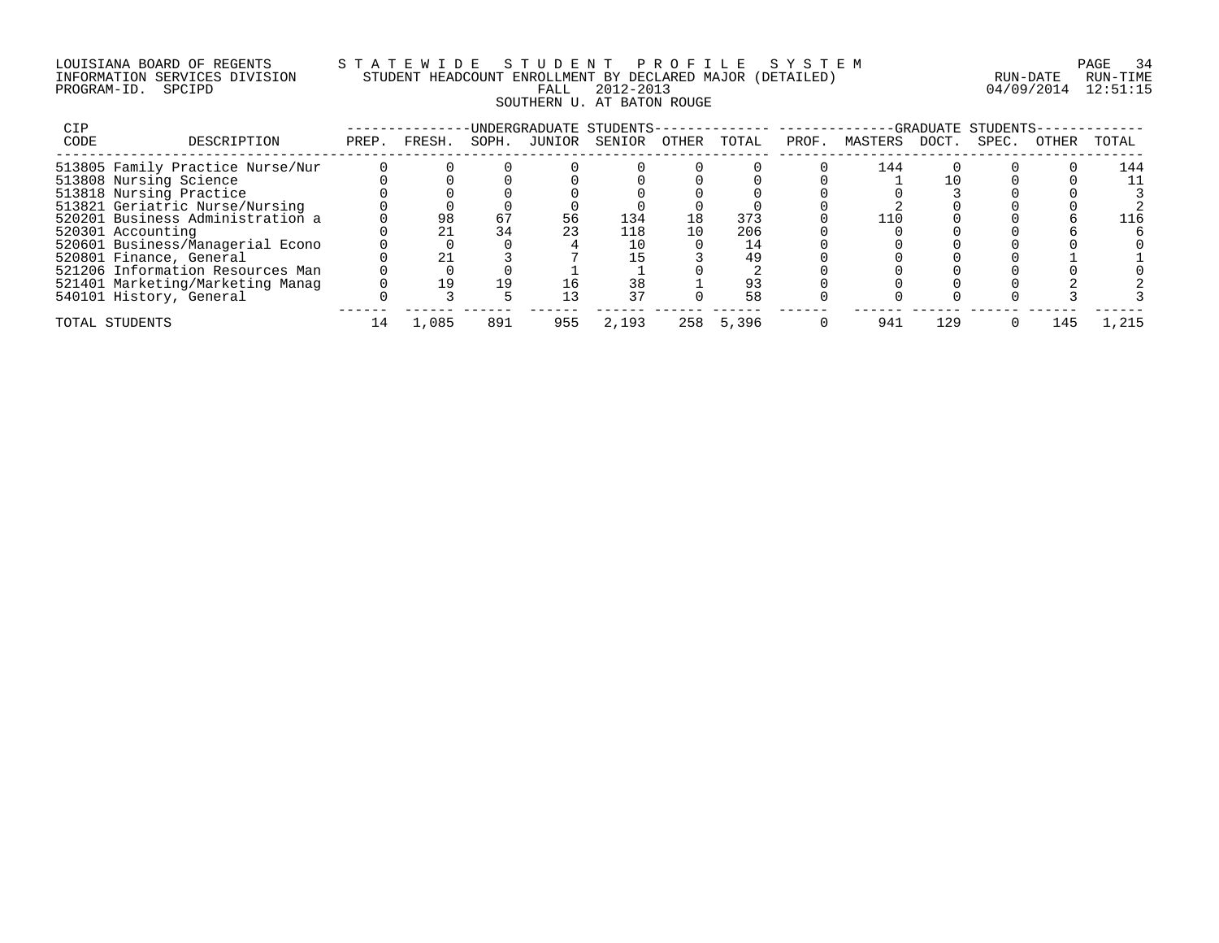LOUISIANA BOARD OF REGENTS — STATEWIDE STUDENT PROFILE SYSTEM
INFORMATION SERVICES DIVISION — STUDENT HEADCOUNT ENROLLMENT BY DECLARED MAJOR (DETAILED)
PROGRAM-ID. SPCIPD — FALL 2012-2013
RUN-DATE 04/09/2014 RUN-TIME 12:51:15

SOUTHERN U. AT BATON ROUGE

| CIP CODE | DESCRIPTION | UNDERGRADUATE STUDENTS PREP. | FRESH. | SOPH. | JUNIOR | SENIOR | OTHER | TOTAL | GRADUATE STUDENTS PROF. | MASTERS | DOCT. | SPEC. | OTHER | TOTAL |
|---|---|---|---|---|---|---|---|---|---|---|---|---|---|---|
| 513805 | Family Practice Nurse/Nur | 0 | 0 | 0 | 0 | 0 | 0 | 0 | 0 | 144 | 0 | 0 | 0 | 144 |
| 513808 | Nursing Science | 0 | 0 | 0 | 0 | 0 | 0 | 0 | 0 | 1 | 10 | 0 | 0 | 11 |
| 513818 | Nursing Practice | 0 | 0 | 0 | 0 | 0 | 0 | 0 | 0 | 0 | 3 | 0 | 0 | 3 |
| 513821 | Geriatric Nurse/Nursing | 0 | 0 | 0 | 0 | 0 | 0 | 0 | 0 | 2 | 0 | 0 | 0 | 2 |
| 520201 | Business Administration a | 0 | 98 | 67 | 56 | 134 | 18 | 373 | 0 | 110 | 0 | 0 | 6 | 116 |
| 520301 | Accounting | 0 | 21 | 34 | 23 | 118 | 10 | 206 | 0 | 0 | 0 | 0 | 6 | 6 |
| 520601 | Business/Managerial Econo | 0 | 0 | 0 | 4 | 10 | 0 | 14 | 0 | 0 | 0 | 0 | 0 | 0 |
| 520801 | Finance, General | 0 | 21 | 3 | 7 | 15 | 3 | 49 | 0 | 0 | 0 | 0 | 1 | 1 |
| 521206 | Information Resources Man | 0 | 0 | 0 | 1 | 1 | 0 | 2 | 0 | 0 | 0 | 0 | 0 | 0 |
| 521401 | Marketing/Marketing Manag | 0 | 19 | 19 | 16 | 38 | 1 | 93 | 0 | 0 | 0 | 0 | 2 | 2 |
| 540101 | History, General | 0 | 3 | 5 | 13 | 37 | 0 | 58 | 0 | 0 | 0 | 0 | 3 | 3 |
| TOTAL STUDENTS | | 14 | 1,085 | 891 | 955 | 2,193 | 258 | 5,396 | 0 | 941 | 129 | 0 | 145 | 1,215 |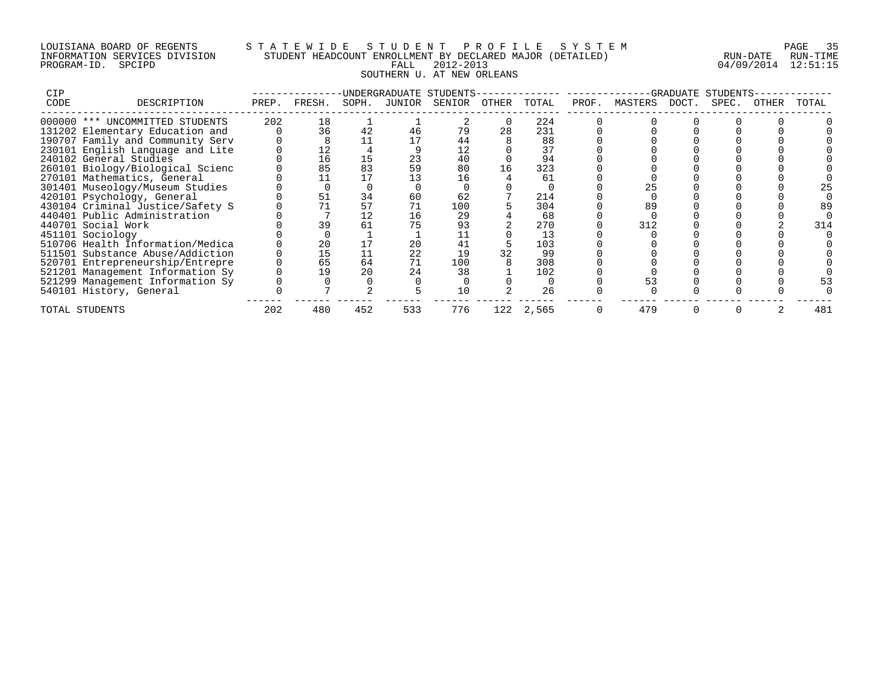LOUISIANA BOARD OF REGENTS — STATEWIDE STUDENT PROFILE SYSTEM
INFORMATION SERVICES DIVISION — STUDENT HEADCOUNT ENROLLMENT BY DECLARED MAJOR (DETAILED)
PROGRAM-ID. SPCIPD — FALL 2012-2013 — RUN-DATE 04/09/2014 RUN-TIME 12:51:15

SOUTHERN U. AT NEW ORLEANS

| CIP | | UNDERGRADUATE STUDENTS | | | | | | | GRADUATE STUDENTS | | | | | |
|---|---|---|---|---|---|---|---|---|---|---|---|---|---|---|
| CODE | DESCRIPTION | PREP. | FRESH. | SOPH. | JUNIOR | SENIOR | OTHER | TOTAL | PROF. | MASTERS | DOCT. | SPEC. | OTHER | TOTAL |
| 000000 | *** UNCOMMITTED STUDENTS | 202 | 18 | 1 | 1 | 2 | 0 | 224 | 0 | 0 | 0 | 0 | 0 | 0 |
| 131202 | Elementary Education and | 0 | 36 | 42 | 46 | 79 | 28 | 231 | 0 | 0 | 0 | 0 | 0 | 0 |
| 190707 | Family and Community Serv | 0 | 8 | 11 | 17 | 44 | 8 | 88 | 0 | 0 | 0 | 0 | 0 | 0 |
| 230101 | English Language and Lite | 0 | 12 | 4 | 9 | 12 | 0 | 37 | 0 | 0 | 0 | 0 | 0 | 0 |
| 240102 | General Studies | 0 | 16 | 15 | 23 | 40 | 0 | 94 | 0 | 0 | 0 | 0 | 0 | 0 |
| 260101 | Biology/Biological Scienc | 0 | 85 | 83 | 59 | 80 | 16 | 323 | 0 | 0 | 0 | 0 | 0 | 0 |
| 270101 | Mathematics, General | 0 | 11 | 17 | 13 | 16 | 4 | 61 | 0 | 0 | 0 | 0 | 0 | 0 |
| 301401 | Museology/Museum Studies | 0 | 0 | 0 | 0 | 0 | 0 | 0 | 0 | 25 | 0 | 0 | 0 | 25 |
| 420101 | Psychology, General | 0 | 51 | 34 | 60 | 62 | 7 | 214 | 0 | 0 | 0 | 0 | 0 | 0 |
| 430104 | Criminal Justice/Safety S | 0 | 71 | 57 | 71 | 100 | 5 | 304 | 0 | 89 | 0 | 0 | 0 | 89 |
| 440401 | Public Administration | 0 | 7 | 12 | 16 | 29 | 4 | 68 | 0 | 0 | 0 | 0 | 0 | 0 |
| 440701 | Social Work | 0 | 39 | 61 | 75 | 93 | 2 | 270 | 0 | 312 | 0 | 0 | 2 | 314 |
| 451101 | Sociology | 0 | 0 | 1 | 1 | 11 | 0 | 13 | 0 | 0 | 0 | 0 | 0 | 0 |
| 510706 | Health Information/Medica | 0 | 20 | 17 | 20 | 41 | 5 | 103 | 0 | 0 | 0 | 0 | 0 | 0 |
| 511501 | Substance Abuse/Addiction | 0 | 15 | 11 | 22 | 19 | 32 | 99 | 0 | 0 | 0 | 0 | 0 | 0 |
| 520701 | Entrepreneurship/Entrepre | 0 | 65 | 64 | 71 | 100 | 8 | 308 | 0 | 0 | 0 | 0 | 0 | 0 |
| 521201 | Management Information Sy | 0 | 19 | 20 | 24 | 38 | 1 | 102 | 0 | 0 | 0 | 0 | 0 | 0 |
| 521299 | Management Information Sy | 0 | 0 | 0 | 0 | 0 | 0 | 0 | 0 | 53 | 0 | 0 | 0 | 53 |
| 540101 | History, General | 0 | 7 | 2 | 5 | 10 | 2 | 26 | 0 | 0 | 0 | 0 | 0 | 0 |
| TOTAL STUDENTS | | 202 | 480 | 452 | 533 | 776 | 122 | 2,565 | 0 | 479 | 0 | 0 | 2 | 481 |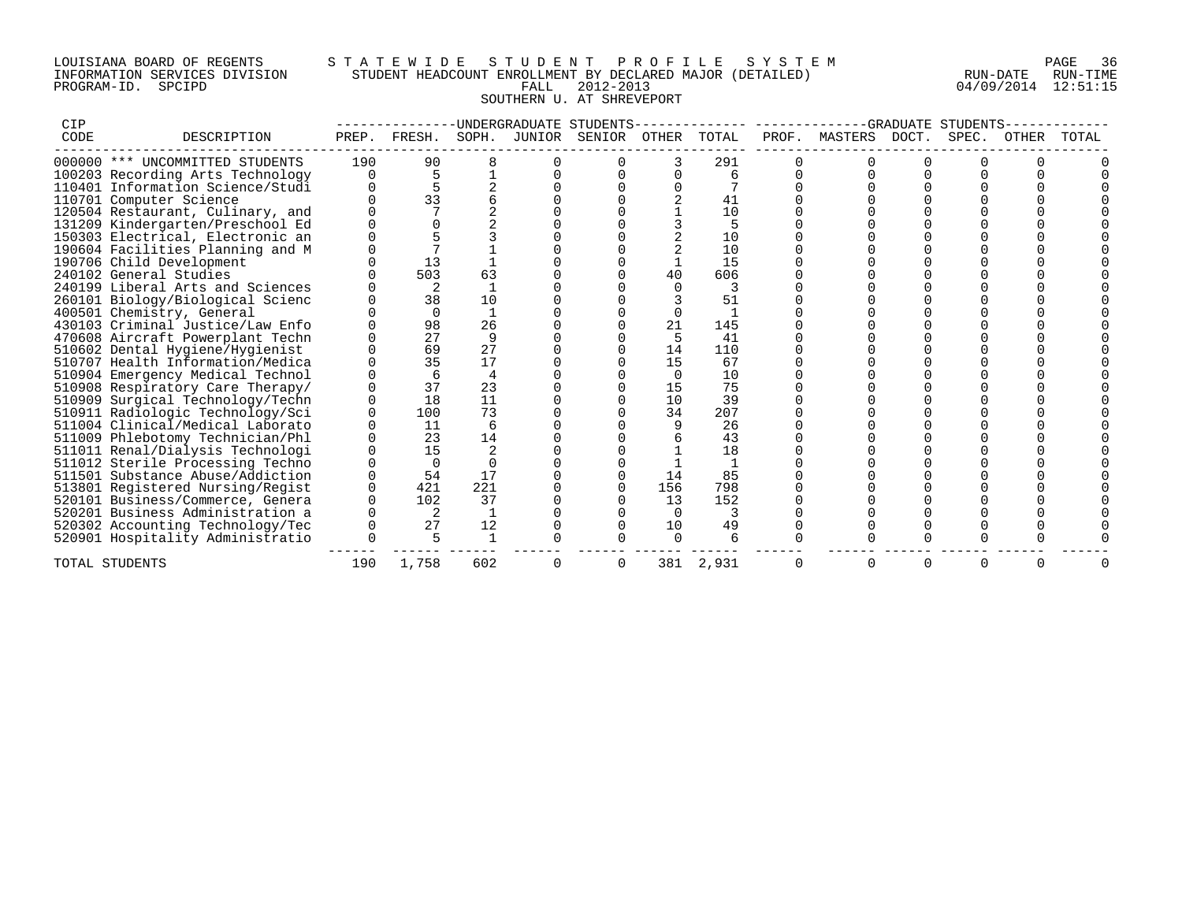LOUISIANA BOARD OF REGENTS — STATEWIDE STUDENT PROFILE SYSTEM

INFORMATION SERVICES DIVISION — STUDENT HEADCOUNT ENROLLMENT BY DECLARED MAJOR (DETAILED) — RUN-DATE 04/09/2014 RUN-TIME 12:51:15

PROGRAM-ID. SPCIPD — FALL 2012-2013

SOUTHERN U. AT SHREVEPORT

| CIP CODE | DESCRIPTION | UNDERGRADUATE STUDENTS PREP. | FRESH. | SOPH. | JUNIOR | SENIOR | OTHER | TOTAL | GRADUATE STUDENTS PROF. | MASTERS | DOCT. | SPEC. | OTHER | TOTAL |
|---|---|---|---|---|---|---|---|---|---|---|---|---|---|---|
| 000000 | *** UNCOMMITTED STUDENTS | 190 | 90 | 8 | 0 | 0 | 3 | 291 | 0 | 0 | 0 | 0 | 0 | 0 |
| 100203 | Recording Arts Technology | 0 | 5 | 1 | 0 | 0 | 0 | 6 | 0 | 0 | 0 | 0 | 0 | 0 |
| 110401 | Information Science/Studi | 0 | 5 | 2 | 0 | 0 | 0 | 7 | 0 | 0 | 0 | 0 | 0 | 0 |
| 110701 | Computer Science | 0 | 33 | 6 | 0 | 0 | 2 | 41 | 0 | 0 | 0 | 0 | 0 | 0 |
| 120504 | Restaurant, Culinary, and | 0 | 7 | 2 | 0 | 0 | 1 | 10 | 0 | 0 | 0 | 0 | 0 | 0 |
| 131209 | Kindergarten/Preschool Ed | 0 | 0 | 2 | 0 | 0 | 3 | 5 | 0 | 0 | 0 | 0 | 0 | 0 |
| 150303 | Electrical, Electronic an | 0 | 5 | 3 | 0 | 0 | 2 | 10 | 0 | 0 | 0 | 0 | 0 | 0 |
| 190604 | Facilities Planning and M | 0 | 7 | 1 | 0 | 0 | 2 | 10 | 0 | 0 | 0 | 0 | 0 | 0 |
| 190706 | Child Development | 0 | 13 | 1 | 0 | 0 | 1 | 15 | 0 | 0 | 0 | 0 | 0 | 0 |
| 240102 | General Studies | 0 | 503 | 63 | 0 | 0 | 40 | 606 | 0 | 0 | 0 | 0 | 0 | 0 |
| 240199 | Liberal Arts and Sciences | 0 | 2 | 1 | 0 | 0 | 0 | 3 | 0 | 0 | 0 | 0 | 0 | 0 |
| 260101 | Biology/Biological Scienc | 0 | 38 | 10 | 0 | 0 | 3 | 51 | 0 | 0 | 0 | 0 | 0 | 0 |
| 400501 | Chemistry, General | 0 | 0 | 1 | 0 | 0 | 0 | 1 | 0 | 0 | 0 | 0 | 0 | 0 |
| 430103 | Criminal Justice/Law Enfo | 0 | 98 | 26 | 0 | 0 | 21 | 145 | 0 | 0 | 0 | 0 | 0 | 0 |
| 470608 | Aircraft Powerplant Techn | 0 | 27 | 9 | 0 | 0 | 5 | 41 | 0 | 0 | 0 | 0 | 0 | 0 |
| 510602 | Dental Hygiene/Hygienist | 0 | 69 | 27 | 0 | 0 | 14 | 110 | 0 | 0 | 0 | 0 | 0 | 0 |
| 510707 | Health Information/Medica | 0 | 35 | 17 | 0 | 0 | 15 | 67 | 0 | 0 | 0 | 0 | 0 | 0 |
| 510904 | Emergency Medical Technol | 0 | 6 | 4 | 0 | 0 | 0 | 10 | 0 | 0 | 0 | 0 | 0 | 0 |
| 510908 | Respiratory Care Therapy/ | 0 | 37 | 23 | 0 | 0 | 15 | 75 | 0 | 0 | 0 | 0 | 0 | 0 |
| 510909 | Surgical Technology/Techn | 0 | 18 | 11 | 0 | 0 | 10 | 39 | 0 | 0 | 0 | 0 | 0 | 0 |
| 510911 | Radiologic Technology/Sci | 0 | 100 | 73 | 0 | 0 | 34 | 207 | 0 | 0 | 0 | 0 | 0 | 0 |
| 511004 | Clinical/Medical Laborato | 0 | 11 | 6 | 0 | 0 | 9 | 26 | 0 | 0 | 0 | 0 | 0 | 0 |
| 511009 | Phlebotomy Technician/Phl | 0 | 23 | 14 | 0 | 0 | 6 | 43 | 0 | 0 | 0 | 0 | 0 | 0 |
| 511011 | Renal/Dialysis Technologi | 0 | 15 | 2 | 0 | 0 | 1 | 18 | 0 | 0 | 0 | 0 | 0 | 0 |
| 511012 | Sterile Processing Techno | 0 | 0 | 0 | 0 | 0 | 1 | 1 | 0 | 0 | 0 | 0 | 0 | 0 |
| 511501 | Substance Abuse/Addiction | 0 | 54 | 17 | 0 | 0 | 14 | 85 | 0 | 0 | 0 | 0 | 0 | 0 |
| 513801 | Registered Nursing/Regist | 0 | 421 | 221 | 0 | 0 | 156 | 798 | 0 | 0 | 0 | 0 | 0 | 0 |
| 520101 | Business/Commerce, Genera | 0 | 102 | 37 | 0 | 0 | 13 | 152 | 0 | 0 | 0 | 0 | 0 | 0 |
| 520201 | Business Administration a | 0 | 2 | 1 | 0 | 0 | 0 | 3 | 0 | 0 | 0 | 0 | 0 | 0 |
| 520302 | Accounting Technology/Tec | 0 | 27 | 12 | 0 | 0 | 10 | 49 | 0 | 0 | 0 | 0 | 0 | 0 |
| 520901 | Hospitality Administratio | 0 | 5 | 1 | 0 | 0 | 0 | 6 | 0 | 0 | 0 | 0 | 0 | 0 |
| TOTAL STUDENTS | | 190 | 1,758 | 602 | 0 | 0 | 381 | 2,931 | 0 | 0 | 0 | 0 | 0 | 0 |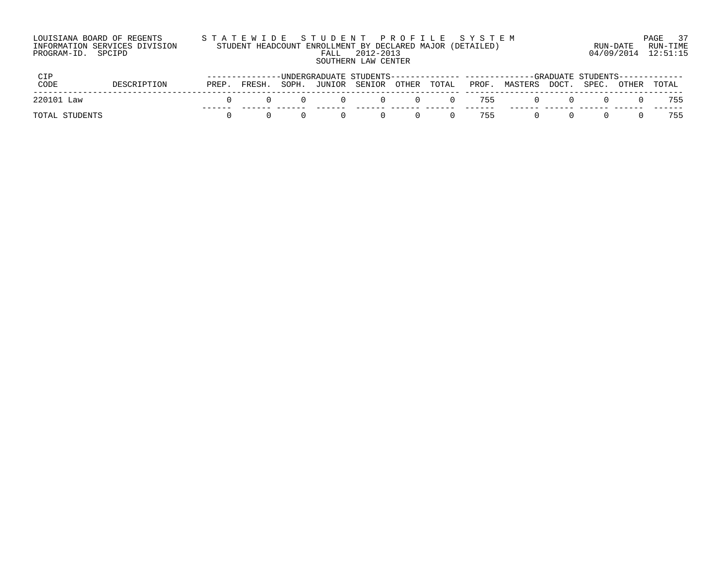LOUISIANA BOARD OF REGENTS — S T A T E W I D E   S T U D E N T   P R O F I L E   S Y S T E M
INFORMATION SERVICES DIVISION — STUDENT HEADCOUNT ENROLLMENT BY DECLARED MAJOR (DETAILED) — RUN-DATE 04/09/2014 RUN-TIME 12:51:15
PROGRAM-ID. SPCIPD — FALL 2012-2013

SOUTHERN LAW CENTER

| CIP CODE | DESCRIPTION | UNDERGRADUATE STUDENTS | | | | | | | GRADUATE STUDENTS | | | | | |
|---|---|---|---|---|---|---|---|---|---|---|---|---|---|---|
| | | PREP. | FRESH. | SOPH. | JUNIOR | SENIOR | OTHER | TOTAL | PROF. | MASTERS | DOCT. | SPEC. | OTHER | TOTAL |
| 220101 | Law | 0 | 0 | 0 | 0 | 0 | 0 | 0 | 755 | 0 | 0 | 0 | 0 | 755 |
| TOTAL STUDENTS | | 0 | 0 | 0 | 0 | 0 | 0 | 0 | 755 | 0 | 0 | 0 | 0 | 755 |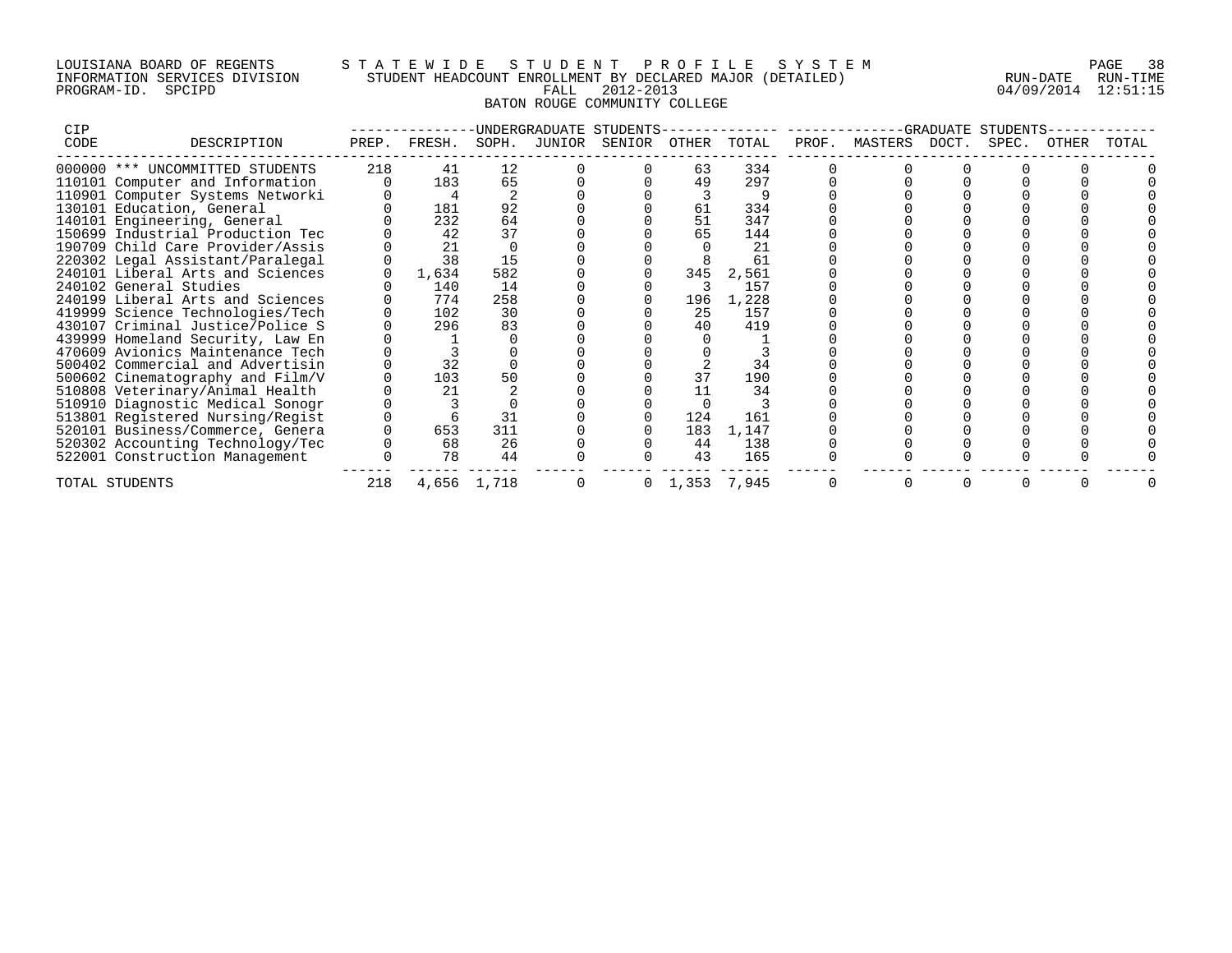LOUISIANA BOARD OF REGENTS
INFORMATION SERVICES DIVISION
PROGRAM-ID. SPCIPD

# STATEWIDE STUDENT PROFILE SYSTEM

## STUDENT HEADCOUNT ENROLLMENT BY DECLARED MAJOR (DETAILED)

FALL 2012-2013

BATON ROUGE COMMUNITY COLLEGE

RUN-DATE 04/09/2014 RUN-TIME 12:51:15

| CIP CODE | DESCRIPTION | UNDERGRADUATE STUDENTS PREP. | FRESH. | SOPH. | JUNIOR | SENIOR | OTHER | TOTAL | GRADUATE STUDENTS PROF. | MASTERS | DOCT. | SPEC. | OTHER | TOTAL |
|---|---|---|---|---|---|---|---|---|---|---|---|---|---|---|
| 000000 | *** UNCOMMITTED STUDENTS | 218 | 41 | 12 | 0 | 0 | 63 | 334 | 0 | 0 | 0 | 0 | 0 | 0 |
| 110101 | Computer and Information | 0 | 183 | 65 | 0 | 0 | 49 | 297 | 0 | 0 | 0 | 0 | 0 | 0 |
| 110901 | Computer Systems Networki | 0 | 4 | 2 | 0 | 0 | 3 | 9 | 0 | 0 | 0 | 0 | 0 | 0 |
| 130101 | Education, General | 0 | 181 | 92 | 0 | 0 | 61 | 334 | 0 | 0 | 0 | 0 | 0 | 0 |
| 140101 | Engineering, General | 0 | 232 | 64 | 0 | 0 | 51 | 347 | 0 | 0 | 0 | 0 | 0 | 0 |
| 150699 | Industrial Production Tec | 0 | 42 | 37 | 0 | 0 | 65 | 144 | 0 | 0 | 0 | 0 | 0 | 0 |
| 190709 | Child Care Provider/Assis | 0 | 21 | 0 | 0 | 0 | 0 | 21 | 0 | 0 | 0 | 0 | 0 | 0 |
| 220302 | Legal Assistant/Paralegal | 0 | 38 | 15 | 0 | 0 | 8 | 61 | 0 | 0 | 0 | 0 | 0 | 0 |
| 240101 | Liberal Arts and Sciences | 0 | 1,634 | 582 | 0 | 0 | 345 | 2,561 | 0 | 0 | 0 | 0 | 0 | 0 |
| 240102 | General Studies | 0 | 140 | 14 | 0 | 0 | 3 | 157 | 0 | 0 | 0 | 0 | 0 | 0 |
| 240199 | Liberal Arts and Sciences | 0 | 774 | 258 | 0 | 0 | 196 | 1,228 | 0 | 0 | 0 | 0 | 0 | 0 |
| 419999 | Science Technologies/Tech | 0 | 102 | 30 | 0 | 0 | 25 | 157 | 0 | 0 | 0 | 0 | 0 | 0 |
| 430107 | Criminal Justice/Police S | 0 | 296 | 83 | 0 | 0 | 40 | 419 | 0 | 0 | 0 | 0 | 0 | 0 |
| 439999 | Homeland Security, Law En | 0 | 1 | 0 | 0 | 0 | 0 | 1 | 0 | 0 | 0 | 0 | 0 | 0 |
| 470609 | Avionics Maintenance Tech | 0 | 3 | 0 | 0 | 0 | 0 | 3 | 0 | 0 | 0 | 0 | 0 | 0 |
| 500402 | Commercial and Advertisin | 0 | 32 | 0 | 0 | 0 | 2 | 34 | 0 | 0 | 0 | 0 | 0 | 0 |
| 500602 | Cinematography and Film/V | 0 | 103 | 50 | 0 | 0 | 37 | 190 | 0 | 0 | 0 | 0 | 0 | 0 |
| 510808 | Veterinary/Animal Health | 0 | 21 | 2 | 0 | 0 | 11 | 34 | 0 | 0 | 0 | 0 | 0 | 0 |
| 510910 | Diagnostic Medical Sonogr | 0 | 3 | 0 | 0 | 0 | 0 | 3 | 0 | 0 | 0 | 0 | 0 | 0 |
| 513801 | Registered Nursing/Regist | 0 | 6 | 31 | 0 | 0 | 124 | 161 | 0 | 0 | 0 | 0 | 0 | 0 |
| 520101 | Business/Commerce, Genera | 0 | 653 | 311 | 0 | 0 | 183 | 1,147 | 0 | 0 | 0 | 0 | 0 | 0 |
| 520302 | Accounting Technology/Tec | 0 | 68 | 26 | 0 | 0 | 44 | 138 | 0 | 0 | 0 | 0 | 0 | 0 |
| 522001 | Construction Management | 0 | 78 | 44 | 0 | 0 | 43 | 165 | 0 | 0 | 0 | 0 | 0 | 0 |
| TOTAL STUDENTS | | 218 | 4,656 | 1,718 | 0 | 0 | 1,353 | 7,945 | 0 | 0 | 0 | 0 | 0 | 0 |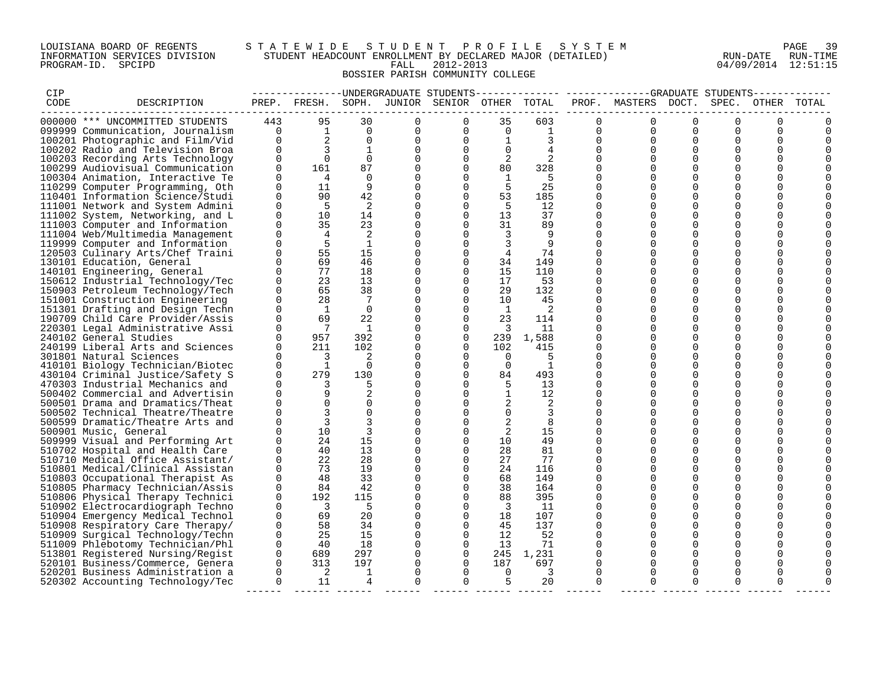LOUISIANA BOARD OF REGENTS — STATEWIDE STUDENT PROFILE SYSTEM
INFORMATION SERVICES DIVISION — STUDENT HEADCOUNT ENROLLMENT BY DECLARED MAJOR (DETAILED) — RUN-DATE 04/09/2014 RUN-TIME 12:51:15
PROGRAM-ID. SPCIPD — FALL 2012-2013

BOSSIER PARISH COMMUNITY COLLEGE

| CIP CODE | DESCRIPTION | UNDERGRADUATE STUDENTS PREP. | FRESH. | SOPH. | JUNIOR | SENIOR | OTHER | TOTAL | GRADUATE STUDENTS PROF. | MASTERS | DOCT. | SPEC. | OTHER | TOTAL |
|---|---|---|---|---|---|---|---|---|---|---|---|---|---|---|
| 000000 | *** UNCOMMITTED STUDENTS | 443 | 95 | 30 | 0 | 0 | 35 | 603 | 0 | 0 | 0 | 0 | 0 | 0 |
| 099999 | Communication, Journalism | 0 | 1 | 0 | 0 | 0 | 0 | 1 | 0 | 0 | 0 | 0 | 0 | 0 |
| 100201 | Photographic and Film/Vid | 0 | 2 | 0 | 0 | 0 | 1 | 3 | 0 | 0 | 0 | 0 | 0 | 0 |
| 100202 | Radio and Television Broa | 0 | 3 | 1 | 0 | 0 | 0 | 4 | 0 | 0 | 0 | 0 | 0 | 0 |
| 100203 | Recording Arts Technology | 0 | 0 | 0 | 0 | 0 | 2 | 2 | 0 | 0 | 0 | 0 | 0 | 0 |
| 100299 | Audiovisual Communication | 0 | 161 | 87 | 0 | 0 | 80 | 328 | 0 | 0 | 0 | 0 | 0 | 0 |
| 100304 | Animation, Interactive Te | 0 | 4 | 0 | 0 | 0 | 1 | 5 | 0 | 0 | 0 | 0 | 0 | 0 |
| 110299 | Computer Programming, Oth | 0 | 11 | 9 | 0 | 0 | 5 | 25 | 0 | 0 | 0 | 0 | 0 | 0 |
| 110401 | Information Science/Studi | 0 | 90 | 42 | 0 | 0 | 53 | 185 | 0 | 0 | 0 | 0 | 0 | 0 |
| 111001 | Network and System Admini | 0 | 5 | 2 | 0 | 0 | 5 | 12 | 0 | 0 | 0 | 0 | 0 | 0 |
| 111002 | System, Networking, and L | 0 | 10 | 14 | 0 | 0 | 13 | 37 | 0 | 0 | 0 | 0 | 0 | 0 |
| 111003 | Computer and Information | 0 | 35 | 23 | 0 | 0 | 31 | 89 | 0 | 0 | 0 | 0 | 0 | 0 |
| 111004 | Web/Multimedia Management | 0 | 4 | 2 | 0 | 0 | 3 | 9 | 0 | 0 | 0 | 0 | 0 | 0 |
| 119999 | Computer and Information | 0 | 5 | 1 | 0 | 0 | 3 | 9 | 0 | 0 | 0 | 0 | 0 | 0 |
| 120503 | Culinary Arts/Chef Traini | 0 | 55 | 15 | 0 | 0 | 4 | 74 | 0 | 0 | 0 | 0 | 0 | 0 |
| 130101 | Education, General | 0 | 69 | 46 | 0 | 0 | 34 | 149 | 0 | 0 | 0 | 0 | 0 | 0 |
| 140101 | Engineering, General | 0 | 77 | 18 | 0 | 0 | 15 | 110 | 0 | 0 | 0 | 0 | 0 | 0 |
| 150612 | Industrial Technology/Tec | 0 | 23 | 13 | 0 | 0 | 17 | 53 | 0 | 0 | 0 | 0 | 0 | 0 |
| 150903 | Petroleum Technology/Tech | 0 | 65 | 38 | 0 | 0 | 29 | 132 | 0 | 0 | 0 | 0 | 0 | 0 |
| 151001 | Construction Engineering | 0 | 28 | 7 | 0 | 0 | 10 | 45 | 0 | 0 | 0 | 0 | 0 | 0 |
| 151301 | Drafting and Design Techn | 0 | 1 | 0 | 0 | 0 | 1 | 2 | 0 | 0 | 0 | 0 | 0 | 0 |
| 190709 | Child Care Provider/Assis | 0 | 69 | 22 | 0 | 0 | 23 | 114 | 0 | 0 | 0 | 0 | 0 | 0 |
| 220301 | Legal Administrative Assi | 0 | 7 | 1 | 0 | 0 | 3 | 11 | 0 | 0 | 0 | 0 | 0 | 0 |
| 240102 | General Studies | 0 | 957 | 392 | 0 | 0 | 239 | 1,588 | 0 | 0 | 0 | 0 | 0 | 0 |
| 240199 | Liberal Arts and Sciences | 0 | 211 | 102 | 0 | 0 | 102 | 415 | 0 | 0 | 0 | 0 | 0 | 0 |
| 301801 | Natural Sciences | 0 | 3 | 2 | 0 | 0 | 0 | 5 | 0 | 0 | 0 | 0 | 0 | 0 |
| 410101 | Biology Technician/Biotec | 0 | 1 | 0 | 0 | 0 | 0 | 1 | 0 | 0 | 0 | 0 | 0 | 0 |
| 430104 | Criminal Justice/Safety S | 0 | 279 | 130 | 0 | 0 | 84 | 493 | 0 | 0 | 0 | 0 | 0 | 0 |
| 470303 | Industrial Mechanics and | 0 | 3 | 5 | 0 | 0 | 5 | 13 | 0 | 0 | 0 | 0 | 0 | 0 |
| 500402 | Commercial and Advertisin | 0 | 9 | 2 | 0 | 0 | 1 | 12 | 0 | 0 | 0 | 0 | 0 | 0 |
| 500501 | Drama and Dramatics/Theat | 0 | 0 | 0 | 0 | 0 | 2 | 2 | 0 | 0 | 0 | 0 | 0 | 0 |
| 500502 | Technical Theatre/Theatre | 0 | 3 | 0 | 0 | 0 | 0 | 3 | 0 | 0 | 0 | 0 | 0 | 0 |
| 500599 | Dramatic/Theatre Arts and | 0 | 3 | 3 | 0 | 0 | 2 | 8 | 0 | 0 | 0 | 0 | 0 | 0 |
| 500901 | Music, General | 0 | 10 | 3 | 0 | 0 | 2 | 15 | 0 | 0 | 0 | 0 | 0 | 0 |
| 509999 | Visual and Performing Art | 0 | 24 | 15 | 0 | 0 | 10 | 49 | 0 | 0 | 0 | 0 | 0 | 0 |
| 510702 | Hospital and Health Care | 0 | 40 | 13 | 0 | 0 | 28 | 81 | 0 | 0 | 0 | 0 | 0 | 0 |
| 510710 | Medical Office Assistant/ | 0 | 22 | 28 | 0 | 0 | 27 | 77 | 0 | 0 | 0 | 0 | 0 | 0 |
| 510801 | Medical/Clinical Assistan | 0 | 73 | 19 | 0 | 0 | 24 | 116 | 0 | 0 | 0 | 0 | 0 | 0 |
| 510803 | Occupational Therapist As | 0 | 48 | 33 | 0 | 0 | 68 | 149 | 0 | 0 | 0 | 0 | 0 | 0 |
| 510805 | Pharmacy Technician/Assis | 0 | 84 | 42 | 0 | 0 | 38 | 164 | 0 | 0 | 0 | 0 | 0 | 0 |
| 510806 | Physical Therapy Technici | 0 | 192 | 115 | 0 | 0 | 88 | 395 | 0 | 0 | 0 | 0 | 0 | 0 |
| 510902 | Electrocardiograph Techno | 0 | 3 | 5 | 0 | 0 | 3 | 11 | 0 | 0 | 0 | 0 | 0 | 0 |
| 510904 | Emergency Medical Technol | 0 | 69 | 20 | 0 | 0 | 18 | 107 | 0 | 0 | 0 | 0 | 0 | 0 |
| 510908 | Respiratory Care Therapy/ | 0 | 58 | 34 | 0 | 0 | 45 | 137 | 0 | 0 | 0 | 0 | 0 | 0 |
| 510909 | Surgical Technology/Techn | 0 | 25 | 15 | 0 | 0 | 12 | 52 | 0 | 0 | 0 | 0 | 0 | 0 |
| 511009 | Phlebotomy Technician/Phl | 0 | 40 | 18 | 0 | 0 | 13 | 71 | 0 | 0 | 0 | 0 | 0 | 0 |
| 513801 | Registered Nursing/Regist | 0 | 689 | 297 | 0 | 0 | 245 | 1,231 | 0 | 0 | 0 | 0 | 0 | 0 |
| 520101 | Business/Commerce, Genera | 0 | 313 | 197 | 0 | 0 | 187 | 697 | 0 | 0 | 0 | 0 | 0 | 0 |
| 520201 | Business Administration a | 0 | 2 | 1 | 0 | 0 | 0 | 3 | 0 | 0 | 0 | 0 | 0 | 0 |
| 520302 | Accounting Technology/Tec | 0 | 11 | 4 | 0 | 0 | 5 | 20 | 0 | 0 | 0 | 0 | 0 | 0 |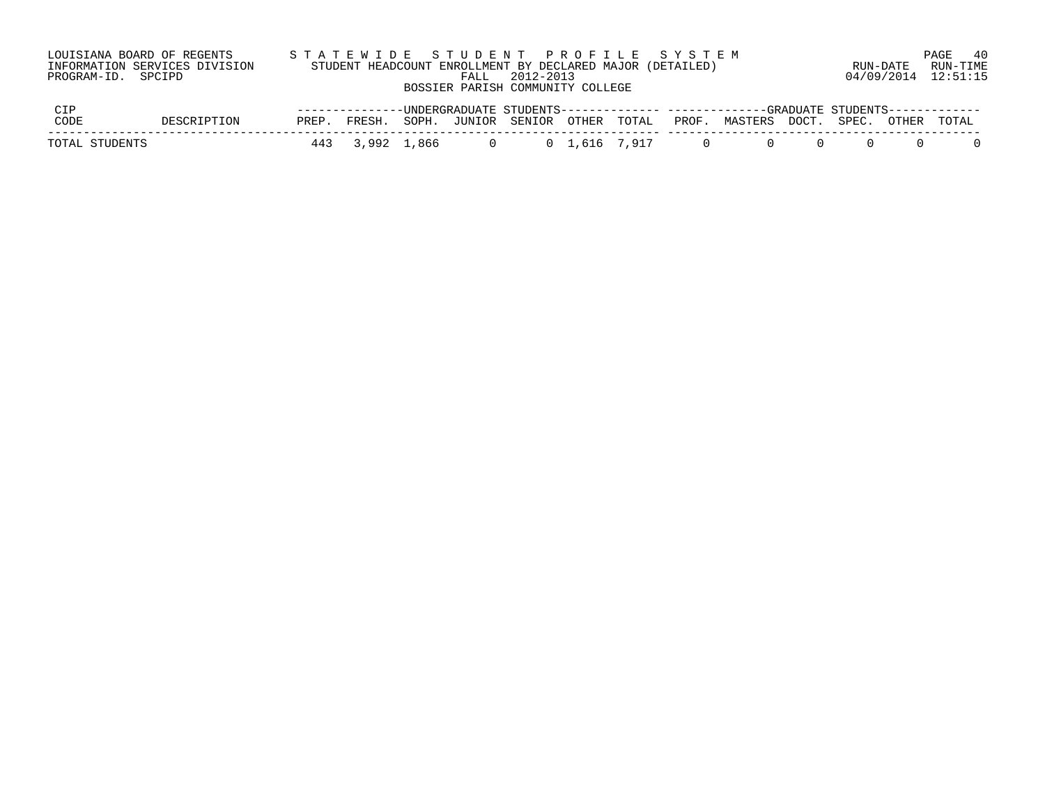LOUISIANA BOARD OF REGENTS — STATEWIDE STUDENT PROFILE SYSTEM
INFORMATION SERVICES DIVISION — STUDENT HEADCOUNT ENROLLMENT BY DECLARED MAJOR (DETAILED)
PROGRAM-ID. SPCIPD — FALL 2012-2013
RUN-DATE 04/09/2014 RUN-TIME 12:51:15

BOSSIER PARISH COMMUNITY COLLEGE

| CIP CODE | DESCRIPTION | UNDERGRADUATE STUDENTS | | | | | | | GRADUATE STUDENTS | | | | | |
|---|---|---|---|---|---|---|---|---|---|---|---|---|---|---|
| | | PREP. | FRESH. | SOPH. | JUNIOR | SENIOR | OTHER | TOTAL | PROF. | MASTERS | DOCT. | SPEC. | OTHER | TOTAL |
| TOTAL STUDENTS | | 443 | 3,992 | 1,866 | 0 | 0 | 1,616 | 7,917 | 0 | 0 | 0 | 0 | 0 | 0 |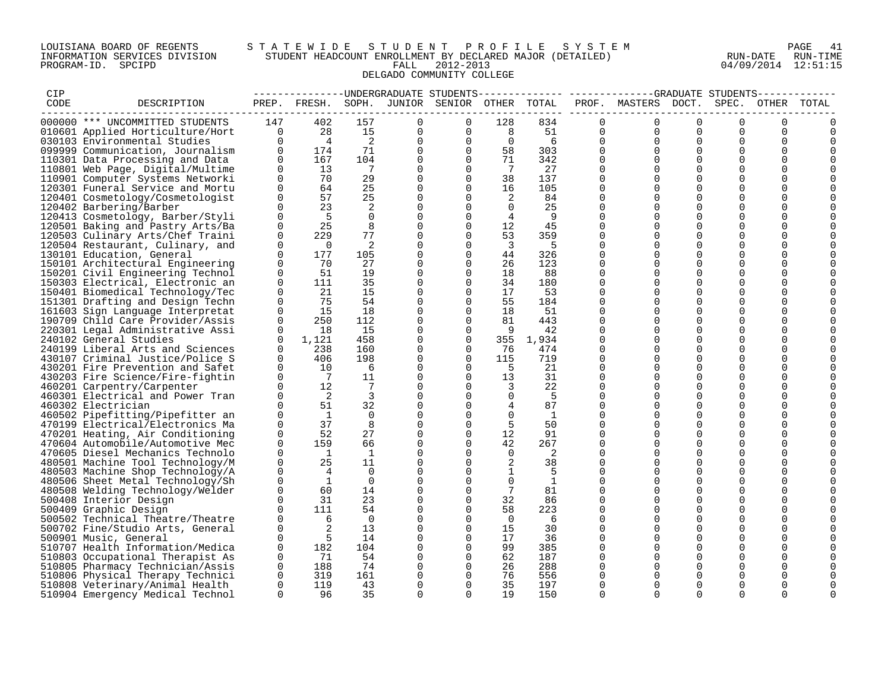LOUISIANA BOARD OF REGENTS — STATEWIDE STUDENT PROFILE SYSTEM
INFORMATION SERVICES DIVISION — STUDENT HEADCOUNT ENROLLMENT BY DECLARED MAJOR (DETAILED)
PROGRAM-ID. SPCIPD — FALL 2012-2013
RUN-DATE 04/09/2014 RUN-TIME 12:51:15

DELGADO COMMUNITY COLLEGE

| CIP CODE | DESCRIPTION | UNDERGRADUATE STUDENTS PREP. | FRESH. | SOPH. | JUNIOR | SENIOR | OTHER | TOTAL | GRADUATE STUDENTS PROF. | MASTERS | DOCT. | SPEC. | OTHER | TOTAL |
|---|---|---|---|---|---|---|---|---|---|---|---|---|---|---|
| 000000 | *** UNCOMMITTED STUDENTS | 147 | 402 | 157 | 0 | 0 | 128 | 834 | 0 | 0 | 0 | 0 | 0 | 0 |
| 010601 | Applied Horticulture/Hort | 0 | 28 | 15 | 0 | 0 | 8 | 51 | 0 | 0 | 0 | 0 | 0 | 0 |
| 030103 | Environmental Studies | 0 | 4 | 2 | 0 | 0 | 0 | 6 | 0 | 0 | 0 | 0 | 0 | 0 |
| 099999 | Communication, Journalism | 0 | 174 | 71 | 0 | 0 | 58 | 303 | 0 | 0 | 0 | 0 | 0 | 0 |
| 110301 | Data Processing and Data | 0 | 167 | 104 | 0 | 0 | 71 | 342 | 0 | 0 | 0 | 0 | 0 | 0 |
| 110801 | Web Page, Digital/Multime | 0 | 13 | 7 | 0 | 0 | 7 | 27 | 0 | 0 | 0 | 0 | 0 | 0 |
| 110901 | Computer Systems Networki | 0 | 70 | 29 | 0 | 0 | 38 | 137 | 0 | 0 | 0 | 0 | 0 | 0 |
| 120301 | Funeral Service and Mortu | 0 | 64 | 25 | 0 | 0 | 16 | 105 | 0 | 0 | 0 | 0 | 0 | 0 |
| 120401 | Cosmetology/Cosmetologist | 0 | 57 | 25 | 0 | 0 | 2 | 84 | 0 | 0 | 0 | 0 | 0 | 0 |
| 120402 | Barbering/Barber | 0 | 23 | 2 | 0 | 0 | 0 | 25 | 0 | 0 | 0 | 0 | 0 | 0 |
| 120413 | Cosmetology, Barber/Styli | 0 | 5 | 0 | 0 | 0 | 4 | 9 | 0 | 0 | 0 | 0 | 0 | 0 |
| 120501 | Baking and Pastry Arts/Ba | 0 | 25 | 8 | 0 | 0 | 12 | 45 | 0 | 0 | 0 | 0 | 0 | 0 |
| 120503 | Culinary Arts/Chef Traini | 0 | 229 | 77 | 0 | 0 | 53 | 359 | 0 | 0 | 0 | 0 | 0 | 0 |
| 120504 | Restaurant, Culinary, and | 0 | 0 | 2 | 0 | 0 | 3 | 5 | 0 | 0 | 0 | 0 | 0 | 0 |
| 130101 | Education, General | 0 | 177 | 105 | 0 | 0 | 44 | 326 | 0 | 0 | 0 | 0 | 0 | 0 |
| 150101 | Architectural Engineering | 0 | 70 | 27 | 0 | 0 | 26 | 123 | 0 | 0 | 0 | 0 | 0 | 0 |
| 150201 | Civil Engineering Technol | 0 | 51 | 19 | 0 | 0 | 18 | 88 | 0 | 0 | 0 | 0 | 0 | 0 |
| 150303 | Electrical, Electronic an | 0 | 111 | 35 | 0 | 0 | 34 | 180 | 0 | 0 | 0 | 0 | 0 | 0 |
| 150401 | Biomedical Technology/Tec | 0 | 21 | 15 | 0 | 0 | 17 | 53 | 0 | 0 | 0 | 0 | 0 | 0 |
| 151301 | Drafting and Design Techn | 0 | 75 | 54 | 0 | 0 | 55 | 184 | 0 | 0 | 0 | 0 | 0 | 0 |
| 161603 | Sign Language Interpretat | 0 | 15 | 18 | 0 | 0 | 18 | 51 | 0 | 0 | 0 | 0 | 0 | 0 |
| 190709 | Child Care Provider/Assis | 0 | 250 | 112 | 0 | 0 | 81 | 443 | 0 | 0 | 0 | 0 | 0 | 0 |
| 220301 | Legal Administrative Assi | 0 | 18 | 15 | 0 | 0 | 9 | 42 | 0 | 0 | 0 | 0 | 0 | 0 |
| 240102 | General Studies | 0 | 1,121 | 458 | 0 | 0 | 355 | 1,934 | 0 | 0 | 0 | 0 | 0 | 0 |
| 240199 | Liberal Arts and Sciences | 0 | 238 | 160 | 0 | 0 | 76 | 474 | 0 | 0 | 0 | 0 | 0 | 0 |
| 430107 | Criminal Justice/Police S | 0 | 406 | 198 | 0 | 0 | 115 | 719 | 0 | 0 | 0 | 0 | 0 | 0 |
| 430201 | Fire Prevention and Safet | 0 | 10 | 6 | 0 | 0 | 5 | 21 | 0 | 0 | 0 | 0 | 0 | 0 |
| 430203 | Fire Science/Fire-fightin | 0 | 7 | 11 | 0 | 0 | 13 | 31 | 0 | 0 | 0 | 0 | 0 | 0 |
| 460201 | Carpentry/Carpenter | 0 | 12 | 7 | 0 | 0 | 3 | 22 | 0 | 0 | 0 | 0 | 0 | 0 |
| 460301 | Electrical and Power Tran | 0 | 2 | 3 | 0 | 0 | 0 | 5 | 0 | 0 | 0 | 0 | 0 | 0 |
| 460302 | Electrician | 0 | 51 | 32 | 0 | 0 | 4 | 87 | 0 | 0 | 0 | 0 | 0 | 0 |
| 460502 | Pipefitting/Pipefitter an | 0 | 1 | 0 | 0 | 0 | 0 | 1 | 0 | 0 | 0 | 0 | 0 | 0 |
| 470199 | Electrical/Electronics Ma | 0 | 37 | 8 | 0 | 0 | 5 | 50 | 0 | 0 | 0 | 0 | 0 | 0 |
| 470201 | Heating, Air Conditioning | 0 | 52 | 27 | 0 | 0 | 12 | 91 | 0 | 0 | 0 | 0 | 0 | 0 |
| 470604 | Automobile/Automotive Mec | 0 | 159 | 66 | 0 | 0 | 42 | 267 | 0 | 0 | 0 | 0 | 0 | 0 |
| 470605 | Diesel Mechanics Technolo | 0 | 1 | 1 | 0 | 0 | 0 | 2 | 0 | 0 | 0 | 0 | 0 | 0 |
| 480501 | Machine Tool Technology/M | 0 | 25 | 11 | 0 | 0 | 2 | 38 | 0 | 0 | 0 | 0 | 0 | 0 |
| 480503 | Machine Shop Technology/A | 0 | 4 | 0 | 0 | 0 | 1 | 5 | 0 | 0 | 0 | 0 | 0 | 0 |
| 480506 | Sheet Metal Technology/Sh | 0 | 1 | 0 | 0 | 0 | 0 | 1 | 0 | 0 | 0 | 0 | 0 | 0 |
| 480508 | Welding Technology/Welder | 0 | 60 | 14 | 0 | 0 | 7 | 81 | 0 | 0 | 0 | 0 | 0 | 0 |
| 500408 | Interior Design | 0 | 31 | 23 | 0 | 0 | 32 | 86 | 0 | 0 | 0 | 0 | 0 | 0 |
| 500409 | Graphic Design | 0 | 111 | 54 | 0 | 0 | 58 | 223 | 0 | 0 | 0 | 0 | 0 | 0 |
| 500502 | Technical Theatre/Theatre | 0 | 6 | 0 | 0 | 0 | 0 | 6 | 0 | 0 | 0 | 0 | 0 | 0 |
| 500702 | Fine/Studio Arts, General | 0 | 2 | 13 | 0 | 0 | 15 | 30 | 0 | 0 | 0 | 0 | 0 | 0 |
| 500901 | Music, General | 0 | 5 | 14 | 0 | 0 | 17 | 36 | 0 | 0 | 0 | 0 | 0 | 0 |
| 510707 | Health Information/Medica | 0 | 182 | 104 | 0 | 0 | 99 | 385 | 0 | 0 | 0 | 0 | 0 | 0 |
| 510803 | Occupational Therapist As | 0 | 71 | 54 | 0 | 0 | 62 | 187 | 0 | 0 | 0 | 0 | 0 | 0 |
| 510805 | Pharmacy Technician/Assis | 0 | 188 | 74 | 0 | 0 | 26 | 288 | 0 | 0 | 0 | 0 | 0 | 0 |
| 510806 | Physical Therapy Technici | 0 | 319 | 161 | 0 | 0 | 76 | 556 | 0 | 0 | 0 | 0 | 0 | 0 |
| 510808 | Veterinary/Animal Health | 0 | 119 | 43 | 0 | 0 | 35 | 197 | 0 | 0 | 0 | 0 | 0 | 0 |
| 510904 | Emergency Medical Technol | 0 | 96 | 35 | 0 | 0 | 19 | 150 | 0 | 0 | 0 | 0 | 0 | 0 |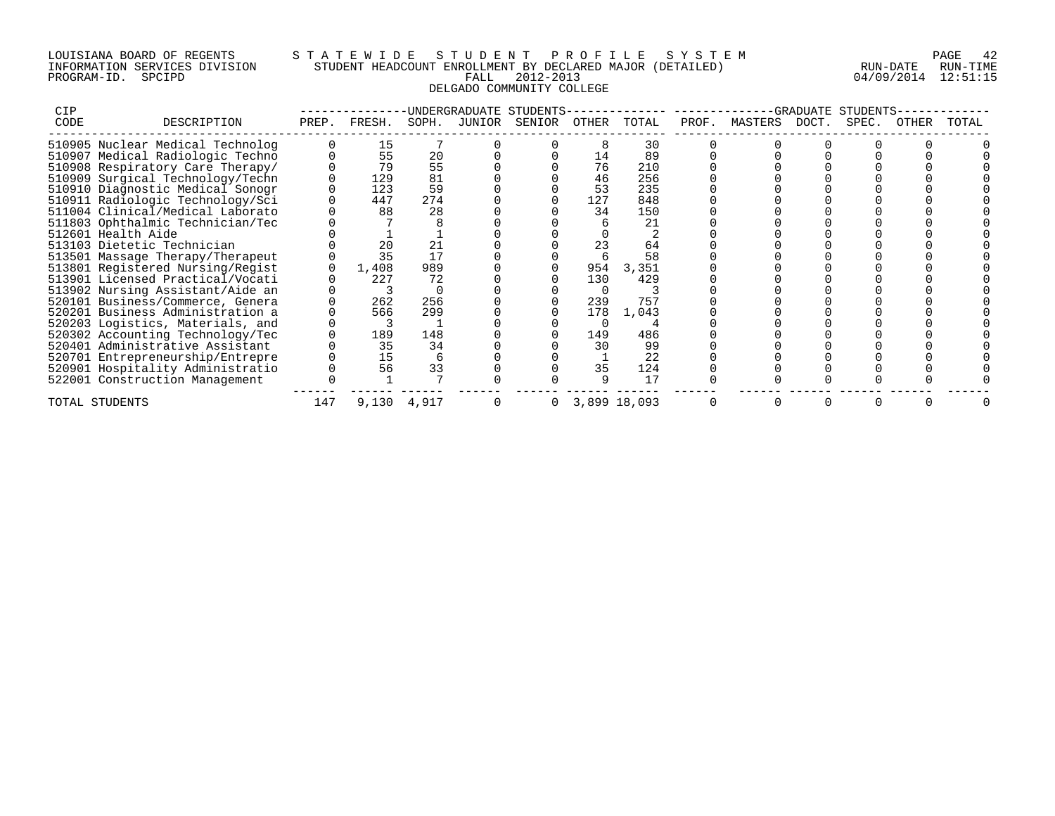LOUISIANA BOARD OF REGENTS — STATEWIDE STUDENT PROFILE SYSTEM
INFORMATION SERVICES DIVISION — STUDENT HEADCOUNT ENROLLMENT BY DECLARED MAJOR (DETAILED)
PROGRAM-ID. SPCIPD — FALL 2012-2013
DELGADO COMMUNITY COLLEGE

RUN-DATE 04/09/2014 RUN-TIME 12:51:15

| CIP CODE | DESCRIPTION | UNDERGRADUATE STUDENTS PREP. | FRESH. | SOPH. | JUNIOR | SENIOR | OTHER | TOTAL | GRADUATE STUDENTS PROF. | MASTERS | DOCT. | SPEC. | OTHER | TOTAL |
|---|---|---|---|---|---|---|---|---|---|---|---|---|---|---|
| 510905 | Nuclear Medical Technolog | 0 | 15 | 7 | 0 | 0 | 8 | 30 | 0 | 0 | 0 | 0 | 0 | 0 |
| 510907 | Medical Radiologic Techno | 0 | 55 | 20 | 0 | 0 | 14 | 89 | 0 | 0 | 0 | 0 | 0 | 0 |
| 510908 | Respiratory Care Therapy/ | 0 | 79 | 55 | 0 | 0 | 76 | 210 | 0 | 0 | 0 | 0 | 0 | 0 |
| 510909 | Surgical Technology/Techn | 0 | 129 | 81 | 0 | 0 | 46 | 256 | 0 | 0 | 0 | 0 | 0 | 0 |
| 510910 | Diagnostic Medical Sonogr | 0 | 123 | 59 | 0 | 0 | 53 | 235 | 0 | 0 | 0 | 0 | 0 | 0 |
| 510911 | Radiologic Technology/Sci | 0 | 447 | 274 | 0 | 0 | 127 | 848 | 0 | 0 | 0 | 0 | 0 | 0 |
| 511004 | Clinical/Medical Laborato | 0 | 88 | 28 | 0 | 0 | 34 | 150 | 0 | 0 | 0 | 0 | 0 | 0 |
| 511803 | Ophthalmic Technician/Tec | 0 | 7 | 8 | 0 | 0 | 6 | 21 | 0 | 0 | 0 | 0 | 0 | 0 |
| 512601 | Health Aide | 0 | 1 | 1 | 0 | 0 | 0 | 2 | 0 | 0 | 0 | 0 | 0 | 0 |
| 513103 | Dietetic Technician | 0 | 20 | 21 | 0 | 0 | 23 | 64 | 0 | 0 | 0 | 0 | 0 | 0 |
| 513501 | Massage Therapy/Therapeut | 0 | 35 | 17 | 0 | 0 | 6 | 58 | 0 | 0 | 0 | 0 | 0 | 0 |
| 513801 | Registered Nursing/Regist | 0 | 1,408 | 989 | 0 | 0 | 954 | 3,351 | 0 | 0 | 0 | 0 | 0 | 0 |
| 513901 | Licensed Practical/Vocati | 0 | 227 | 72 | 0 | 0 | 130 | 429 | 0 | 0 | 0 | 0 | 0 | 0 |
| 513902 | Nursing Assistant/Aide an | 0 | 3 | 0 | 0 | 0 | 0 | 3 | 0 | 0 | 0 | 0 | 0 | 0 |
| 520101 | Business/Commerce, Genera | 0 | 262 | 256 | 0 | 0 | 239 | 757 | 0 | 0 | 0 | 0 | 0 | 0 |
| 520201 | Business Administration a | 0 | 566 | 299 | 0 | 0 | 178 | 1,043 | 0 | 0 | 0 | 0 | 0 | 0 |
| 520203 | Logistics, Materials, and | 0 | 3 | 1 | 0 | 0 | 0 | 4 | 0 | 0 | 0 | 0 | 0 | 0 |
| 520302 | Accounting Technology/Tec | 0 | 189 | 148 | 0 | 0 | 149 | 486 | 0 | 0 | 0 | 0 | 0 | 0 |
| 520401 | Administrative Assistant | 0 | 35 | 34 | 0 | 0 | 30 | 99 | 0 | 0 | 0 | 0 | 0 | 0 |
| 520701 | Entrepreneurship/Entrepre | 0 | 15 | 6 | 0 | 0 | 1 | 22 | 0 | 0 | 0 | 0 | 0 | 0 |
| 520901 | Hospitality Administratio | 0 | 56 | 33 | 0 | 0 | 35 | 124 | 0 | 0 | 0 | 0 | 0 | 0 |
| 522001 | Construction Management | 0 | 1 | 7 | 0 | 0 | 9 | 17 | 0 | 0 | 0 | 0 | 0 | 0 |
| TOTAL STUDENTS | | 147 | 9,130 | 4,917 | 0 | 0 | 3,899 | 18,093 | 0 | 0 | 0 | 0 | 0 | 0 |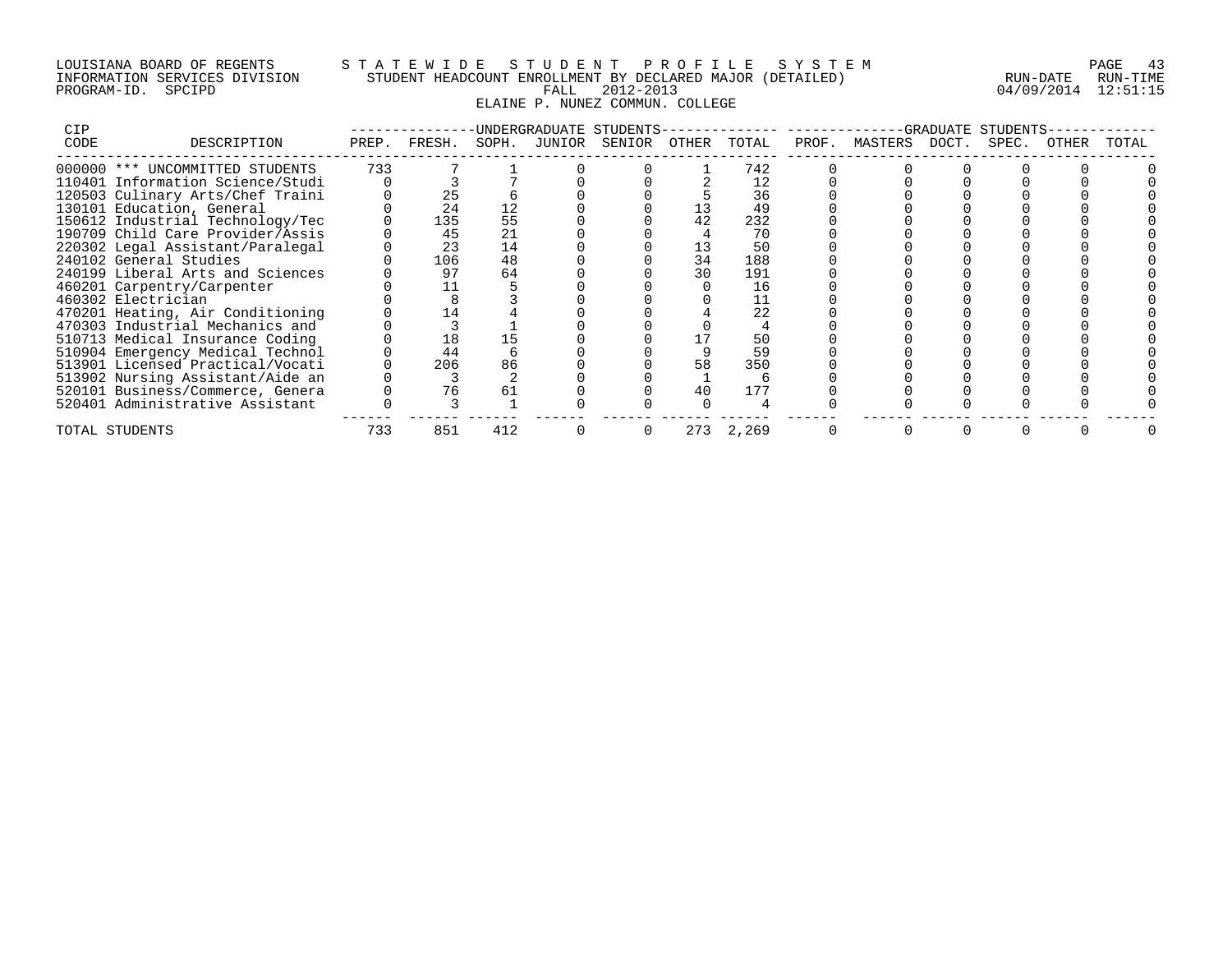LOUISIANA BOARD OF REGENTS — STATEWIDE STUDENT PROFILE SYSTEM
INFORMATION SERVICES DIVISION — STUDENT HEADCOUNT ENROLLMENT BY DECLARED MAJOR (DETAILED)
PROGRAM-ID. SPCIPD — FALL 2012-2013
RUN-DATE 04/09/2014 RUN-TIME 12:51:15

ELAINE P. NUNEZ COMMUN. COLLEGE

| CIP | | UNDERGRADUATE STUDENTS | | | | | | | GRADUATE STUDENTS | | | | | |
|---|---|---|---|---|---|---|---|---|---|---|---|---|---|---|
| CODE | DESCRIPTION | PREP. | FRESH. | SOPH. | JUNIOR | SENIOR | OTHER | TOTAL | PROF. | MASTERS | DOCT. | SPEC. | OTHER | TOTAL |
| 000000 | *** UNCOMMITTED STUDENTS | 733 | 7 | 1 | 0 | 0 | 1 | 742 | 0 | 0 | 0 | 0 | 0 | 0 |
| 110401 | Information Science/Studi | 0 | 3 | 7 | 0 | 0 | 2 | 12 | 0 | 0 | 0 | 0 | 0 | 0 |
| 120503 | Culinary Arts/Chef Traini | 0 | 25 | 6 | 0 | 0 | 5 | 36 | 0 | 0 | 0 | 0 | 0 | 0 |
| 130101 | Education, General | 0 | 24 | 12 | 0 | 0 | 13 | 49 | 0 | 0 | 0 | 0 | 0 | 0 |
| 150612 | Industrial Technology/Tec | 0 | 135 | 55 | 0 | 0 | 42 | 232 | 0 | 0 | 0 | 0 | 0 | 0 |
| 190709 | Child Care Provider/Assis | 0 | 45 | 21 | 0 | 0 | 4 | 70 | 0 | 0 | 0 | 0 | 0 | 0 |
| 220302 | Legal Assistant/Paralegal | 0 | 23 | 14 | 0 | 0 | 13 | 50 | 0 | 0 | 0 | 0 | 0 | 0 |
| 240102 | General Studies | 0 | 106 | 48 | 0 | 0 | 34 | 188 | 0 | 0 | 0 | 0 | 0 | 0 |
| 240199 | Liberal Arts and Sciences | 0 | 97 | 64 | 0 | 0 | 30 | 191 | 0 | 0 | 0 | 0 | 0 | 0 |
| 460201 | Carpentry/Carpenter | 0 | 11 | 5 | 0 | 0 | 0 | 16 | 0 | 0 | 0 | 0 | 0 | 0 |
| 460302 | Electrician | 0 | 8 | 3 | 0 | 0 | 0 | 11 | 0 | 0 | 0 | 0 | 0 | 0 |
| 470201 | Heating, Air Conditioning | 0 | 14 | 4 | 0 | 0 | 4 | 22 | 0 | 0 | 0 | 0 | 0 | 0 |
| 470303 | Industrial Mechanics and | 0 | 3 | 1 | 0 | 0 | 0 | 4 | 0 | 0 | 0 | 0 | 0 | 0 |
| 510713 | Medical Insurance Coding | 0 | 18 | 15 | 0 | 0 | 17 | 50 | 0 | 0 | 0 | 0 | 0 | 0 |
| 510904 | Emergency Medical Technol | 0 | 44 | 6 | 0 | 0 | 9 | 59 | 0 | 0 | 0 | 0 | 0 | 0 |
| 513901 | Licensed Practical/Vocati | 0 | 206 | 86 | 0 | 0 | 58 | 350 | 0 | 0 | 0 | 0 | 0 | 0 |
| 513902 | Nursing Assistant/Aide an | 0 | 3 | 2 | 0 | 0 | 1 | 6 | 0 | 0 | 0 | 0 | 0 | 0 |
| 520101 | Business/Commerce, Genera | 0 | 76 | 61 | 0 | 0 | 40 | 177 | 0 | 0 | 0 | 0 | 0 | 0 |
| 520401 | Administrative Assistant | 0 | 3 | 1 | 0 | 0 | 0 | 4 | 0 | 0 | 0 | 0 | 0 | 0 |
| TOTAL STUDENTS | | 733 | 851 | 412 | 0 | 0 | 273 | 2,269 | 0 | 0 | 0 | 0 | 0 | 0 |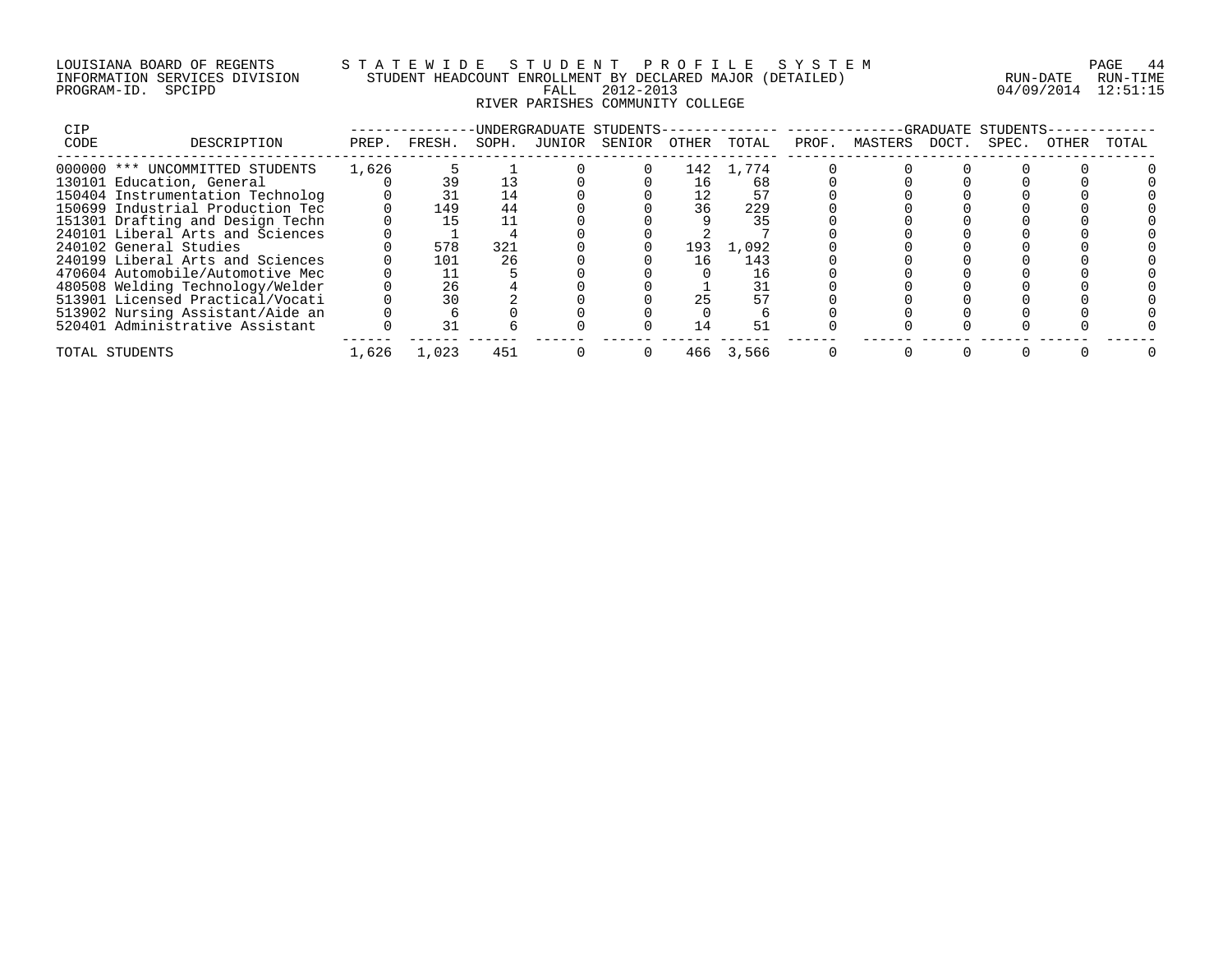LOUISIANA BOARD OF REGENTS — S T A T E W I D E   S T U D E N T   P R O F I L E   S Y S T E M

INFORMATION SERVICES DIVISION — STUDENT HEADCOUNT ENROLLMENT BY DECLARED MAJOR (DETAILED) — RUN-DATE 04/09/2014 RUN-TIME 12:51:15

PROGRAM-ID. SPCIPD — FALL 2012-2013

RIVER PARISHES COMMUNITY COLLEGE

| CIP CODE | DESCRIPTION | UNDERGRADUATE STUDENTS | | | | | | | GRADUATE STUDENTS | | | | | |
|---|---|---|---|---|---|---|---|---|---|---|---|---|---|---|
| | | PREP. | FRESH. | SOPH. | JUNIOR | SENIOR | OTHER | TOTAL | PROF. | MASTERS | DOCT. | SPEC. | OTHER | TOTAL |
| 000000 | *** UNCOMMITTED STUDENTS | 1,626 | 5 | 1 | 0 | 0 | 142 | 1,774 | 0 | 0 | 0 | 0 | 0 | 0 |
| 130101 | Education, General | 0 | 39 | 13 | 0 | 0 | 16 | 68 | 0 | 0 | 0 | 0 | 0 | 0 |
| 150404 | Instrumentation Technolog | 0 | 31 | 14 | 0 | 0 | 12 | 57 | 0 | 0 | 0 | 0 | 0 | 0 |
| 150699 | Industrial Production Tec | 0 | 149 | 44 | 0 | 0 | 36 | 229 | 0 | 0 | 0 | 0 | 0 | 0 |
| 151301 | Drafting and Design Techn | 0 | 15 | 11 | 0 | 0 | 9 | 35 | 0 | 0 | 0 | 0 | 0 | 0 |
| 240101 | Liberal Arts and Sciences | 0 | 1 | 4 | 0 | 0 | 2 | 7 | 0 | 0 | 0 | 0 | 0 | 0 |
| 240102 | General Studies | 0 | 578 | 321 | 0 | 0 | 193 | 1,092 | 0 | 0 | 0 | 0 | 0 | 0 |
| 240199 | Liberal Arts and Sciences | 0 | 101 | 26 | 0 | 0 | 16 | 143 | 0 | 0 | 0 | 0 | 0 | 0 |
| 470604 | Automobile/Automotive Mec | 0 | 11 | 5 | 0 | 0 | 0 | 16 | 0 | 0 | 0 | 0 | 0 | 0 |
| 480508 | Welding Technology/Welder | 0 | 26 | 4 | 0 | 0 | 1 | 31 | 0 | 0 | 0 | 0 | 0 | 0 |
| 513901 | Licensed Practical/Vocati | 0 | 30 | 2 | 0 | 0 | 25 | 57 | 0 | 0 | 0 | 0 | 0 | 0 |
| 513902 | Nursing Assistant/Aide an | 0 | 6 | 0 | 0 | 0 | 0 | 6 | 0 | 0 | 0 | 0 | 0 | 0 |
| 520401 | Administrative Assistant | 0 | 31 | 6 | 0 | 0 | 14 | 51 | 0 | 0 | 0 | 0 | 0 | 0 |
| TOTAL STUDENTS | | 1,626 | 1,023 | 451 | 0 | 0 | 466 | 3,566 | 0 | 0 | 0 | 0 | 0 | 0 |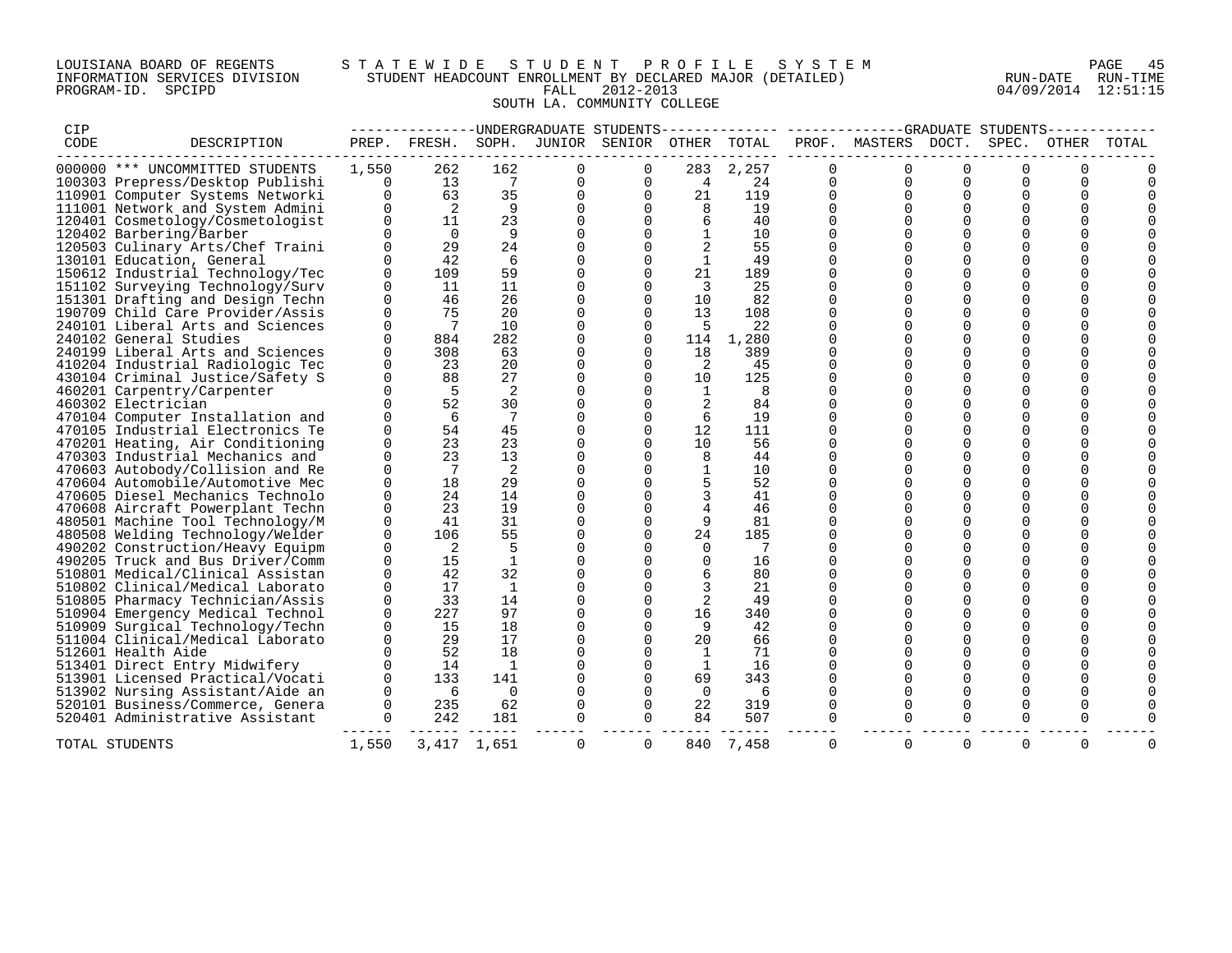LOUISIANA BOARD OF REGENTS — STATEWIDE STUDENT PROFILE SYSTEM
INFORMATION SERVICES DIVISION — STUDENT HEADCOUNT ENROLLMENT BY DECLARED MAJOR (DETAILED) — RUN-DATE 04/09/2014 RUN-TIME 12:51:15
PROGRAM-ID. SPCIPD — FALL 2012-2013

## SOUTH LA. COMMUNITY COLLEGE

| CIP CODE | DESCRIPTION | UNDERGRADUATE STUDENTS PREP. | FRESH. | SOPH. | JUNIOR | SENIOR | OTHER | TOTAL | GRADUATE STUDENTS PROF. | MASTERS | DOCT. | SPEC. | OTHER | TOTAL |
|---|---|---|---|---|---|---|---|---|---|---|---|---|---|---|
| 000000 | *** UNCOMMITTED STUDENTS | 1,550 | 262 | 162 | 0 | 0 | 283 | 2,257 | 0 | 0 | 0 | 0 | 0 | 0 |
| 100303 | Prepress/Desktop Publishi | 0 | 13 | 7 | 0 | 0 | 4 | 24 | 0 | 0 | 0 | 0 | 0 | 0 |
| 110901 | Computer Systems Networki | 0 | 63 | 35 | 0 | 0 | 21 | 119 | 0 | 0 | 0 | 0 | 0 | 0 |
| 111001 | Network and System Admini | 0 | 2 | 9 | 0 | 0 | 8 | 19 | 0 | 0 | 0 | 0 | 0 | 0 |
| 120401 | Cosmetology/Cosmetologist | 0 | 11 | 23 | 0 | 0 | 6 | 40 | 0 | 0 | 0 | 0 | 0 | 0 |
| 120402 | Barbering/Barber | 0 | 0 | 9 | 0 | 0 | 1 | 10 | 0 | 0 | 0 | 0 | 0 | 0 |
| 120503 | Culinary Arts/Chef Traini | 0 | 29 | 24 | 0 | 0 | 2 | 55 | 0 | 0 | 0 | 0 | 0 | 0 |
| 130101 | Education, General | 0 | 42 | 6 | 0 | 0 | 1 | 49 | 0 | 0 | 0 | 0 | 0 | 0 |
| 150612 | Industrial Technology/Tec | 0 | 109 | 59 | 0 | 0 | 21 | 189 | 0 | 0 | 0 | 0 | 0 | 0 |
| 151102 | Surveying Technology/Surv | 0 | 11 | 11 | 0 | 0 | 3 | 25 | 0 | 0 | 0 | 0 | 0 | 0 |
| 151301 | Drafting and Design Techn | 0 | 46 | 26 | 0 | 0 | 10 | 82 | 0 | 0 | 0 | 0 | 0 | 0 |
| 190709 | Child Care Provider/Assis | 0 | 75 | 20 | 0 | 0 | 13 | 108 | 0 | 0 | 0 | 0 | 0 | 0 |
| 240101 | Liberal Arts and Sciences | 0 | 7 | 10 | 0 | 0 | 5 | 22 | 0 | 0 | 0 | 0 | 0 | 0 |
| 240102 | General Studies | 0 | 884 | 282 | 0 | 0 | 114 | 1,280 | 0 | 0 | 0 | 0 | 0 | 0 |
| 240199 | Liberal Arts and Sciences | 0 | 308 | 63 | 0 | 0 | 18 | 389 | 0 | 0 | 0 | 0 | 0 | 0 |
| 410204 | Industrial Radiologic Tec | 0 | 23 | 20 | 0 | 0 | 2 | 45 | 0 | 0 | 0 | 0 | 0 | 0 |
| 430104 | Criminal Justice/Safety S | 0 | 88 | 27 | 0 | 0 | 10 | 125 | 0 | 0 | 0 | 0 | 0 | 0 |
| 460201 | Carpentry/Carpenter | 0 | 5 | 2 | 0 | 0 | 1 | 8 | 0 | 0 | 0 | 0 | 0 | 0 |
| 460302 | Electrician | 0 | 52 | 30 | 0 | 0 | 2 | 84 | 0 | 0 | 0 | 0 | 0 | 0 |
| 470104 | Computer Installation and | 0 | 6 | 7 | 0 | 0 | 6 | 19 | 0 | 0 | 0 | 0 | 0 | 0 |
| 470105 | Industrial Electronics Te | 0 | 54 | 45 | 0 | 0 | 12 | 111 | 0 | 0 | 0 | 0 | 0 | 0 |
| 470201 | Heating, Air Conditioning | 0 | 23 | 23 | 0 | 0 | 10 | 56 | 0 | 0 | 0 | 0 | 0 | 0 |
| 470303 | Industrial Mechanics and | 0 | 23 | 13 | 0 | 0 | 8 | 44 | 0 | 0 | 0 | 0 | 0 | 0 |
| 470603 | Autobody/Collision and Re | 0 | 7 | 2 | 0 | 0 | 1 | 10 | 0 | 0 | 0 | 0 | 0 | 0 |
| 470604 | Automobile/Automotive Mec | 0 | 18 | 29 | 0 | 0 | 5 | 52 | 0 | 0 | 0 | 0 | 0 | 0 |
| 470605 | Diesel Mechanics Technolo | 0 | 24 | 14 | 0 | 0 | 3 | 41 | 0 | 0 | 0 | 0 | 0 | 0 |
| 470608 | Aircraft Powerplant Techn | 0 | 23 | 19 | 0 | 0 | 4 | 46 | 0 | 0 | 0 | 0 | 0 | 0 |
| 480501 | Machine Tool Technology/M | 0 | 41 | 31 | 0 | 0 | 9 | 81 | 0 | 0 | 0 | 0 | 0 | 0 |
| 480508 | Welding Technology/Welder | 0 | 106 | 55 | 0 | 0 | 24 | 185 | 0 | 0 | 0 | 0 | 0 | 0 |
| 490202 | Construction/Heavy Equipm | 0 | 2 | 5 | 0 | 0 | 0 | 7 | 0 | 0 | 0 | 0 | 0 | 0 |
| 490205 | Truck and Bus Driver/Comm | 0 | 15 | 1 | 0 | 0 | 0 | 16 | 0 | 0 | 0 | 0 | 0 | 0 |
| 510801 | Medical/Clinical Assistan | 0 | 42 | 32 | 0 | 0 | 6 | 80 | 0 | 0 | 0 | 0 | 0 | 0 |
| 510802 | Clinical/Medical Laborato | 0 | 17 | 1 | 0 | 0 | 3 | 21 | 0 | 0 | 0 | 0 | 0 | 0 |
| 510805 | Pharmacy Technician/Assis | 0 | 33 | 14 | 0 | 0 | 2 | 49 | 0 | 0 | 0 | 0 | 0 | 0 |
| 510904 | Emergency Medical Technol | 0 | 227 | 97 | 0 | 0 | 16 | 340 | 0 | 0 | 0 | 0 | 0 | 0 |
| 510909 | Surgical Technology/Techn | 0 | 15 | 18 | 0 | 0 | 9 | 42 | 0 | 0 | 0 | 0 | 0 | 0 |
| 511004 | Clinical/Medical Laborato | 0 | 29 | 17 | 0 | 0 | 20 | 66 | 0 | 0 | 0 | 0 | 0 | 0 |
| 512601 | Health Aide | 0 | 52 | 18 | 0 | 0 | 1 | 71 | 0 | 0 | 0 | 0 | 0 | 0 |
| 513401 | Direct Entry Midwifery | 0 | 14 | 1 | 0 | 0 | 1 | 16 | 0 | 0 | 0 | 0 | 0 | 0 |
| 513901 | Licensed Practical/Vocati | 0 | 133 | 141 | 0 | 0 | 69 | 343 | 0 | 0 | 0 | 0 | 0 | 0 |
| 513902 | Nursing Assistant/Aide an | 0 | 6 | 0 | 0 | 0 | 0 | 6 | 0 | 0 | 0 | 0 | 0 | 0 |
| 520101 | Business/Commerce, Genera | 0 | 235 | 62 | 0 | 0 | 22 | 319 | 0 | 0 | 0 | 0 | 0 | 0 |
| 520401 | Administrative Assistant | 0 | 242 | 181 | 0 | 0 | 84 | 507 | 0 | 0 | 0 | 0 | 0 | 0 |
| TOTAL STUDENTS | | 1,550 | 3,417 | 1,651 | 0 | 0 | 840 | 7,458 | 0 | 0 | 0 | 0 | 0 | 0 |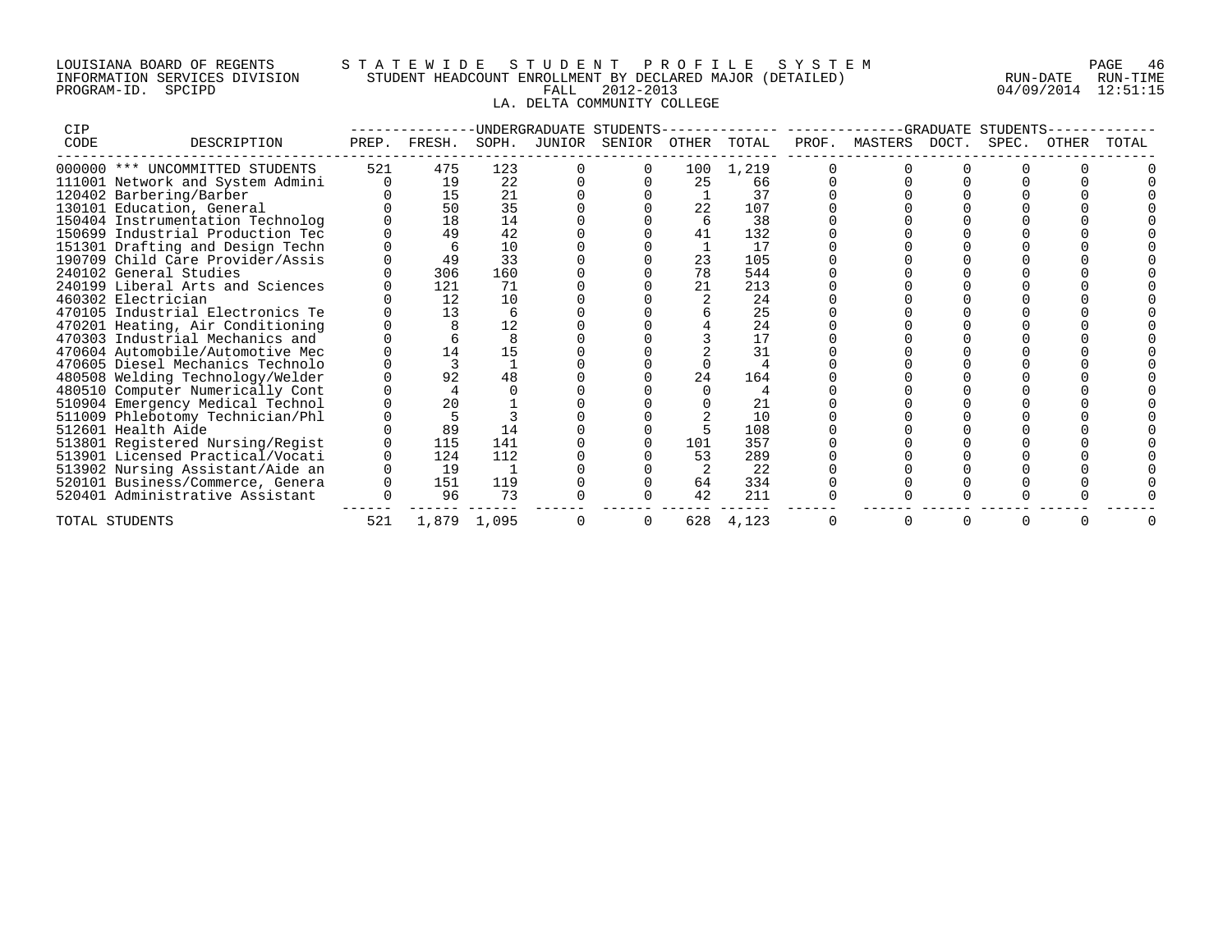LOUISIANA BOARD OF REGENTS — STATEWIDE STUDENT PROFILE SYSTEM
INFORMATION SERVICES DIVISION — STUDENT HEADCOUNT ENROLLMENT BY DECLARED MAJOR (DETAILED)
PROGRAM-ID. SPCIPD — FALL 2012-2013 — RUN-DATE 04/09/2014 RUN-TIME 12:51:15

## LA. DELTA COMMUNITY COLLEGE

| CIP CODE | DESCRIPTION | UNDERGRADUATE STUDENTS PREP. | FRESH. | SOPH. | JUNIOR | SENIOR | OTHER | TOTAL | GRADUATE STUDENTS PROF. | MASTERS | DOCT. | SPEC. | OTHER | TOTAL |
|---|---|---|---|---|---|---|---|---|---|---|---|---|---|---|
| 000000 | *** UNCOMMITTED STUDENTS | 521 | 475 | 123 | 0 | 0 | 100 | 1,219 | 0 | 0 | 0 | 0 | 0 | 0 |
| 111001 | Network and System Admini | 0 | 19 | 22 | 0 | 0 | 25 | 66 | 0 | 0 | 0 | 0 | 0 | 0 |
| 120402 | Barbering/Barber | 0 | 15 | 21 | 0 | 0 | 1 | 37 | 0 | 0 | 0 | 0 | 0 | 0 |
| 130101 | Education, General | 0 | 50 | 35 | 0 | 0 | 22 | 107 | 0 | 0 | 0 | 0 | 0 | 0 |
| 150404 | Instrumentation Technolog | 0 | 18 | 14 | 0 | 0 | 6 | 38 | 0 | 0 | 0 | 0 | 0 | 0 |
| 150699 | Industrial Production Tec | 0 | 49 | 42 | 0 | 0 | 41 | 132 | 0 | 0 | 0 | 0 | 0 | 0 |
| 151301 | Drafting and Design Techn | 0 | 6 | 10 | 0 | 0 | 1 | 17 | 0 | 0 | 0 | 0 | 0 | 0 |
| 190709 | Child Care Provider/Assis | 0 | 49 | 33 | 0 | 0 | 23 | 105 | 0 | 0 | 0 | 0 | 0 | 0 |
| 240102 | General Studies | 0 | 306 | 160 | 0 | 0 | 78 | 544 | 0 | 0 | 0 | 0 | 0 | 0 |
| 240199 | Liberal Arts and Sciences | 0 | 121 | 71 | 0 | 0 | 21 | 213 | 0 | 0 | 0 | 0 | 0 | 0 |
| 460302 | Electrician | 0 | 12 | 10 | 0 | 0 | 2 | 24 | 0 | 0 | 0 | 0 | 0 | 0 |
| 470105 | Industrial Electronics Te | 0 | 13 | 6 | 0 | 0 | 6 | 25 | 0 | 0 | 0 | 0 | 0 | 0 |
| 470201 | Heating, Air Conditioning | 0 | 8 | 12 | 0 | 0 | 4 | 24 | 0 | 0 | 0 | 0 | 0 | 0 |
| 470303 | Industrial Mechanics and | 0 | 6 | 8 | 0 | 0 | 3 | 17 | 0 | 0 | 0 | 0 | 0 | 0 |
| 470604 | Automobile/Automotive Mec | 0 | 14 | 15 | 0 | 0 | 2 | 31 | 0 | 0 | 0 | 0 | 0 | 0 |
| 470605 | Diesel Mechanics Technolo | 0 | 3 | 1 | 0 | 0 | 0 | 4 | 0 | 0 | 0 | 0 | 0 | 0 |
| 480508 | Welding Technology/Welder | 0 | 92 | 48 | 0 | 0 | 24 | 164 | 0 | 0 | 0 | 0 | 0 | 0 |
| 480510 | Computer Numerically Cont | 0 | 4 | 0 | 0 | 0 | 0 | 4 | 0 | 0 | 0 | 0 | 0 | 0 |
| 510904 | Emergency Medical Technol | 0 | 20 | 1 | 0 | 0 | 0 | 21 | 0 | 0 | 0 | 0 | 0 | 0 |
| 511009 | Phlebotomy Technician/Phl | 0 | 5 | 3 | 0 | 0 | 2 | 10 | 0 | 0 | 0 | 0 | 0 | 0 |
| 512601 | Health Aide | 0 | 89 | 14 | 0 | 0 | 5 | 108 | 0 | 0 | 0 | 0 | 0 | 0 |
| 513801 | Registered Nursing/Regist | 0 | 115 | 141 | 0 | 0 | 101 | 357 | 0 | 0 | 0 | 0 | 0 | 0 |
| 513901 | Licensed Practical/Vocati | 0 | 124 | 112 | 0 | 0 | 53 | 289 | 0 | 0 | 0 | 0 | 0 | 0 |
| 513902 | Nursing Assistant/Aide an | 0 | 19 | 1 | 0 | 0 | 2 | 22 | 0 | 0 | 0 | 0 | 0 | 0 |
| 520101 | Business/Commerce, Genera | 0 | 151 | 119 | 0 | 0 | 64 | 334 | 0 | 0 | 0 | 0 | 0 | 0 |
| 520401 | Administrative Assistant | 0 | 96 | 73 | 0 | 0 | 42 | 211 | 0 | 0 | 0 | 0 | 0 | 0 |
| TOTAL STUDENTS | | 521 | 1,879 | 1,095 | 0 | 0 | 628 | 4,123 | 0 | 0 | 0 | 0 | 0 | 0 |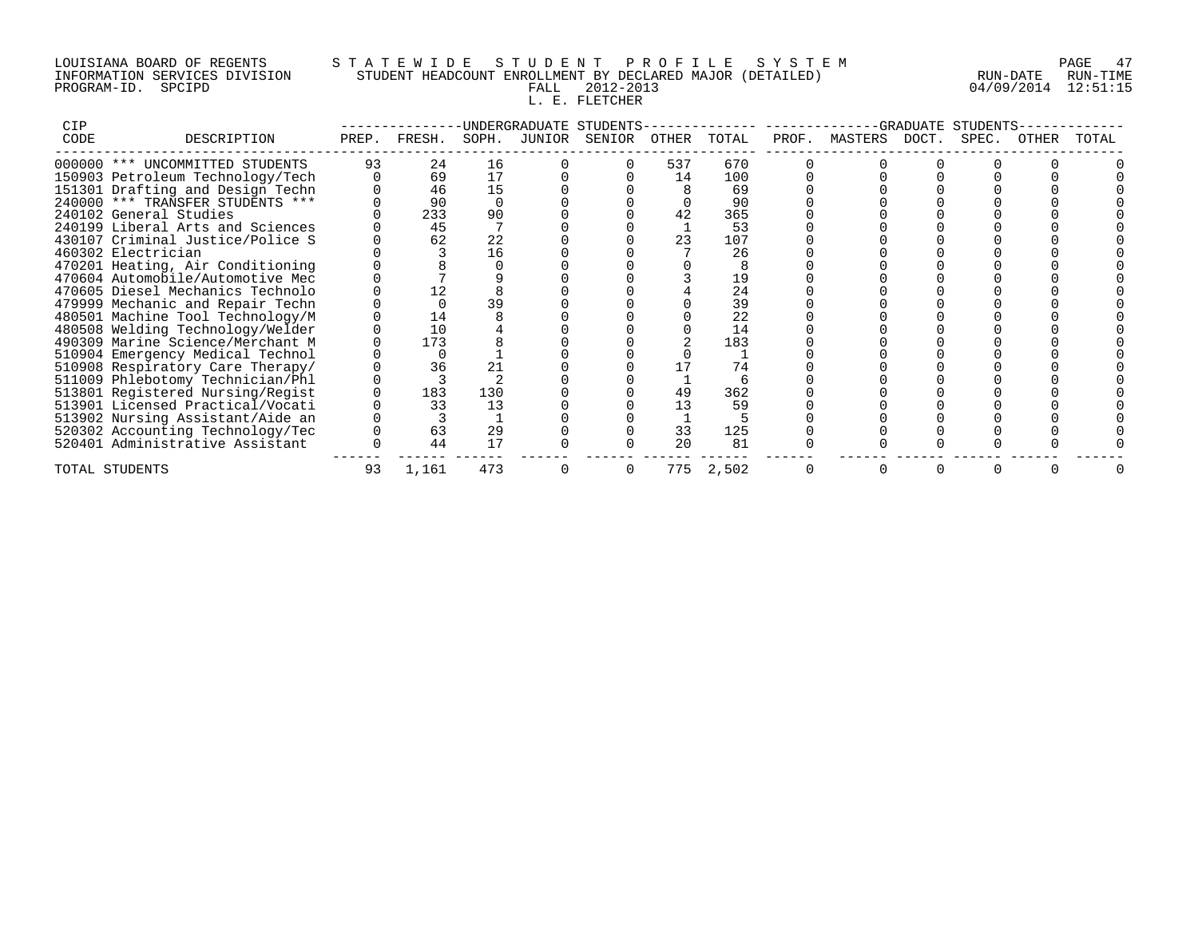LOUISIANA BOARD OF REGENTS
INFORMATION SERVICES DIVISION
PROGRAM-ID. SPCIPD

STATEWIDE STUDENT PROFILE SYSTEM
STUDENT HEADCOUNT ENROLLMENT BY DECLARED MAJOR (DETAILED)
FALL 2012-2013
L. E. FLETCHER

RUN-DATE 04/09/2014 RUN-TIME 12:51:15

| CIP CODE | DESCRIPTION | UNDERGRADUATE STUDENTS PREP. | FRESH. | SOPH. | JUNIOR | SENIOR | OTHER | TOTAL | GRADUATE STUDENTS PROF. | MASTERS | DOCT. | SPEC. | OTHER | TOTAL |
|---|---|---|---|---|---|---|---|---|---|---|---|---|---|---|
| 000000 | *** UNCOMMITTED STUDENTS | 93 | 24 | 16 | 0 | 0 | 537 | 670 | 0 | 0 | 0 | 0 | 0 | 0 |
| 150903 | Petroleum Technology/Tech | 0 | 69 | 17 | 0 | 0 | 14 | 100 | 0 | 0 | 0 | 0 | 0 | 0 |
| 151301 | Drafting and Design Techn | 0 | 46 | 15 | 0 | 0 | 8 | 69 | 0 | 0 | 0 | 0 | 0 | 0 |
| 240000 | *** TRANSFER STUDENTS *** | 0 | 90 | 0 | 0 | 0 | 0 | 90 | 0 | 0 | 0 | 0 | 0 | 0 |
| 240102 | General Studies | 0 | 233 | 90 | 0 | 0 | 42 | 365 | 0 | 0 | 0 | 0 | 0 | 0 |
| 240199 | Liberal Arts and Sciences | 0 | 45 | 7 | 0 | 0 | 1 | 53 | 0 | 0 | 0 | 0 | 0 | 0 |
| 430107 | Criminal Justice/Police S | 0 | 62 | 22 | 0 | 0 | 23 | 107 | 0 | 0 | 0 | 0 | 0 | 0 |
| 460302 | Electrician | 0 | 3 | 16 | 0 | 0 | 7 | 26 | 0 | 0 | 0 | 0 | 0 | 0 |
| 470201 | Heating, Air Conditioning | 0 | 8 | 0 | 0 | 0 | 0 | 8 | 0 | 0 | 0 | 0 | 0 | 0 |
| 470604 | Automobile/Automotive Mec | 0 | 7 | 9 | 0 | 0 | 3 | 19 | 0 | 0 | 0 | 0 | 0 | 0 |
| 470605 | Diesel Mechanics Technolo | 0 | 12 | 8 | 0 | 0 | 4 | 24 | 0 | 0 | 0 | 0 | 0 | 0 |
| 479999 | Mechanic and Repair Techn | 0 | 0 | 39 | 0 | 0 | 0 | 39 | 0 | 0 | 0 | 0 | 0 | 0 |
| 480501 | Machine Tool Technology/M | 0 | 14 | 8 | 0 | 0 | 0 | 22 | 0 | 0 | 0 | 0 | 0 | 0 |
| 480508 | Welding Technology/Welder | 0 | 10 | 4 | 0 | 0 | 0 | 14 | 0 | 0 | 0 | 0 | 0 | 0 |
| 490309 | Marine Science/Merchant M | 0 | 173 | 8 | 0 | 0 | 2 | 183 | 0 | 0 | 0 | 0 | 0 | 0 |
| 510904 | Emergency Medical Technol | 0 | 0 | 1 | 0 | 0 | 0 | 1 | 0 | 0 | 0 | 0 | 0 | 0 |
| 510908 | Respiratory Care Therapy/ | 0 | 36 | 21 | 0 | 0 | 17 | 74 | 0 | 0 | 0 | 0 | 0 | 0 |
| 511009 | Phlebotomy Technician/Phl | 0 | 3 | 2 | 0 | 0 | 1 | 6 | 0 | 0 | 0 | 0 | 0 | 0 |
| 513801 | Registered Nursing/Regist | 0 | 183 | 130 | 0 | 0 | 49 | 362 | 0 | 0 | 0 | 0 | 0 | 0 |
| 513901 | Licensed Practical/Vocati | 0 | 33 | 13 | 0 | 0 | 13 | 59 | 0 | 0 | 0 | 0 | 0 | 0 |
| 513902 | Nursing Assistant/Aide an | 0 | 3 | 1 | 0 | 0 | 1 | 5 | 0 | 0 | 0 | 0 | 0 | 0 |
| 520302 | Accounting Technology/Tec | 0 | 63 | 29 | 0 | 0 | 33 | 125 | 0 | 0 | 0 | 0 | 0 | 0 |
| 520401 | Administrative Assistant | 0 | 44 | 17 | 0 | 0 | 20 | 81 | 0 | 0 | 0 | 0 | 0 | 0 |
| TOTAL STUDENTS | | 93 | 1,161 | 473 | 0 | 0 | 775 | 2,502 | 0 | 0 | 0 | 0 | 0 | 0 |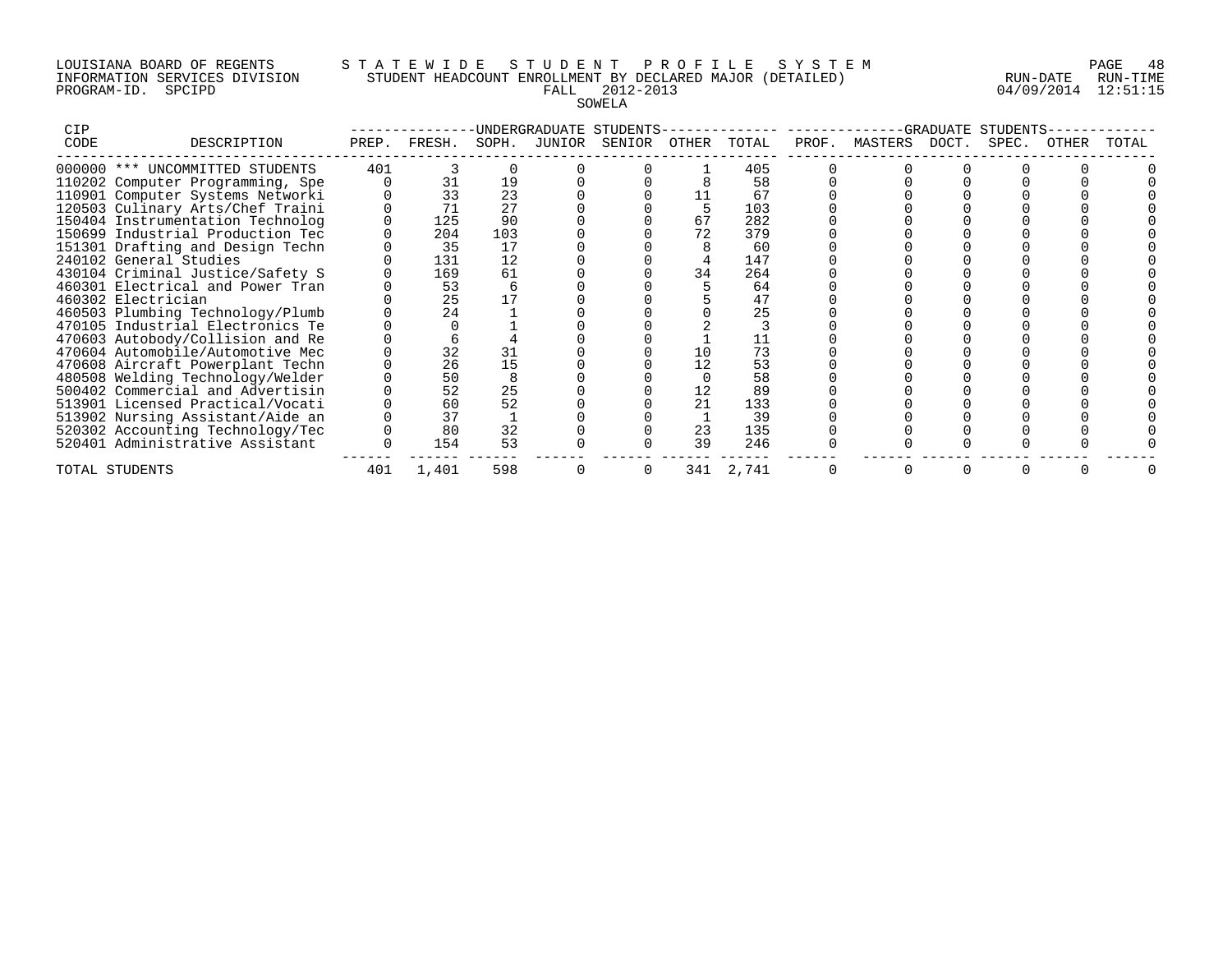LOUISIANA BOARD OF REGENTS
INFORMATION SERVICES DIVISION
PROGRAM-ID. SPCIPD

STATEWIDE STUDENT PROFILE SYSTEM
STUDENT HEADCOUNT ENROLLMENT BY DECLARED MAJOR (DETAILED)
FALL 2012-2013
SOWELA

RUN-DATE 04/09/2014 RUN-TIME 12:51:15

| CIP CODE | DESCRIPTION | UNDERGRADUATE STUDENTS PREP. | FRESH. | SOPH. | JUNIOR | SENIOR | OTHER | TOTAL | GRADUATE STUDENTS PROF. | MASTERS | DOCT. | SPEC. | OTHER | TOTAL |
|---|---|---|---|---|---|---|---|---|---|---|---|---|---|---|
| 000000 | *** UNCOMMITTED STUDENTS | 401 | 3 | 0 | 0 | 0 | 1 | 405 | 0 | 0 | 0 | 0 | 0 | 0 |
| 110202 | Computer Programming, Spe | 0 | 31 | 19 | 0 | 0 | 8 | 58 | 0 | 0 | 0 | 0 | 0 | 0 |
| 110901 | Computer Systems Networki | 0 | 33 | 23 | 0 | 0 | 11 | 67 | 0 | 0 | 0 | 0 | 0 | 0 |
| 120503 | Culinary Arts/Chef Traini | 0 | 71 | 27 | 0 | 0 | 5 | 103 | 0 | 0 | 0 | 0 | 0 | 0 |
| 150404 | Instrumentation Technolog | 0 | 125 | 90 | 0 | 0 | 67 | 282 | 0 | 0 | 0 | 0 | 0 | 0 |
| 150699 | Industrial Production Tec | 0 | 204 | 103 | 0 | 0 | 72 | 379 | 0 | 0 | 0 | 0 | 0 | 0 |
| 151301 | Drafting and Design Techn | 0 | 35 | 17 | 0 | 0 | 8 | 60 | 0 | 0 | 0 | 0 | 0 | 0 |
| 240102 | General Studies | 0 | 131 | 12 | 0 | 0 | 4 | 147 | 0 | 0 | 0 | 0 | 0 | 0 |
| 430104 | Criminal Justice/Safety S | 0 | 169 | 61 | 0 | 0 | 34 | 264 | 0 | 0 | 0 | 0 | 0 | 0 |
| 460301 | Electrical and Power Tran | 0 | 53 | 6 | 0 | 0 | 5 | 64 | 0 | 0 | 0 | 0 | 0 | 0 |
| 460302 | Electrician | 0 | 25 | 17 | 0 | 0 | 5 | 47 | 0 | 0 | 0 | 0 | 0 | 0 |
| 460503 | Plumbing Technology/Plumb | 0 | 24 | 1 | 0 | 0 | 0 | 25 | 0 | 0 | 0 | 0 | 0 | 0 |
| 470105 | Industrial Electronics Te | 0 | 0 | 1 | 0 | 0 | 2 | 3 | 0 | 0 | 0 | 0 | 0 | 0 |
| 470603 | Autobody/Collision and Re | 0 | 6 | 4 | 0 | 0 | 1 | 11 | 0 | 0 | 0 | 0 | 0 | 0 |
| 470604 | Automobile/Automotive Mec | 0 | 32 | 31 | 0 | 0 | 10 | 73 | 0 | 0 | 0 | 0 | 0 | 0 |
| 470608 | Aircraft Powerplant Techn | 0 | 26 | 15 | 0 | 0 | 12 | 53 | 0 | 0 | 0 | 0 | 0 | 0 |
| 480508 | Welding Technology/Welder | 0 | 50 | 8 | 0 | 0 | 0 | 58 | 0 | 0 | 0 | 0 | 0 | 0 |
| 500402 | Commercial and Advertisin | 0 | 52 | 25 | 0 | 0 | 12 | 89 | 0 | 0 | 0 | 0 | 0 | 0 |
| 513901 | Licensed Practical/Vocati | 0 | 60 | 52 | 0 | 0 | 21 | 133 | 0 | 0 | 0 | 0 | 0 | 0 |
| 513902 | Nursing Assistant/Aide an | 0 | 37 | 1 | 0 | 0 | 1 | 39 | 0 | 0 | 0 | 0 | 0 | 0 |
| 520302 | Accounting Technology/Tec | 0 | 80 | 32 | 0 | 0 | 23 | 135 | 0 | 0 | 0 | 0 | 0 | 0 |
| 520401 | Administrative Assistant | 0 | 154 | 53 | 0 | 0 | 39 | 246 | 0 | 0 | 0 | 0 | 0 | 0 |
| TOTAL STUDENTS | | 401 | 1,401 | 598 | 0 | 0 | 341 | 2,741 | 0 | 0 | 0 | 0 | 0 | 0 |